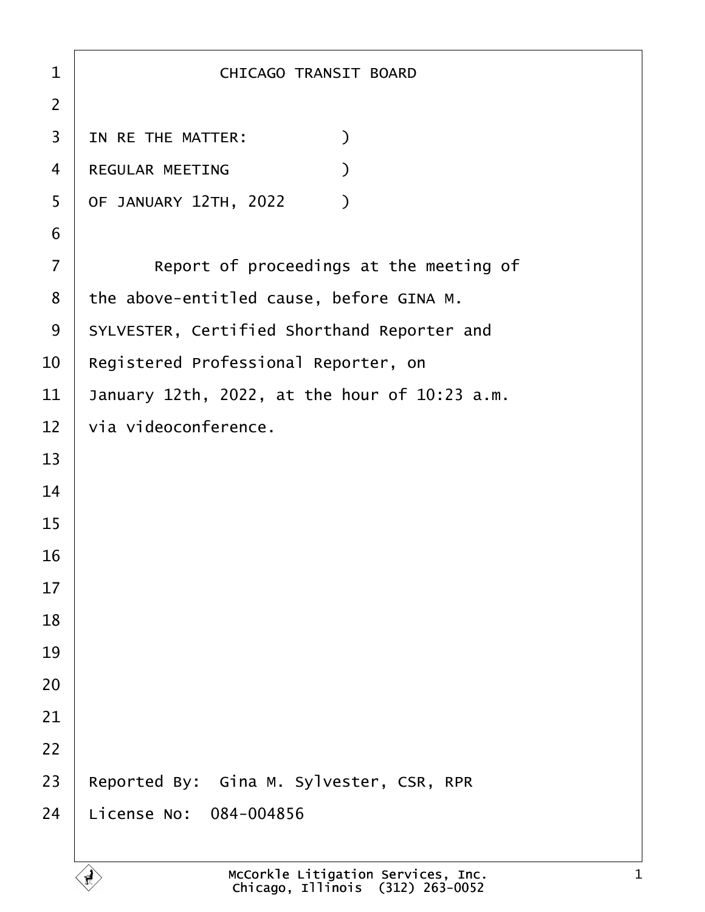# CHICAGO TRANSIT BOARD

IN RE THE MATTER: )
REGULAR MEETING )
OF JANUARY 12TH, 2022 )

Report of proceedings at the meeting of the above-entitled cause, before GINA M. SYLVESTER, Certified Shorthand Reporter and Registered Professional Reporter, on January 12th, 2022, at the hour of 10:23 a.m. via videoconference.

Reported By: Gina M. Sylvester, CSR, RPR
License No: 084-004856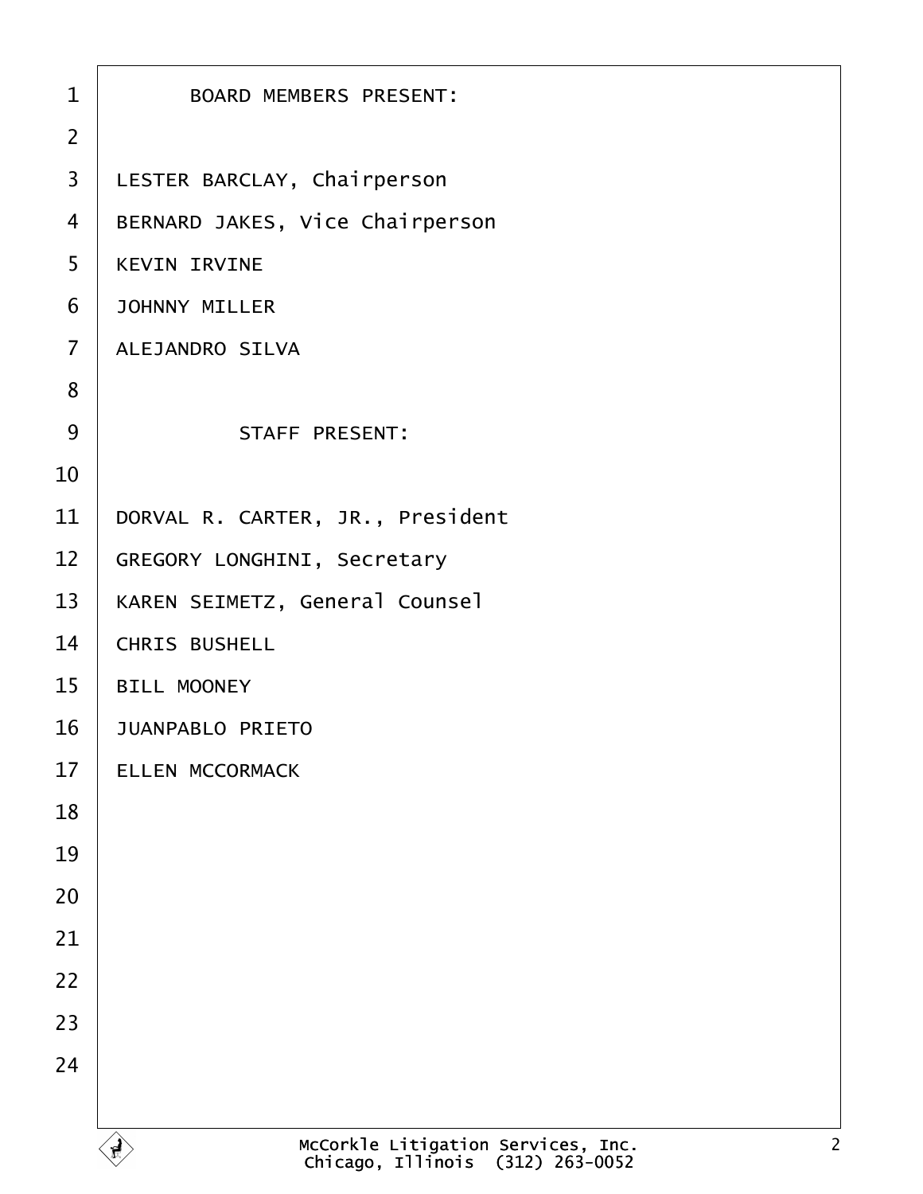BOARD MEMBERS PRESENT:

LESTER BARCLAY, Chairperson

BERNARD JAKES, Vice Chairperson

KEVIN IRVINE

JOHNNY MILLER

ALEJANDRO SILVA

STAFF PRESENT:

DORVAL R. CARTER, JR., President

GREGORY LONGHINI, Secretary

KAREN SEIMETZ, General Counsel

CHRIS BUSHELL

BILL MOONEY

JUANPABLO PRIETO

ELLEN MCCORMACK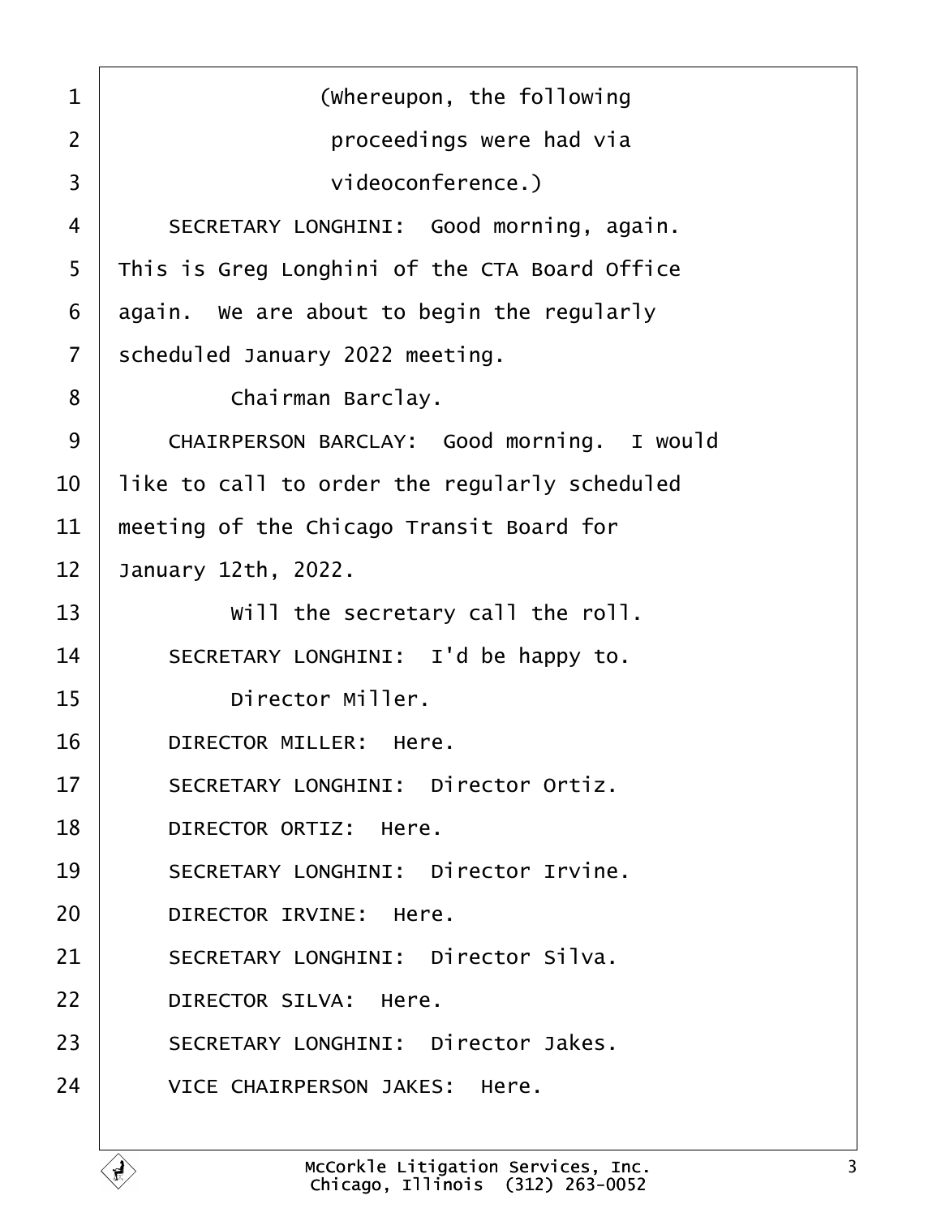(Whereupon, the following proceedings were had via videoconference.)

SECRETARY LONGHINI: Good morning, again. This is Greg Longhini of the CTA Board Office again. We are about to begin the regularly scheduled January 2022 meeting.

Chairman Barclay.

CHAIRPERSON BARCLAY: Good morning. I would like to call to order the regularly scheduled meeting of the Chicago Transit Board for January 12th, 2022.

Will the secretary call the roll.

SECRETARY LONGHINI: I'd be happy to.

Director Miller.

DIRECTOR MILLER: Here.

SECRETARY LONGHINI: Director Ortiz.

DIRECTOR ORTIZ: Here.

SECRETARY LONGHINI: Director Irvine.

DIRECTOR IRVINE: Here.

SECRETARY LONGHINI: Director Silva.

DIRECTOR SILVA: Here.

SECRETARY LONGHINI: Director Jakes.

VICE CHAIRPERSON JAKES: Here.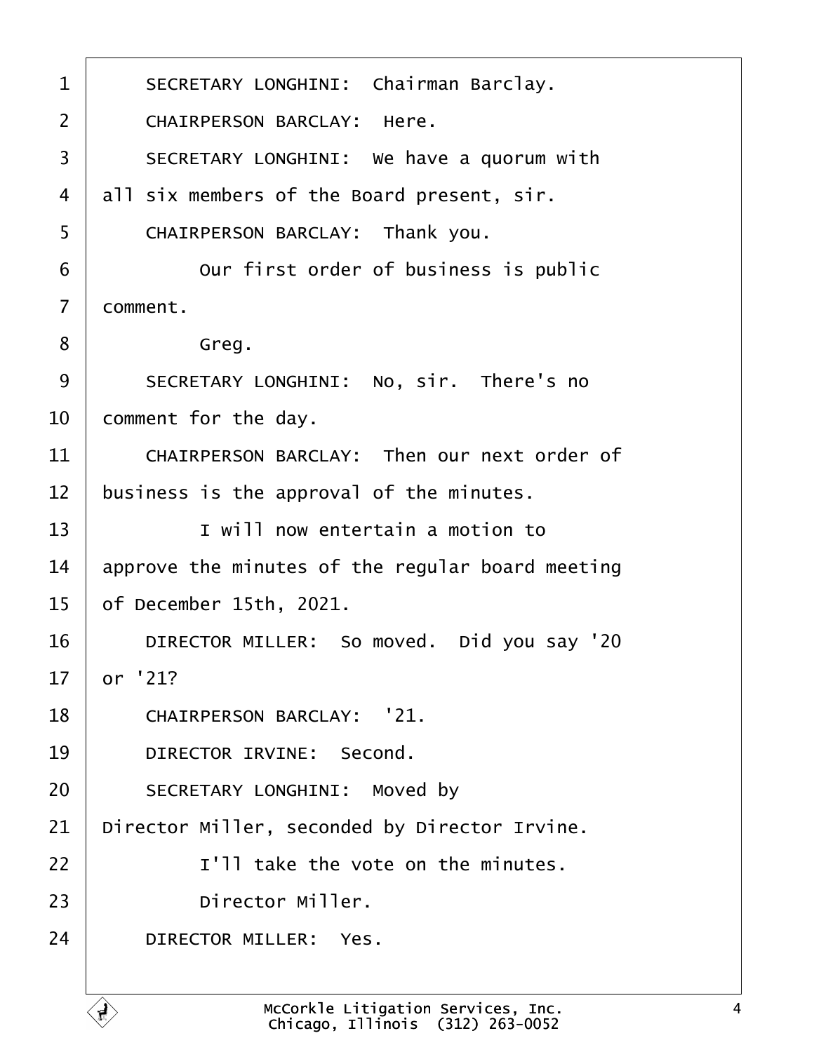SECRETARY LONGHINI: Chairman Barclay.

CHAIRPERSON BARCLAY: Here.

SECRETARY LONGHINI: We have a quorum with all six members of the Board present, sir.

CHAIRPERSON BARCLAY: Thank you.

Our first order of business is public comment.

Greg.

SECRETARY LONGHINI: No, sir. There's no comment for the day.

CHAIRPERSON BARCLAY: Then our next order of business is the approval of the minutes.

I will now entertain a motion to approve the minutes of the regular board meeting of December 15th, 2021.

DIRECTOR MILLER: So moved. Did you say '20 or '21?

CHAIRPERSON BARCLAY: '21.

DIRECTOR IRVINE: Second.

SECRETARY LONGHINI: Moved by Director Miller, seconded by Director Irvine.

I'll take the vote on the minutes.

Director Miller.

DIRECTOR MILLER: Yes.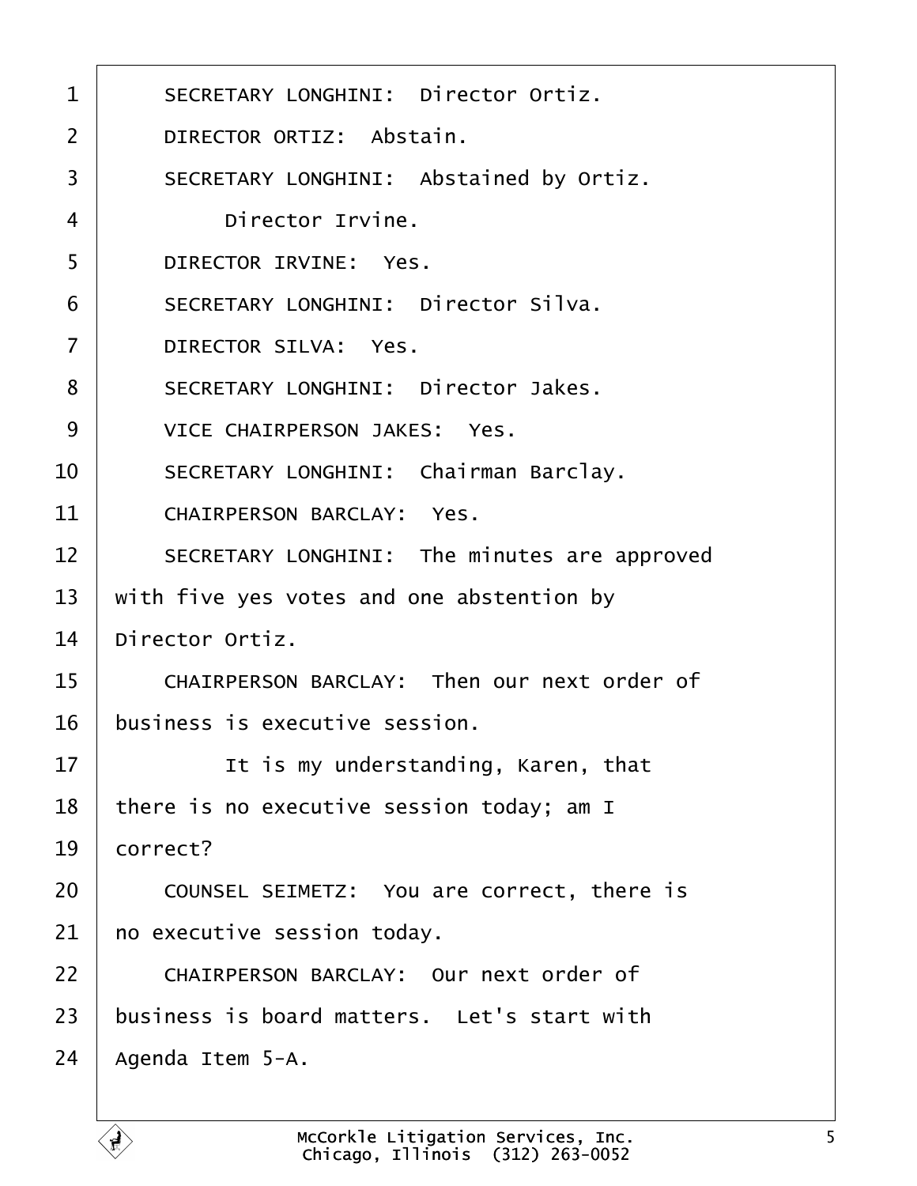SECRETARY LONGHINI: Director Ortiz.

DIRECTOR ORTIZ: Abstain.

SECRETARY LONGHINI: Abstained by Ortiz.

Director Irvine.

DIRECTOR IRVINE: Yes.

SECRETARY LONGHINI: Director Silva.

DIRECTOR SILVA: Yes.

SECRETARY LONGHINI: Director Jakes.

VICE CHAIRPERSON JAKES: Yes.

SECRETARY LONGHINI: Chairman Barclay.

CHAIRPERSON BARCLAY: Yes.

SECRETARY LONGHINI: The minutes are approved with five yes votes and one abstention by Director Ortiz.

CHAIRPERSON BARCLAY: Then our next order of business is executive session.

It is my understanding, Karen, that there is no executive session today; am I correct?

COUNSEL SEIMETZ: You are correct, there is no executive session today.

CHAIRPERSON BARCLAY: Our next order of business is board matters. Let's start with Agenda Item 5-A.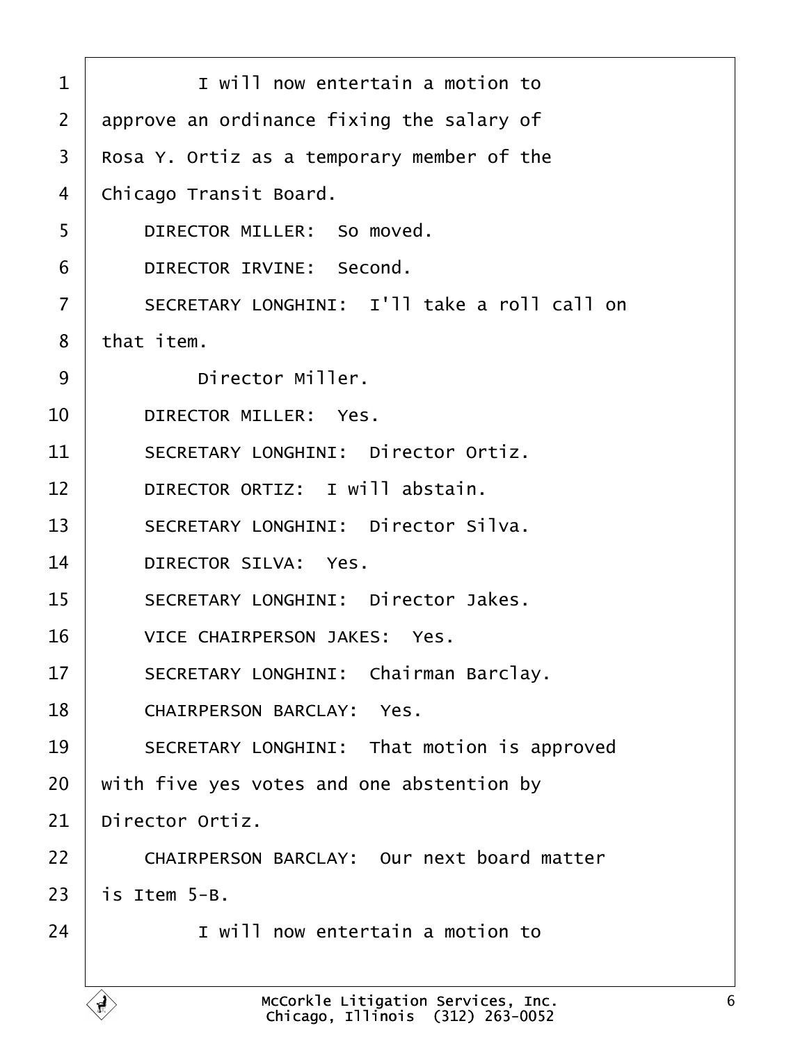1 I will now entertain a motion to
2 approve an ordinance fixing the salary of
3 Rosa Y. Ortiz as a temporary member of the
4 Chicago Transit Board.
5 DIRECTOR MILLER: So moved.
6 DIRECTOR IRVINE: Second.
7 SECRETARY LONGHINI: I'll take a roll call on
8 that item.
9 Director Miller.
10 DIRECTOR MILLER: Yes.
11 SECRETARY LONGHINI: Director Ortiz.
12 DIRECTOR ORTIZ: I will abstain.
13 SECRETARY LONGHINI: Director Silva.
14 DIRECTOR SILVA: Yes.
15 SECRETARY LONGHINI: Director Jakes.
16 VICE CHAIRPERSON JAKES: Yes.
17 SECRETARY LONGHINI: Chairman Barclay.
18 CHAIRPERSON BARCLAY: Yes.
19 SECRETARY LONGHINI: That motion is approved
20 with five yes votes and one abstention by
21 Director Ortiz.
22 CHAIRPERSON BARCLAY: Our next board matter
23 is Item 5-B.
24 I will now entertain a motion to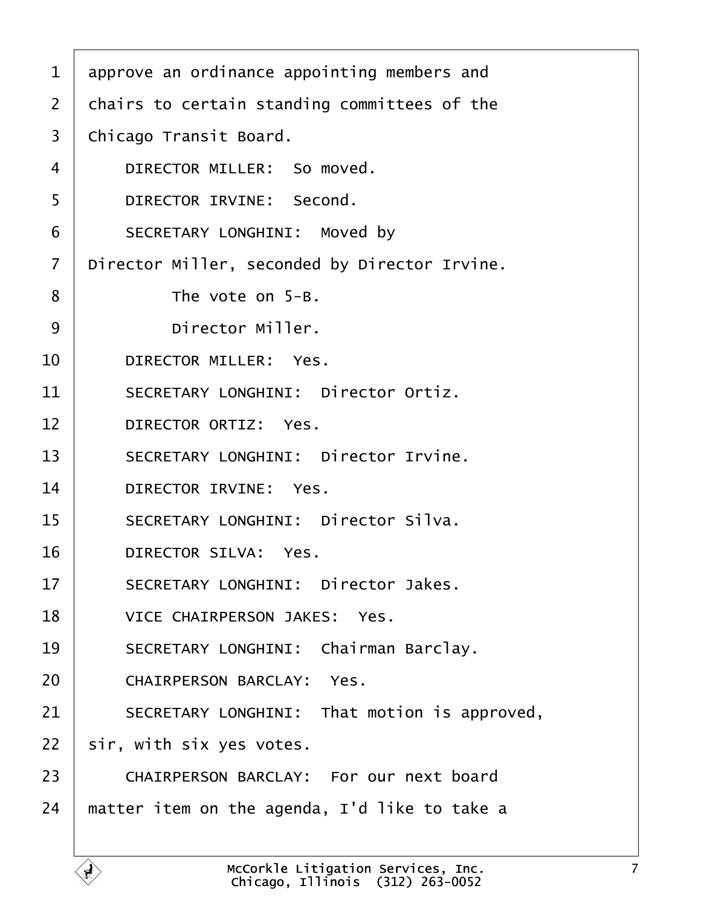approve an ordinance appointing members and chairs to certain standing committees of the Chicago Transit Board.

DIRECTOR MILLER: So moved.

DIRECTOR IRVINE: Second.

SECRETARY LONGHINI: Moved by Director Miller, seconded by Director Irvine.

The vote on 5-B.

Director Miller.

DIRECTOR MILLER: Yes.

SECRETARY LONGHINI: Director Ortiz.

DIRECTOR ORTIZ: Yes.

SECRETARY LONGHINI: Director Irvine.

DIRECTOR IRVINE: Yes.

SECRETARY LONGHINI: Director Silva.

DIRECTOR SILVA: Yes.

SECRETARY LONGHINI: Director Jakes.

VICE CHAIRPERSON JAKES: Yes.

SECRETARY LONGHINI: Chairman Barclay.

CHAIRPERSON BARCLAY: Yes.

SECRETARY LONGHINI: That motion is approved, sir, with six yes votes.

CHAIRPERSON BARCLAY: For our next board matter item on the agenda, I'd like to take a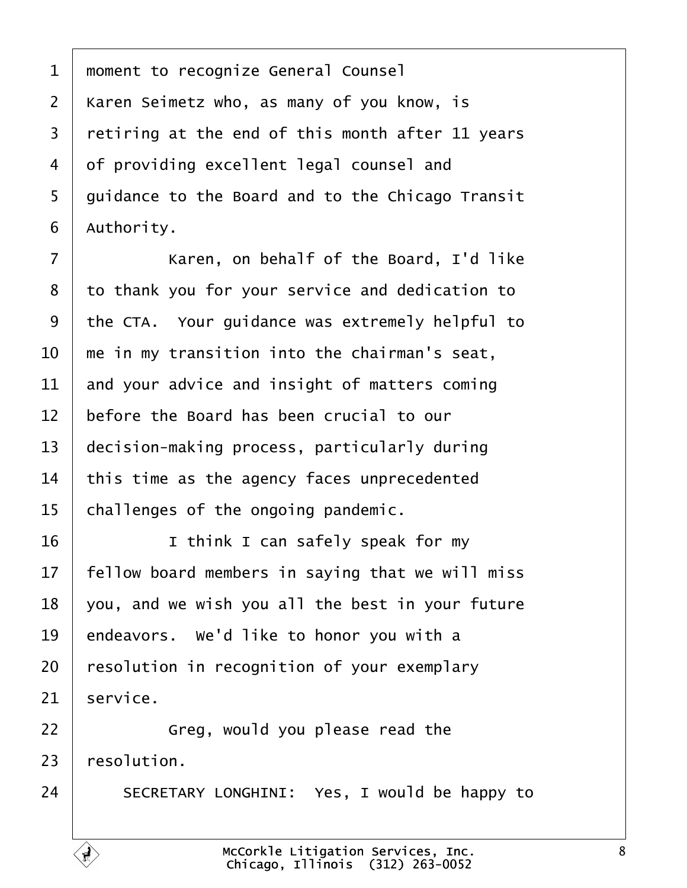moment to recognize General Counsel Karen Seimetz who, as many of you know, is retiring at the end of this month after 11 years of providing excellent legal counsel and guidance to the Board and to the Chicago Transit Authority.

Karen, on behalf of the Board, I'd like to thank you for your service and dedication to the CTA. Your guidance was extremely helpful to me in my transition into the chairman's seat, and your advice and insight of matters coming before the Board has been crucial to our decision-making process, particularly during this time as the agency faces unprecedented challenges of the ongoing pandemic.

I think I can safely speak for my fellow board members in saying that we will miss you, and we wish you all the best in your future endeavors. We'd like to honor you with a resolution in recognition of your exemplary service.

Greg, would you please read the resolution.

SECRETARY LONGHINI: Yes, I would be happy to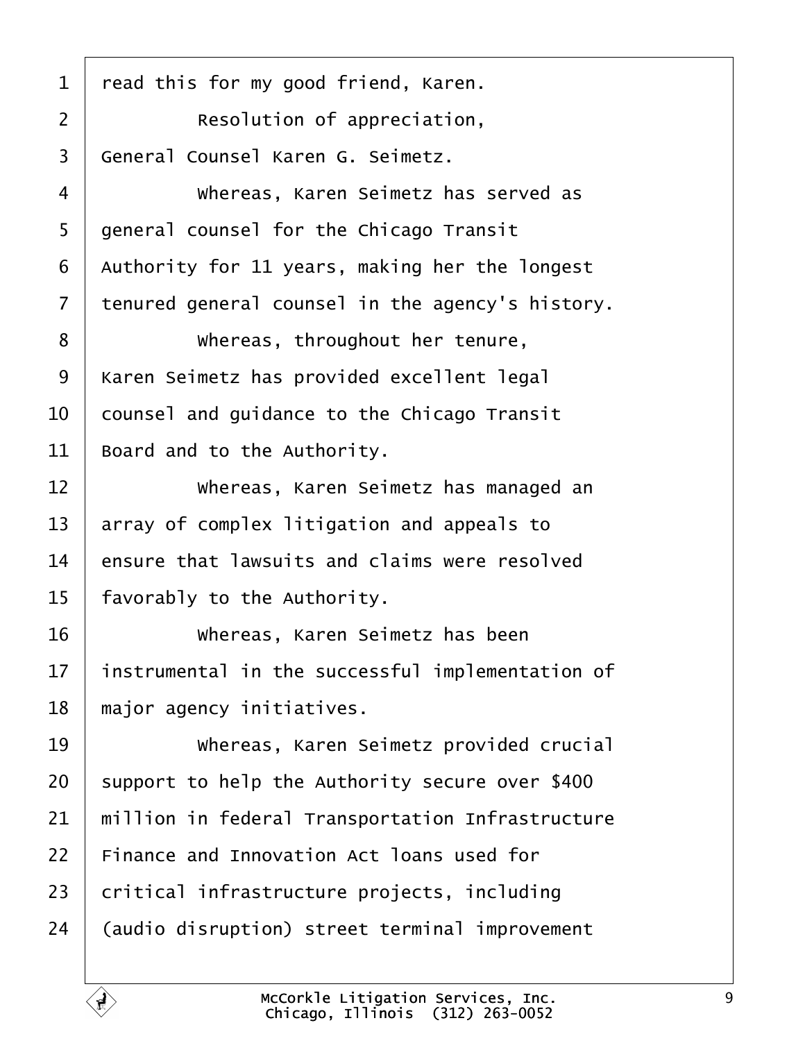read this for my good friend, Karen.

Resolution of appreciation, General Counsel Karen G. Seimetz.

Whereas, Karen Seimetz has served as general counsel for the Chicago Transit Authority for 11 years, making her the longest tenured general counsel in the agency's history.

Whereas, throughout her tenure, Karen Seimetz has provided excellent legal counsel and guidance to the Chicago Transit Board and to the Authority.

Whereas, Karen Seimetz has managed an array of complex litigation and appeals to ensure that lawsuits and claims were resolved favorably to the Authority.

Whereas, Karen Seimetz has been instrumental in the successful implementation of major agency initiatives.

Whereas, Karen Seimetz provided crucial support to help the Authority secure over $400 million in federal Transportation Infrastructure Finance and Innovation Act loans used for critical infrastructure projects, including (audio disruption) street terminal improvement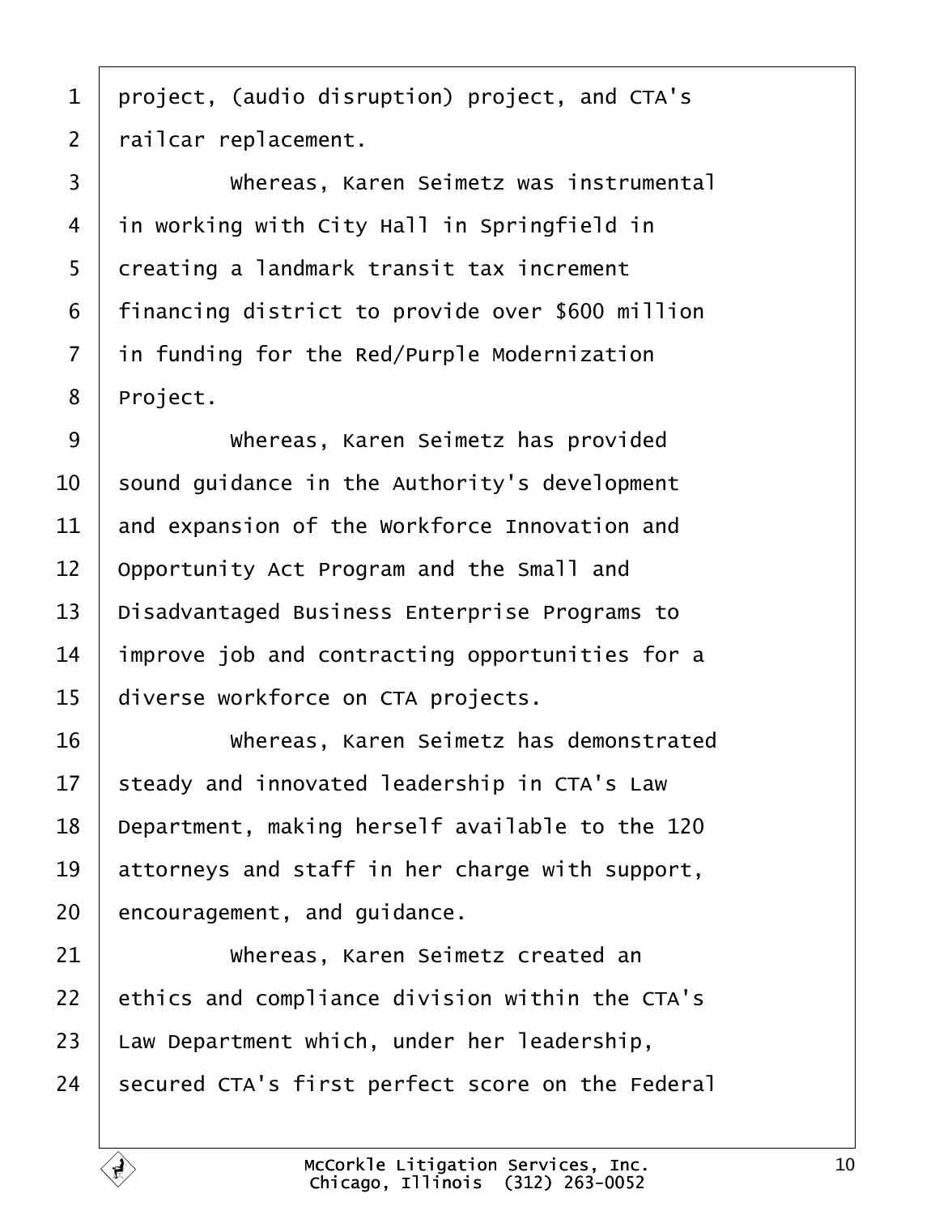project, (audio disruption) project, and CTA's railcar replacement.

Whereas, Karen Seimetz was instrumental in working with City Hall in Springfield in creating a landmark transit tax increment financing district to provide over $600 million in funding for the Red/Purple Modernization Project.

Whereas, Karen Seimetz has provided sound guidance in the Authority's development and expansion of the Workforce Innovation and Opportunity Act Program and the Small and Disadvantaged Business Enterprise Programs to improve job and contracting opportunities for a diverse workforce on CTA projects.

Whereas, Karen Seimetz has demonstrated steady and innovated leadership in CTA's Law Department, making herself available to the 120 attorneys and staff in her charge with support, encouragement, and guidance.

Whereas, Karen Seimetz created an ethics and compliance division within the CTA's Law Department which, under her leadership, secured CTA's first perfect score on the Federal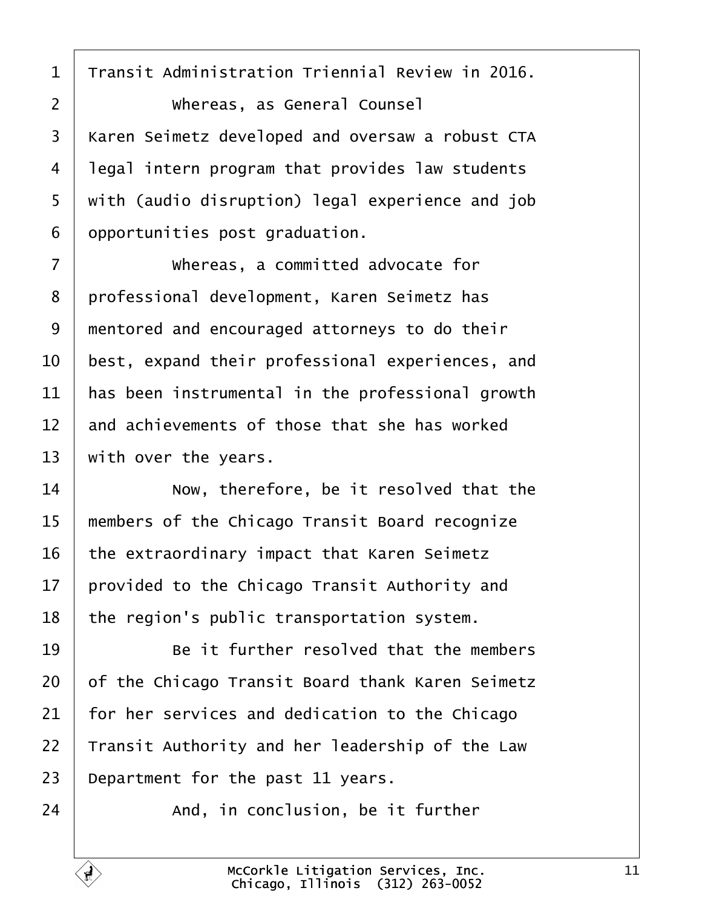Transit Administration Triennial Review in 2016.

Whereas, as General Counsel Karen Seimetz developed and oversaw a robust CTA legal intern program that provides law students with (audio disruption) legal experience and job opportunities post graduation.

Whereas, a committed advocate for professional development, Karen Seimetz has mentored and encouraged attorneys to do their best, expand their professional experiences, and has been instrumental in the professional growth and achievements of those that she has worked with over the years.

Now, therefore, be it resolved that the members of the Chicago Transit Board recognize the extraordinary impact that Karen Seimetz provided to the Chicago Transit Authority and the region's public transportation system.

Be it further resolved that the members of the Chicago Transit Board thank Karen Seimetz for her services and dedication to the Chicago Transit Authority and her leadership of the Law Department for the past 11 years.

And, in conclusion, be it further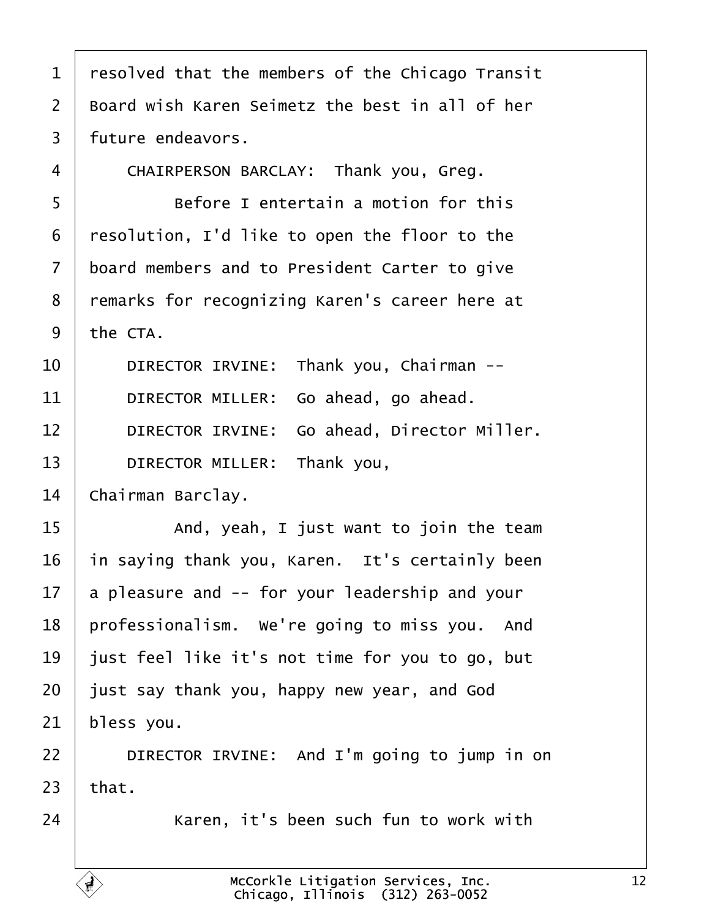resolved that the members of the Chicago Transit Board wish Karen Seimetz the best in all of her future endeavors.

CHAIRPERSON BARCLAY: Thank you, Greg.

Before I entertain a motion for this resolution, I'd like to open the floor to the board members and to President Carter to give remarks for recognizing Karen's career here at the CTA.

DIRECTOR IRVINE: Thank you, Chairman --

DIRECTOR MILLER: Go ahead, go ahead.

DIRECTOR IRVINE: Go ahead, Director Miller.

DIRECTOR MILLER: Thank you, Chairman Barclay.

And, yeah, I just want to join the team in saying thank you, Karen. It's certainly been a pleasure and -- for your leadership and your professionalism. We're going to miss you. And just feel like it's not time for you to go, but just say thank you, happy new year, and God bless you.

DIRECTOR IRVINE: And I'm going to jump in on that.

Karen, it's been such fun to work with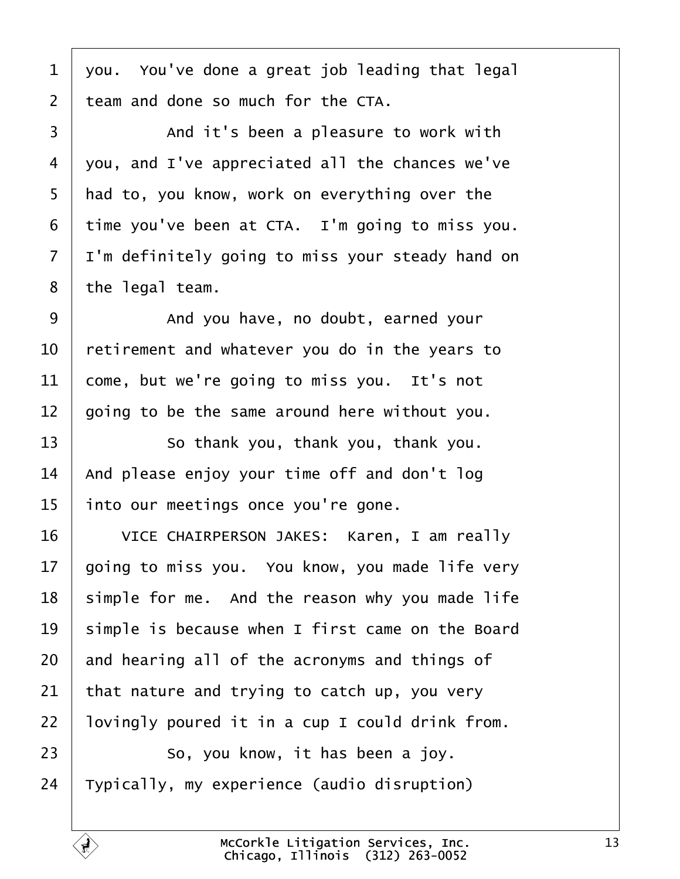you. You've done a great job leading that legal team and done so much for the CTA.

And it's been a pleasure to work with you, and I've appreciated all the chances we've had to, you know, work on everything over the time you've been at CTA. I'm going to miss you. I'm definitely going to miss your steady hand on the legal team.

And you have, no doubt, earned your retirement and whatever you do in the years to come, but we're going to miss you. It's not going to be the same around here without you.

So thank you, thank you, thank you. And please enjoy your time off and don't log into our meetings once you're gone.

VICE CHAIRPERSON JAKES: Karen, I am really going to miss you. You know, you made life very simple for me. And the reason why you made life simple is because when I first came on the Board and hearing all of the acronyms and things of that nature and trying to catch up, you very lovingly poured it in a cup I could drink from.

So, you know, it has been a joy. Typically, my experience (audio disruption)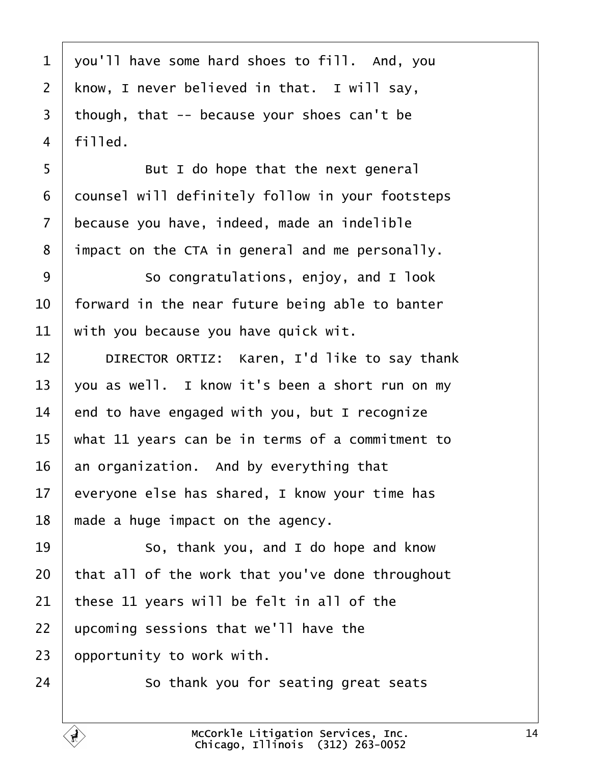1 you'll have some hard shoes to fill. And, you
2 know, I never believed in that. I will say,
3 though, that -- because your shoes can't be
4 filled.
5 But I do hope that the next general
6 counsel will definitely follow in your footsteps
7 because you have, indeed, made an indelible
8 impact on the CTA in general and me personally.
9 So congratulations, enjoy, and I look
10 forward in the near future being able to banter
11 with you because you have quick wit.
12 DIRECTOR ORTIZ: Karen, I'd like to say thank
13 you as well. I know it's been a short run on my
14 end to have engaged with you, but I recognize
15 what 11 years can be in terms of a commitment to
16 an organization. And by everything that
17 everyone else has shared, I know your time has
18 made a huge impact on the agency.
19 So, thank you, and I do hope and know
20 that all of the work that you've done throughout
21 these 11 years will be felt in all of the
22 upcoming sessions that we'll have the
23 opportunity to work with.
24 So thank you for seating great seats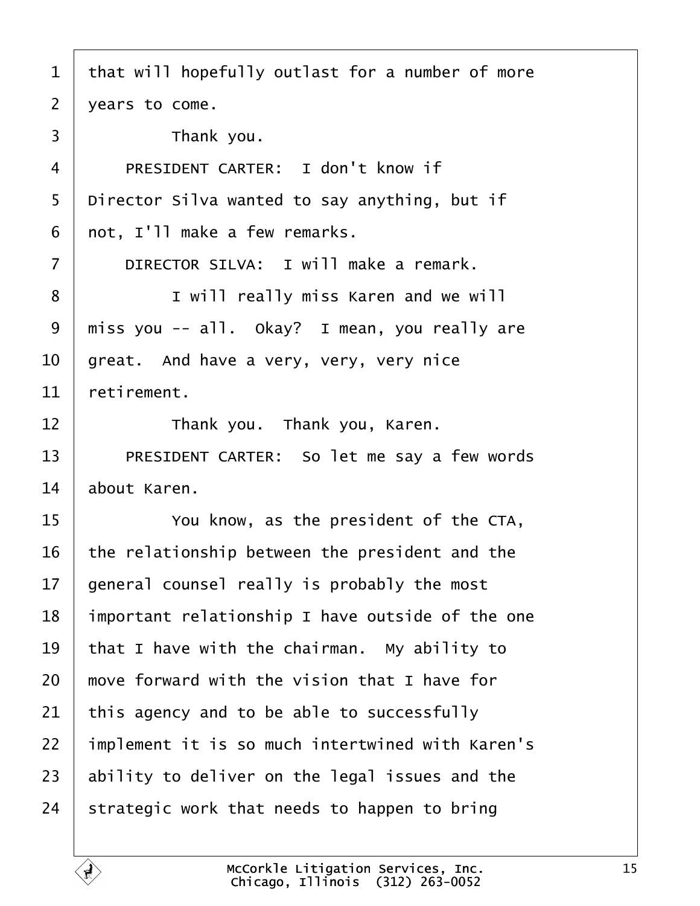that will hopefully outlast for a number of more years to come.

Thank you.

PRESIDENT CARTER: I don't know if Director Silva wanted to say anything, but if not, I'll make a few remarks.

DIRECTOR SILVA: I will make a remark.

I will really miss Karen and we will miss you -- all. Okay? I mean, you really are great. And have a very, very, very nice retirement.

Thank you. Thank you, Karen.

PRESIDENT CARTER: So let me say a few words about Karen.

You know, as the president of the CTA, the relationship between the president and the general counsel really is probably the most important relationship I have outside of the one that I have with the chairman. My ability to move forward with the vision that I have for this agency and to be able to successfully implement it is so much intertwined with Karen's ability to deliver on the legal issues and the strategic work that needs to happen to bring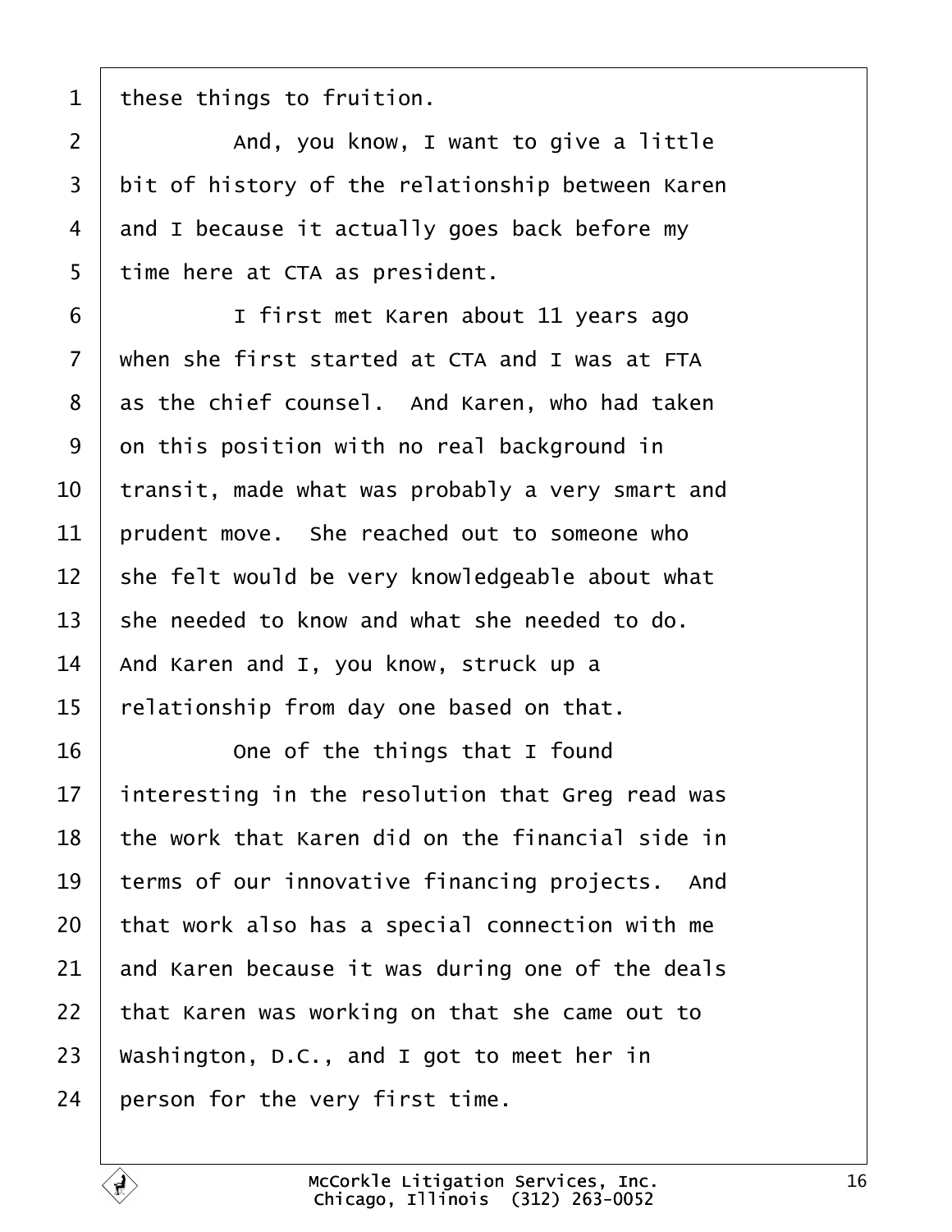these things to fruition.

And, you know, I want to give a little bit of history of the relationship between Karen and I because it actually goes back before my time here at CTA as president.

I first met Karen about 11 years ago when she first started at CTA and I was at FTA as the chief counsel. And Karen, who had taken on this position with no real background in transit, made what was probably a very smart and prudent move. She reached out to someone who she felt would be very knowledgeable about what she needed to know and what she needed to do. And Karen and I, you know, struck up a relationship from day one based on that.

One of the things that I found interesting in the resolution that Greg read was the work that Karen did on the financial side in terms of our innovative financing projects. And that work also has a special connection with me and Karen because it was during one of the deals that Karen was working on that she came out to Washington, D.C., and I got to meet her in person for the very first time.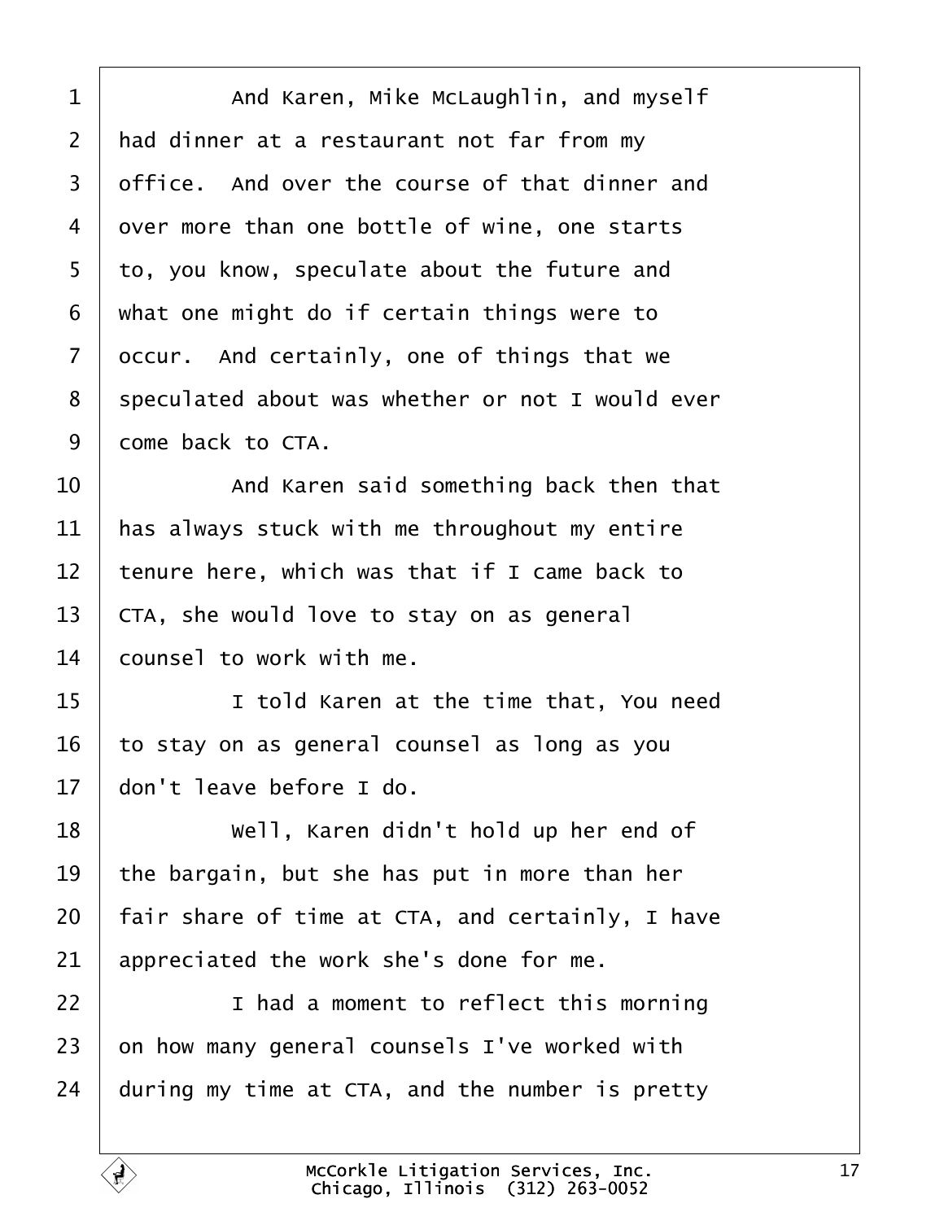1 And Karen, Mike McLaughlin, and myself
2 had dinner at a restaurant not far from my
3 office. And over the course of that dinner and
4 over more than one bottle of wine, one starts
5 to, you know, speculate about the future and
6 what one might do if certain things were to
7 occur. And certainly, one of things that we
8 speculated about was whether or not I would ever
9 come back to CTA.
10 And Karen said something back then that
11 has always stuck with me throughout my entire
12 tenure here, which was that if I came back to
13 CTA, she would love to stay on as general
14 counsel to work with me.
15 I told Karen at the time that, You need
16 to stay on as general counsel as long as you
17 don't leave before I do.
18 Well, Karen didn't hold up her end of
19 the bargain, but she has put in more than her
20 fair share of time at CTA, and certainly, I have
21 appreciated the work she's done for me.
22 I had a moment to reflect this morning
23 on how many general counsels I've worked with
24 during my time at CTA, and the number is pretty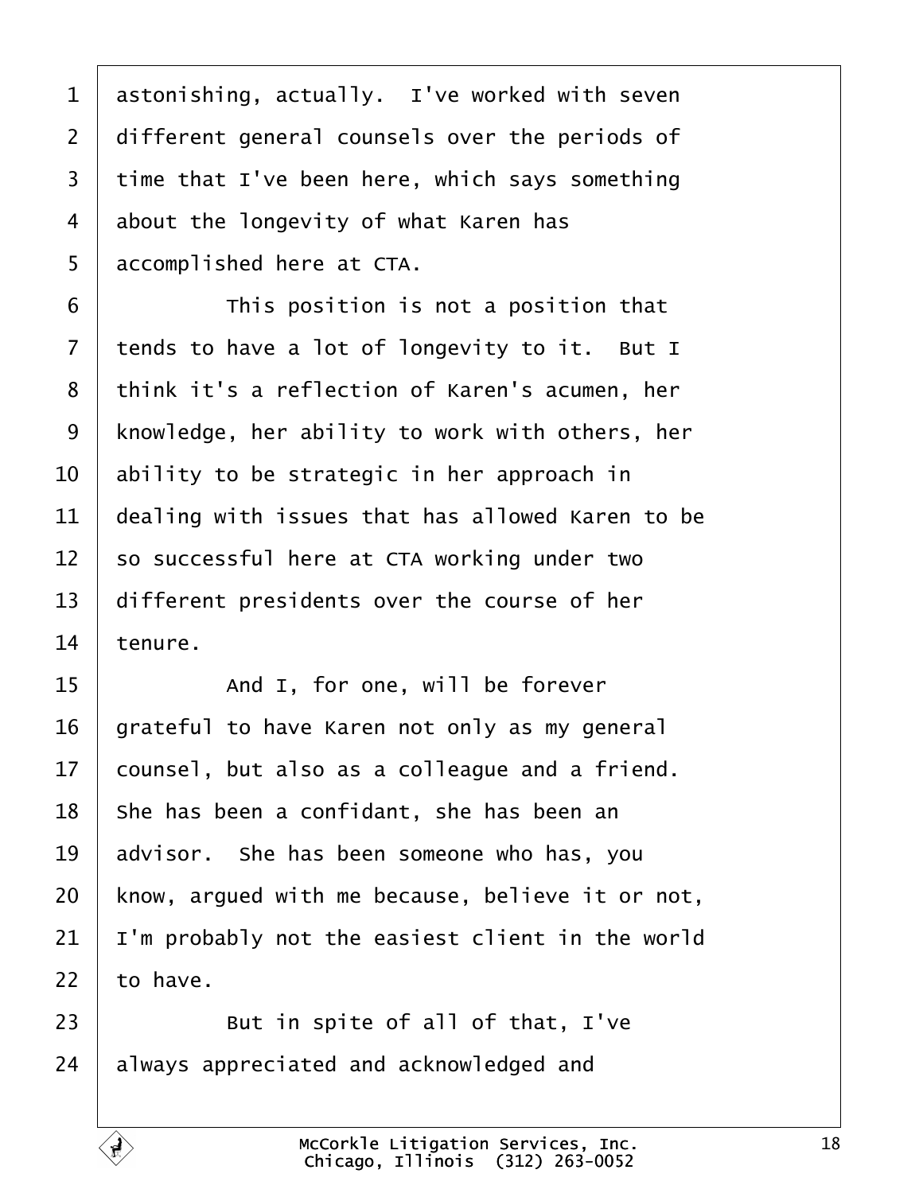astonishing, actually. I've worked with seven different general counsels over the periods of time that I've been here, which says something about the longevity of what Karen has accomplished here at CTA.

This position is not a position that tends to have a lot of longevity to it. But I think it's a reflection of Karen's acumen, her knowledge, her ability to work with others, her ability to be strategic in her approach in dealing with issues that has allowed Karen to be so successful here at CTA working under two different presidents over the course of her tenure.

And I, for one, will be forever grateful to have Karen not only as my general counsel, but also as a colleague and a friend. She has been a confidant, she has been an advisor. She has been someone who has, you know, argued with me because, believe it or not, I'm probably not the easiest client in the world to have.

But in spite of all of that, I've always appreciated and acknowledged and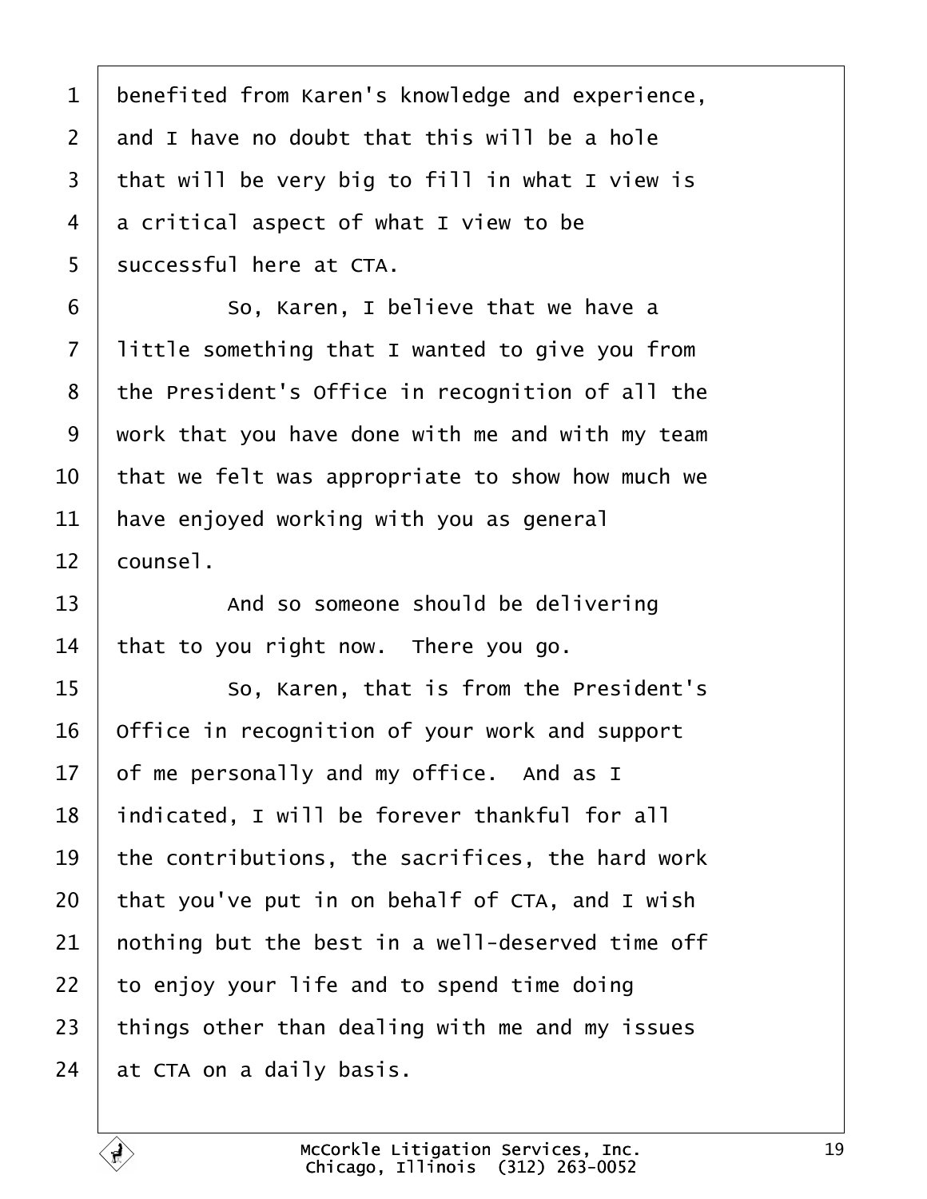benefited from Karen's knowledge and experience, and I have no doubt that this will be a hole that will be very big to fill in what I view is a critical aspect of what I view to be successful here at CTA.

So, Karen, I believe that we have a little something that I wanted to give you from the President's Office in recognition of all the work that you have done with me and with my team that we felt was appropriate to show how much we have enjoyed working with you as general counsel.

And so someone should be delivering that to you right now. There you go.

So, Karen, that is from the President's Office in recognition of your work and support of me personally and my office. And as I indicated, I will be forever thankful for all the contributions, the sacrifices, the hard work that you've put in on behalf of CTA, and I wish nothing but the best in a well-deserved time off to enjoy your life and to spend time doing things other than dealing with me and my issues at CTA on a daily basis.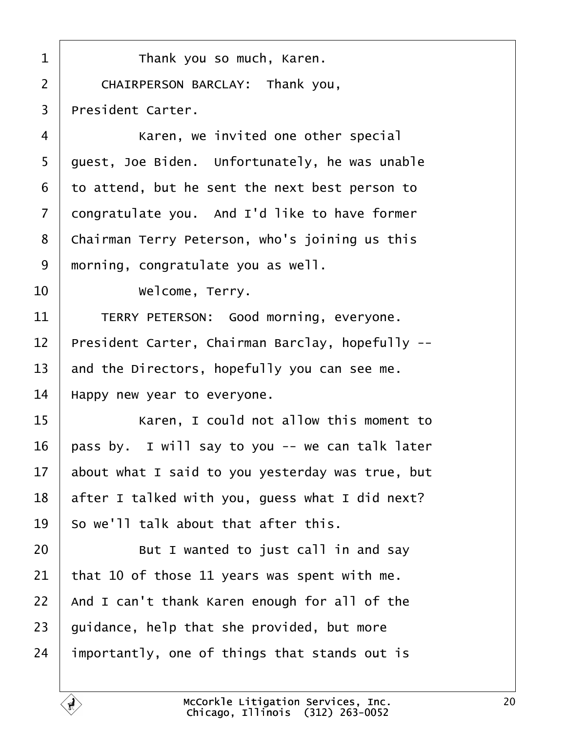Thank you so much, Karen.

CHAIRPERSON BARCLAY: Thank you, President Carter.

Karen, we invited one other special guest, Joe Biden. Unfortunately, he was unable to attend, but he sent the next best person to congratulate you. And I'd like to have former Chairman Terry Peterson, who's joining us this morning, congratulate you as well.

Welcome, Terry.

TERRY PETERSON: Good morning, everyone. President Carter, Chairman Barclay, hopefully -- and the Directors, hopefully you can see me. Happy new year to everyone.

Karen, I could not allow this moment to pass by. I will say to you -- we can talk later about what I said to you yesterday was true, but after I talked with you, guess what I did next? So we'll talk about that after this.

But I wanted to just call in and say that 10 of those 11 years was spent with me. And I can't thank Karen enough for all of the guidance, help that she provided, but more importantly, one of things that stands out is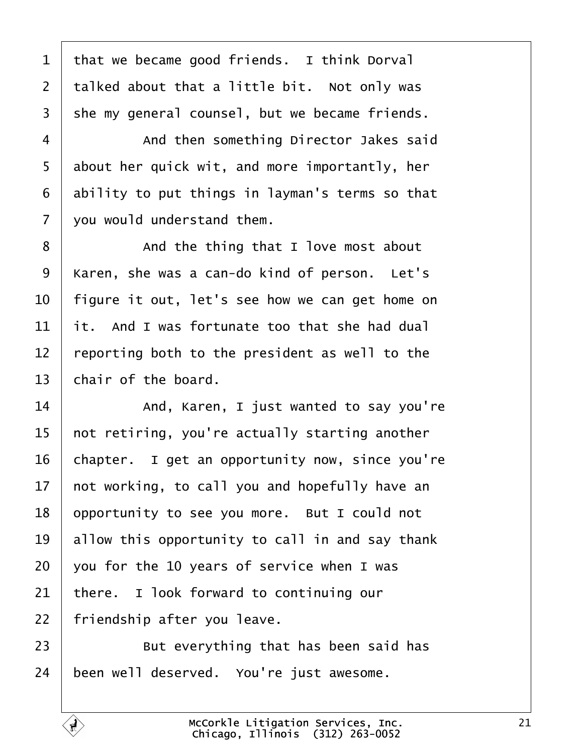that we became good friends. I think Dorval talked about that a little bit. Not only was she my general counsel, but we became friends.

And then something Director Jakes said about her quick wit, and more importantly, her ability to put things in layman's terms so that you would understand them.

And the thing that I love most about Karen, she was a can-do kind of person. Let's figure it out, let's see how we can get home on it. And I was fortunate too that she had dual reporting both to the president as well to the chair of the board.

And, Karen, I just wanted to say you're not retiring, you're actually starting another chapter. I get an opportunity now, since you're not working, to call you and hopefully have an opportunity to see you more. But I could not allow this opportunity to call in and say thank you for the 10 years of service when I was there. I look forward to continuing our friendship after you leave.

But everything that has been said has been well deserved. You're just awesome.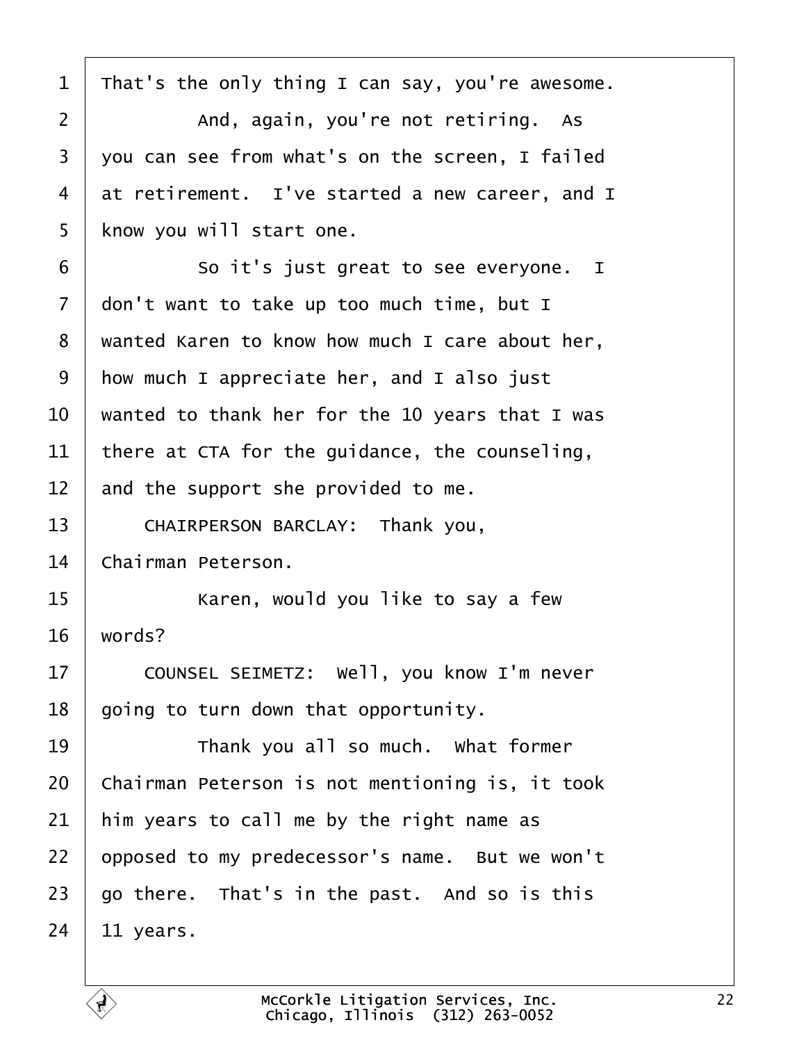1 That's the only thing I can say, you're awesome.

2 And, again, you're not retiring. As

3 you can see from what's on the screen, I failed

4 at retirement. I've started a new career, and I

5 know you will start one.

6 So it's just great to see everyone. I

7 don't want to take up too much time, but I

8 wanted Karen to know how much I care about her,

9 how much I appreciate her, and I also just

10 wanted to thank her for the 10 years that I was

11 there at CTA for the guidance, the counseling,

12 and the support she provided to me.

13 CHAIRPERSON BARCLAY: Thank you,

14 Chairman Peterson.

15 Karen, would you like to say a few

16 words?

17 COUNSEL SEIMETZ: Well, you know I'm never

18 going to turn down that opportunity.

19 Thank you all so much. What former

20 Chairman Peterson is not mentioning is, it took

21 him years to call me by the right name as

22 opposed to my predecessor's name. But we won't

23 go there. That's in the past. And so is this

24 11 years.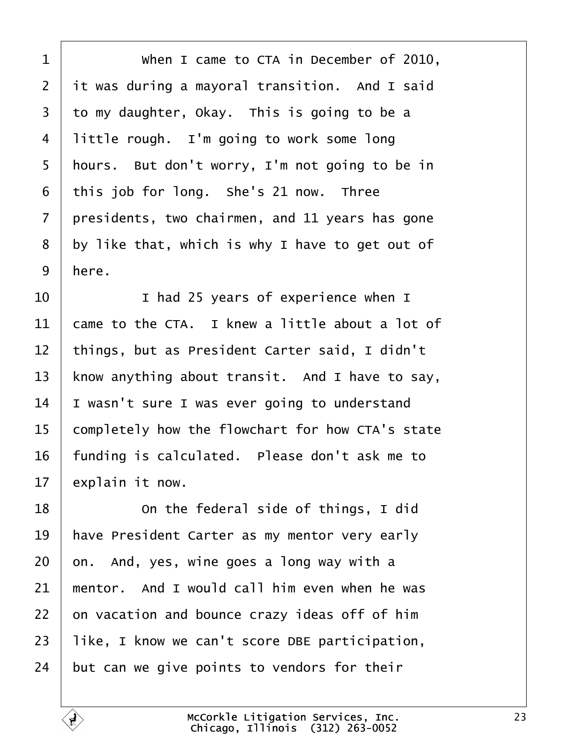When I came to CTA in December of 2010, it was during a mayoral transition. And I said to my daughter, Okay. This is going to be a little rough. I'm going to work some long hours. But don't worry, I'm not going to be in this job for long. She's 21 now. Three presidents, two chairmen, and 11 years has gone by like that, which is why I have to get out of here.

I had 25 years of experience when I came to the CTA. I knew a little about a lot of things, but as President Carter said, I didn't know anything about transit. And I have to say, I wasn't sure I was ever going to understand completely how the flowchart for how CTA's state funding is calculated. Please don't ask me to explain it now.

On the federal side of things, I did have President Carter as my mentor very early on. And, yes, wine goes a long way with a mentor. And I would call him even when he was on vacation and bounce crazy ideas off of him like, I know we can't score DBE participation, but can we give points to vendors for their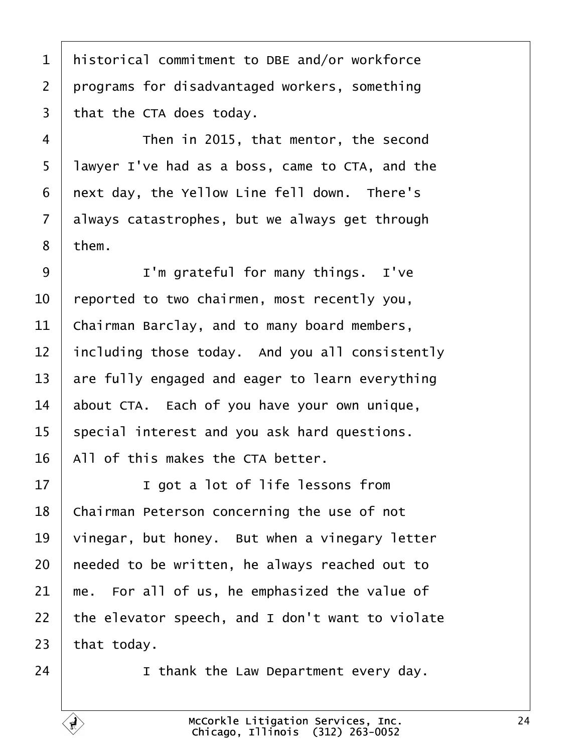historical commitment to DBE and/or workforce programs for disadvantaged workers, something that the CTA does today.

Then in 2015, that mentor, the second lawyer I've had as a boss, came to CTA, and the next day, the Yellow Line fell down. There's always catastrophes, but we always get through them.

I'm grateful for many things. I've reported to two chairmen, most recently you, Chairman Barclay, and to many board members, including those today. And you all consistently are fully engaged and eager to learn everything about CTA. Each of you have your own unique, special interest and you ask hard questions. All of this makes the CTA better.

I got a lot of life lessons from Chairman Peterson concerning the use of not vinegar, but honey. But when a vinegary letter needed to be written, he always reached out to me. For all of us, he emphasized the value of the elevator speech, and I don't want to violate that today.

I thank the Law Department every day.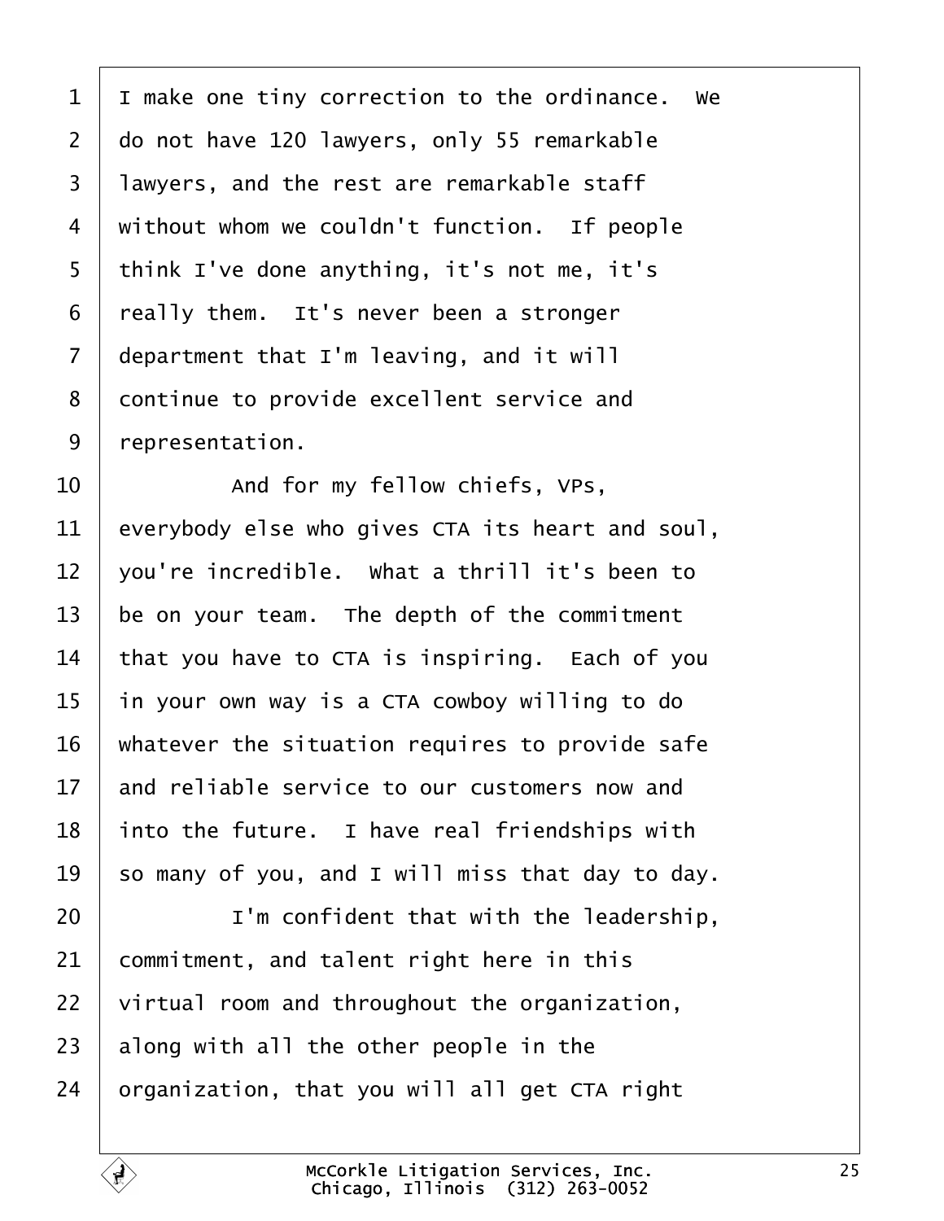1 I make one tiny correction to the ordinance. We
2 do not have 120 lawyers, only 55 remarkable
3 lawyers, and the rest are remarkable staff
4 without whom we couldn't function. If people
5 think I've done anything, it's not me, it's
6 really them. It's never been a stronger
7 department that I'm leaving, and it will
8 continue to provide excellent service and
9 representation.

10 And for my fellow chiefs, VPs,
11 everybody else who gives CTA its heart and soul,
12 you're incredible. What a thrill it's been to
13 be on your team. The depth of the commitment
14 that you have to CTA is inspiring. Each of you
15 in your own way is a CTA cowboy willing to do
16 whatever the situation requires to provide safe
17 and reliable service to our customers now and
18 into the future. I have real friendships with
19 so many of you, and I will miss that day to day.

20 I'm confident that with the leadership,
21 commitment, and talent right here in this
22 virtual room and throughout the organization,
23 along with all the other people in the
24 organization, that you will all get CTA right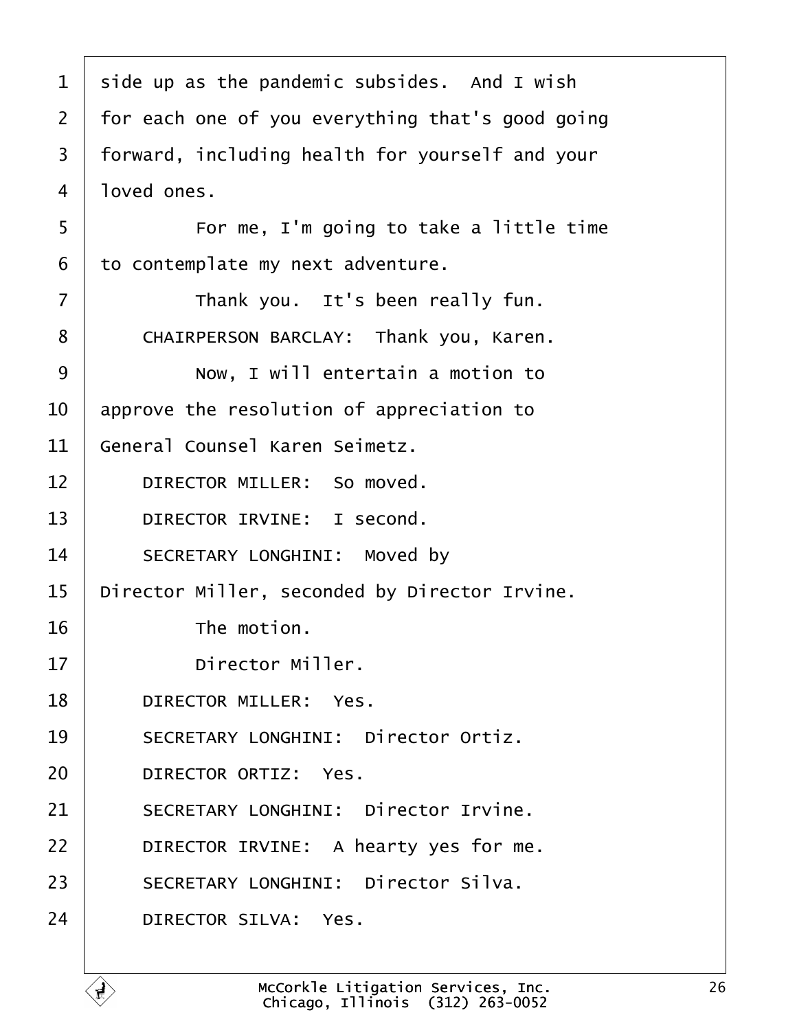side up as the pandemic subsides. And I wish for each one of you everything that's good going forward, including health for yourself and your loved ones.

For me, I'm going to take a little time to contemplate my next adventure.

Thank you. It's been really fun.

CHAIRPERSON BARCLAY: Thank you, Karen.

Now, I will entertain a motion to approve the resolution of appreciation to General Counsel Karen Seimetz.

DIRECTOR MILLER: So moved.

DIRECTOR IRVINE: I second.

SECRETARY LONGHINI: Moved by Director Miller, seconded by Director Irvine.

The motion.

Director Miller.

DIRECTOR MILLER: Yes.

SECRETARY LONGHINI: Director Ortiz.

DIRECTOR ORTIZ: Yes.

SECRETARY LONGHINI: Director Irvine.

DIRECTOR IRVINE: A hearty yes for me.

SECRETARY LONGHINI: Director Silva.

DIRECTOR SILVA: Yes.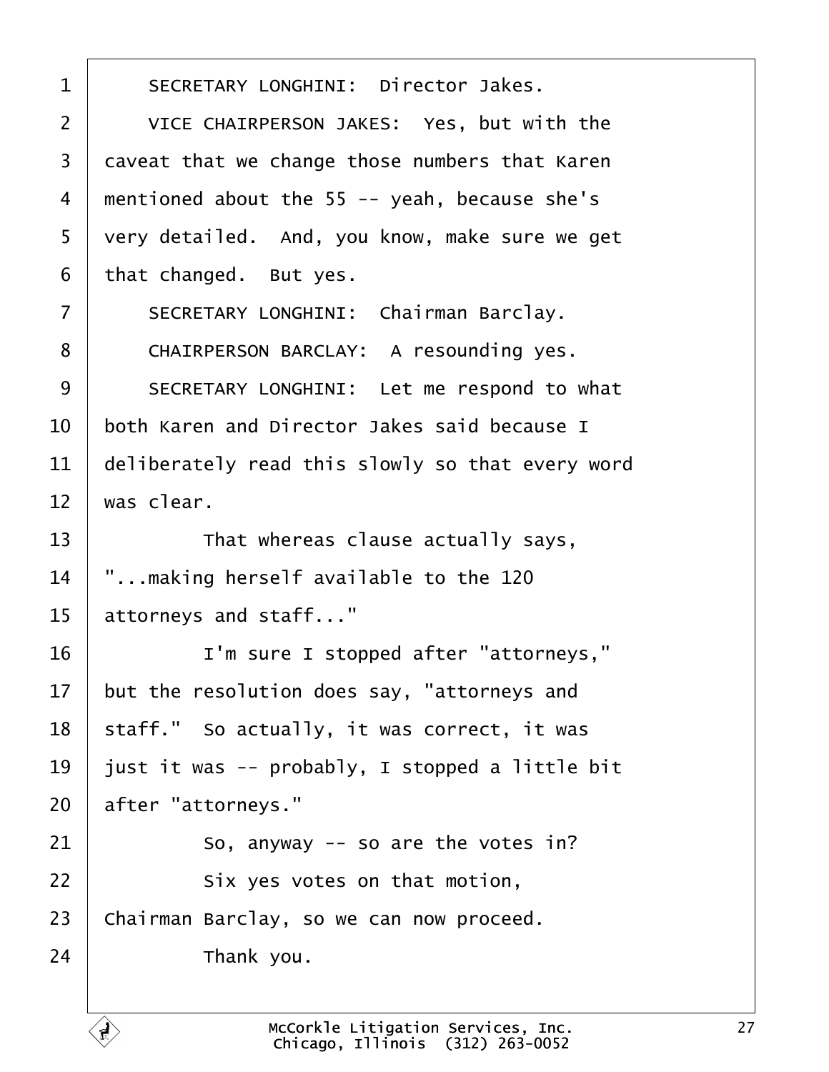SECRETARY LONGHINI: Director Jakes.

VICE CHAIRPERSON JAKES: Yes, but with the caveat that we change those numbers that Karen mentioned about the 55 -- yeah, because she's very detailed. And, you know, make sure we get that changed. But yes.

SECRETARY LONGHINI: Chairman Barclay.

CHAIRPERSON BARCLAY: A resounding yes.

SECRETARY LONGHINI: Let me respond to what both Karen and Director Jakes said because I deliberately read this slowly so that every word was clear.

That whereas clause actually says, "...making herself available to the 120 attorneys and staff..."

I'm sure I stopped after "attorneys," but the resolution does say, "attorneys and staff." So actually, it was correct, it was just it was -- probably, I stopped a little bit after "attorneys."

So, anyway -- so are the votes in?

Six yes votes on that motion, Chairman Barclay, so we can now proceed.

Thank you.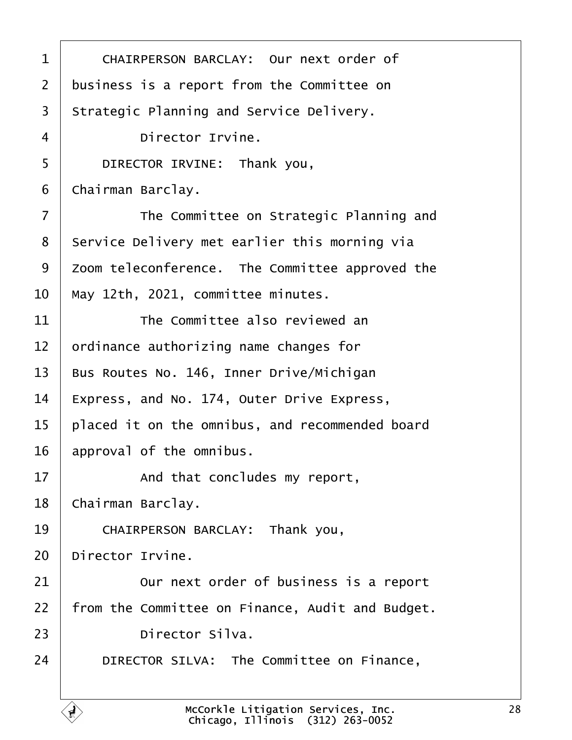CHAIRPERSON BARCLAY: Our next order of business is a report from the Committee on Strategic Planning and Service Delivery.

Director Irvine.

DIRECTOR IRVINE: Thank you, Chairman Barclay.

The Committee on Strategic Planning and Service Delivery met earlier this morning via Zoom teleconference. The Committee approved the May 12th, 2021, committee minutes.

The Committee also reviewed an ordinance authorizing name changes for Bus Routes No. 146, Inner Drive/Michigan Express, and No. 174, Outer Drive Express, placed it on the omnibus, and recommended board approval of the omnibus.

And that concludes my report, Chairman Barclay.

CHAIRPERSON BARCLAY: Thank you, Director Irvine.

Our next order of business is a report from the Committee on Finance, Audit and Budget.

Director Silva.

DIRECTOR SILVA: The Committee on Finance,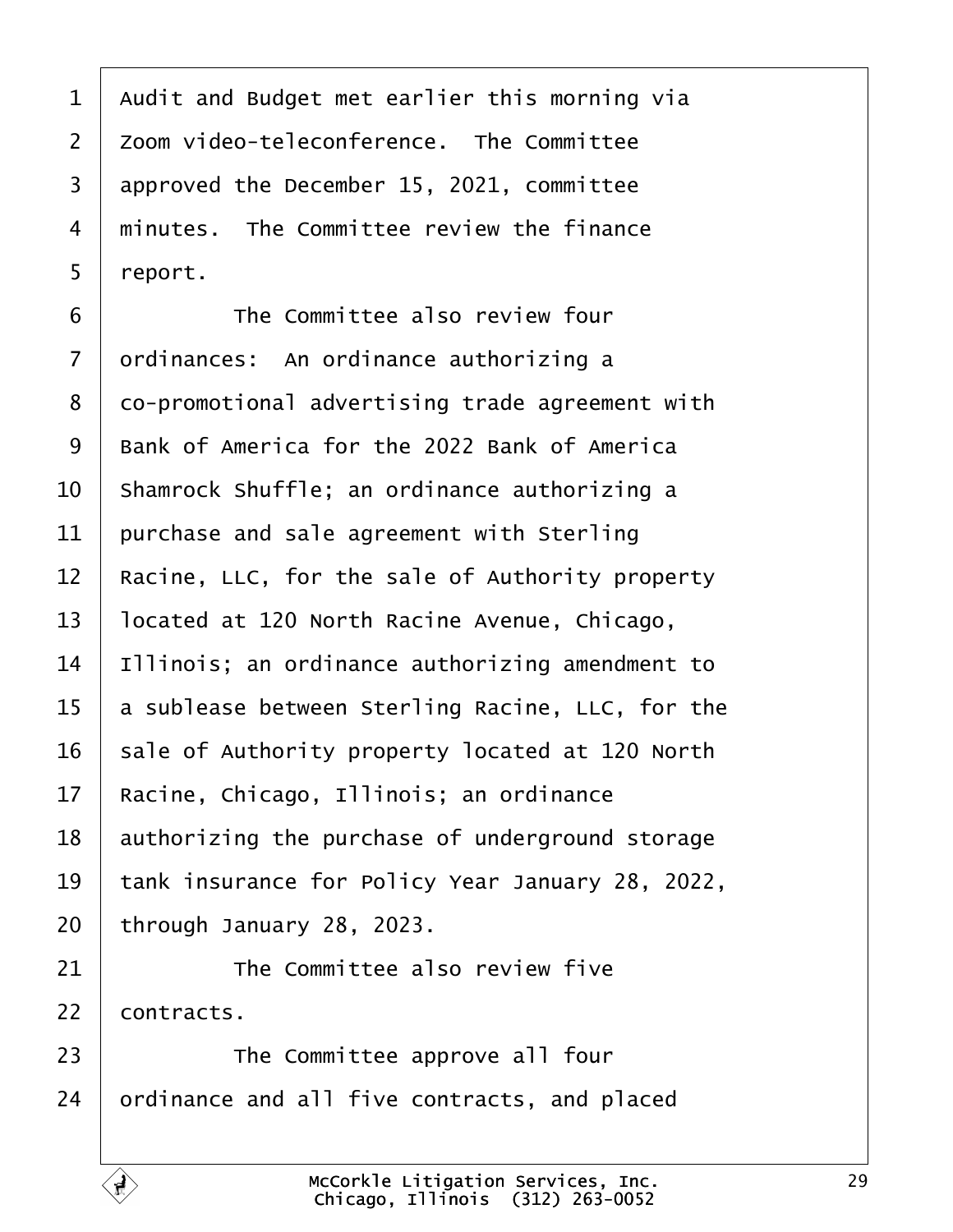Audit and Budget met earlier this morning via Zoom video-teleconference. The Committee approved the December 15, 2021, committee minutes. The Committee review the finance report.

The Committee also review four ordinances: An ordinance authorizing a co-promotional advertising trade agreement with Bank of America for the 2022 Bank of America Shamrock Shuffle; an ordinance authorizing a purchase and sale agreement with Sterling Racine, LLC, for the sale of Authority property located at 120 North Racine Avenue, Chicago, Illinois; an ordinance authorizing amendment to a sublease between Sterling Racine, LLC, for the sale of Authority property located at 120 North Racine, Chicago, Illinois; an ordinance authorizing the purchase of underground storage tank insurance for Policy Year January 28, 2022, through January 28, 2023.

The Committee also review five contracts.

The Committee approve all four ordinance and all five contracts, and placed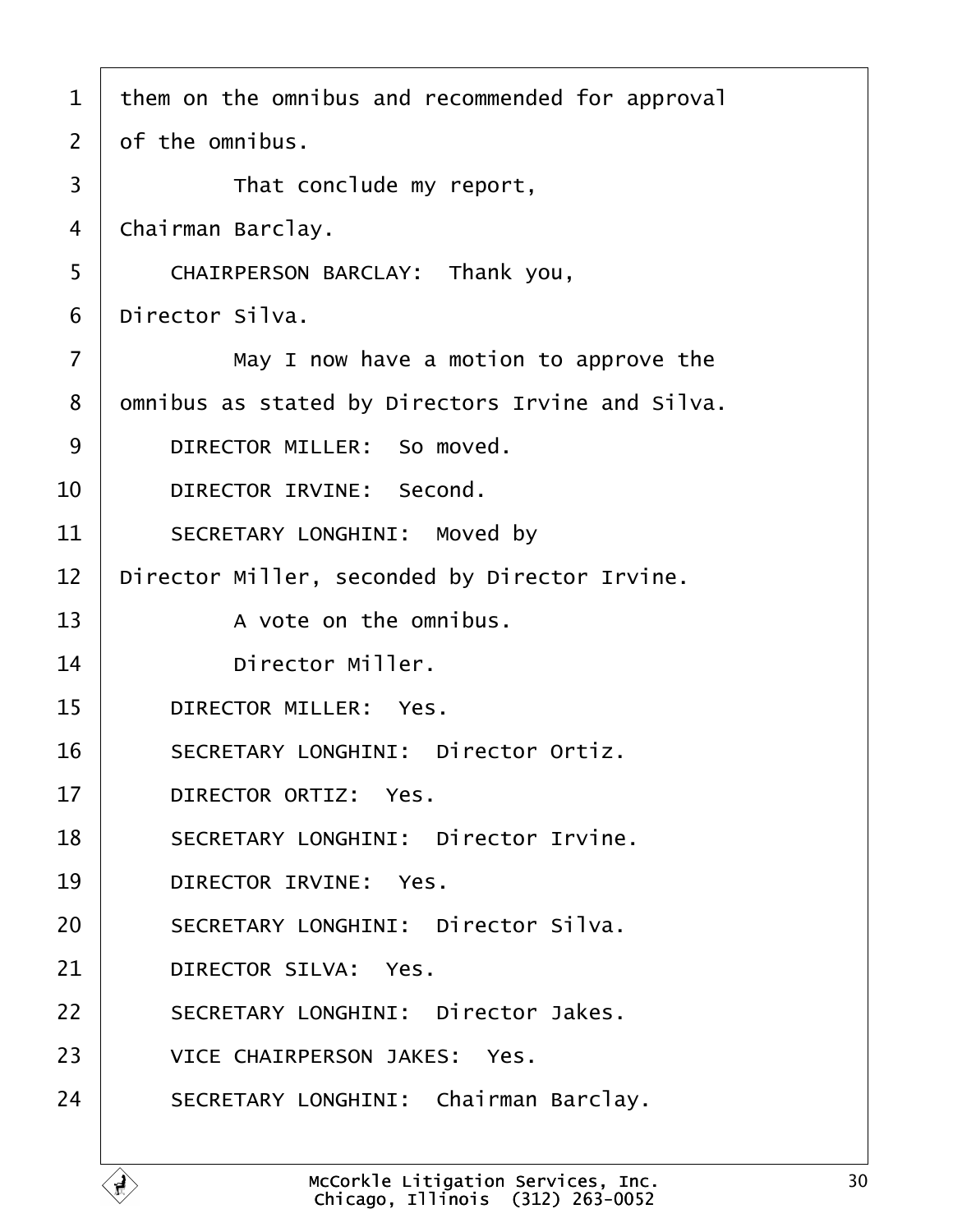them on the omnibus and recommended for approval of the omnibus.

That conclude my report, Chairman Barclay.

CHAIRPERSON BARCLAY: Thank you, Director Silva.

May I now have a motion to approve the omnibus as stated by Directors Irvine and Silva.

DIRECTOR MILLER: So moved.

DIRECTOR IRVINE: Second.

SECRETARY LONGHINI: Moved by Director Miller, seconded by Director Irvine.

A vote on the omnibus.

Director Miller.

DIRECTOR MILLER: Yes.

SECRETARY LONGHINI: Director Ortiz.

DIRECTOR ORTIZ: Yes.

SECRETARY LONGHINI: Director Irvine.

DIRECTOR IRVINE: Yes.

SECRETARY LONGHINI: Director Silva.

DIRECTOR SILVA: Yes.

SECRETARY LONGHINI: Director Jakes.

VICE CHAIRPERSON JAKES: Yes.

SECRETARY LONGHINI: Chairman Barclay.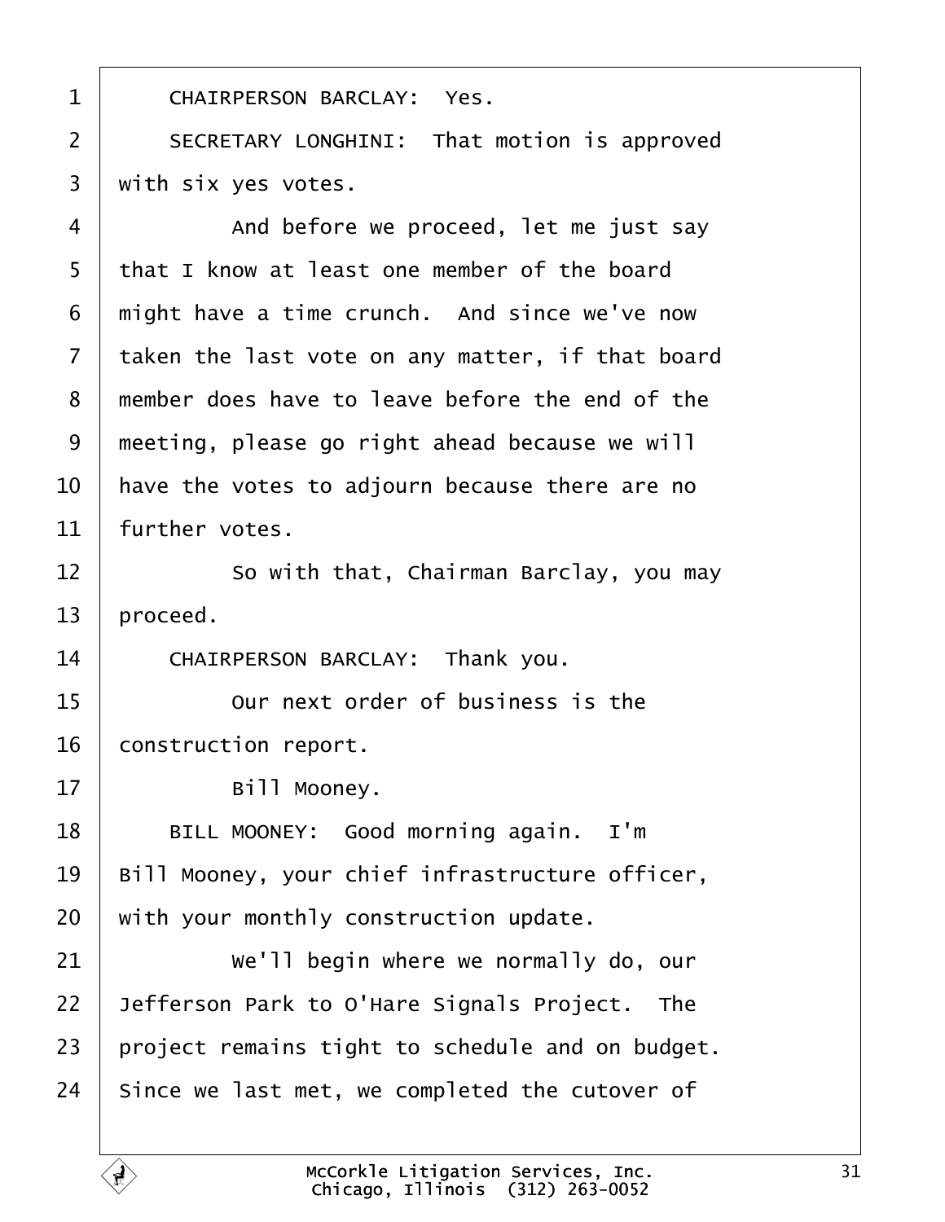CHAIRPERSON BARCLAY: Yes.

SECRETARY LONGHINI: That motion is approved with six yes votes.

And before we proceed, let me just say that I know at least one member of the board might have a time crunch. And since we've now taken the last vote on any matter, if that board member does have to leave before the end of the meeting, please go right ahead because we will have the votes to adjourn because there are no further votes.

So with that, Chairman Barclay, you may proceed.

CHAIRPERSON BARCLAY: Thank you.

Our next order of business is the construction report.

Bill Mooney.

BILL MOONEY: Good morning again. I'm Bill Mooney, your chief infrastructure officer, with your monthly construction update.

We'll begin where we normally do, our Jefferson Park to O'Hare Signals Project. The project remains tight to schedule and on budget. Since we last met, we completed the cutover of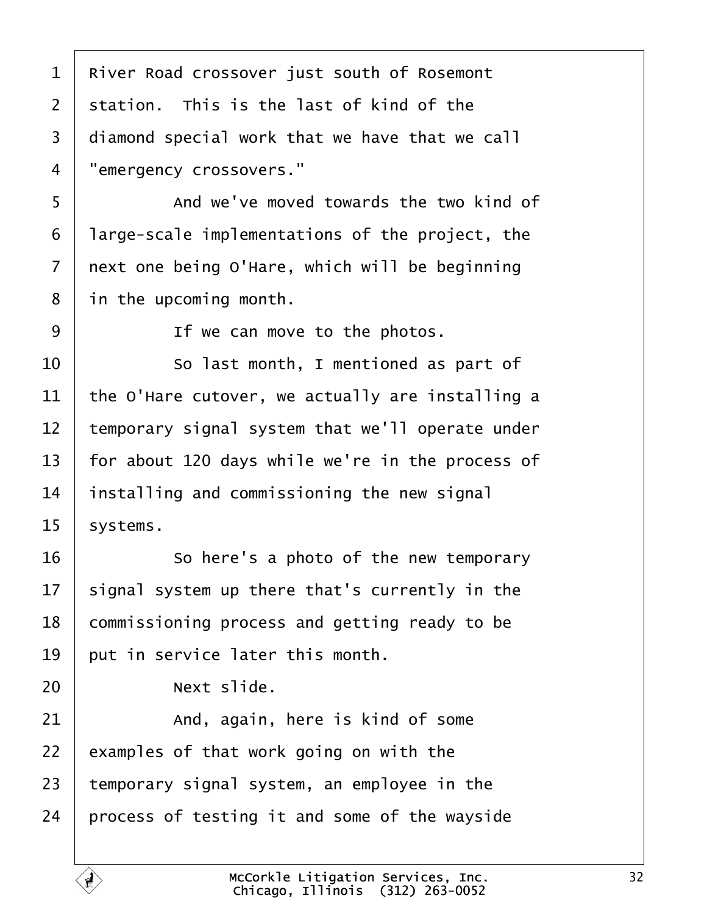River Road crossover just south of Rosemont station. This is the last of kind of the diamond special work that we have that we call "emergency crossovers."

And we've moved towards the two kind of large-scale implementations of the project, the next one being O'Hare, which will be beginning in the upcoming month.

If we can move to the photos.

So last month, I mentioned as part of the O'Hare cutover, we actually are installing a temporary signal system that we'll operate under for about 120 days while we're in the process of installing and commissioning the new signal systems.

So here's a photo of the new temporary signal system up there that's currently in the commissioning process and getting ready to be put in service later this month.

Next slide.

And, again, here is kind of some examples of that work going on with the temporary signal system, an employee in the process of testing it and some of the wayside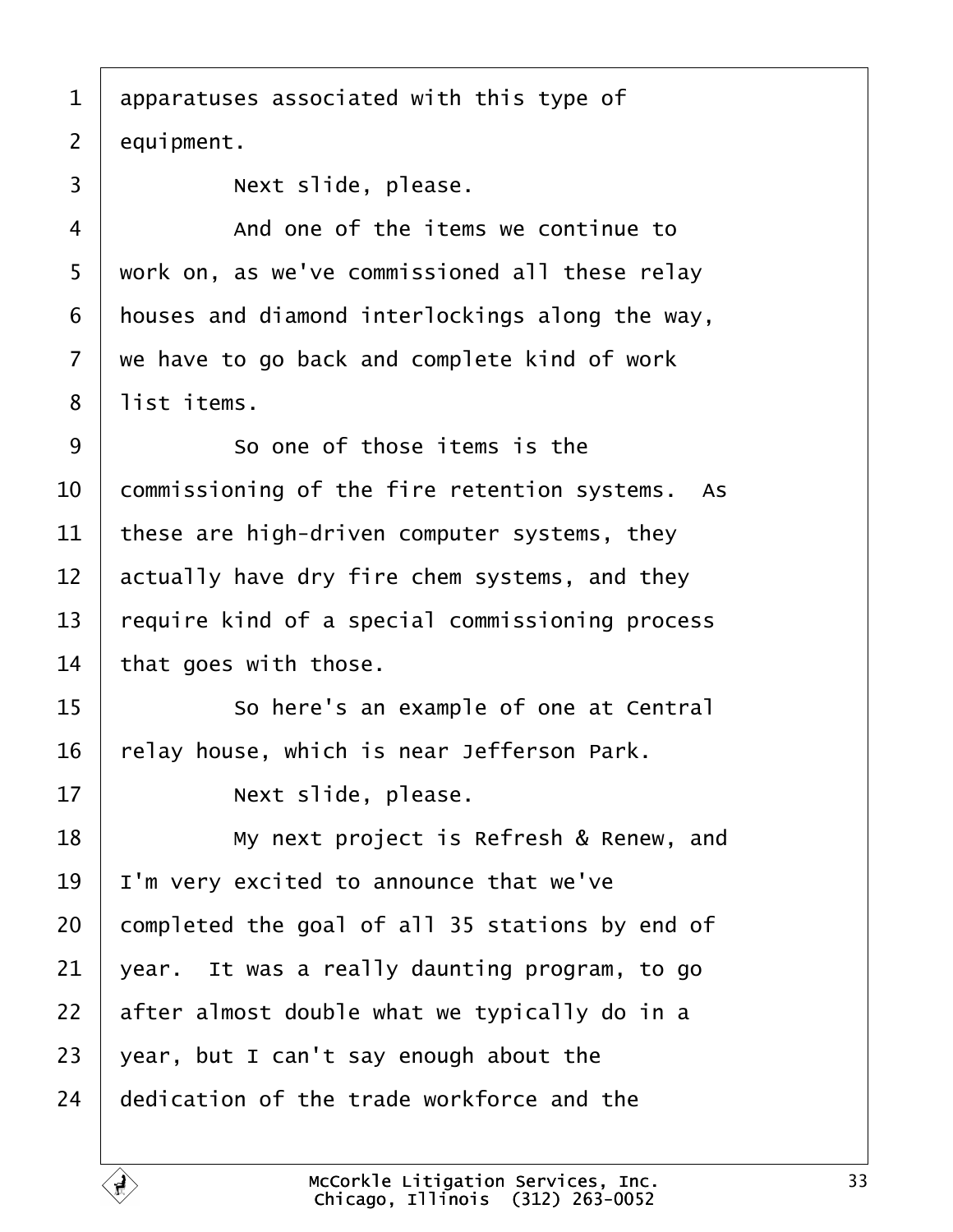apparatuses associated with this type of equipment.

Next slide, please.

And one of the items we continue to work on, as we've commissioned all these relay houses and diamond interlockings along the way, we have to go back and complete kind of work list items.

So one of those items is the commissioning of the fire retention systems. As these are high-driven computer systems, they actually have dry fire chem systems, and they require kind of a special commissioning process that goes with those.

So here's an example of one at Central relay house, which is near Jefferson Park.

Next slide, please.

My next project is Refresh & Renew, and I'm very excited to announce that we've completed the goal of all 35 stations by end of year. It was a really daunting program, to go after almost double what we typically do in a year, but I can't say enough about the dedication of the trade workforce and the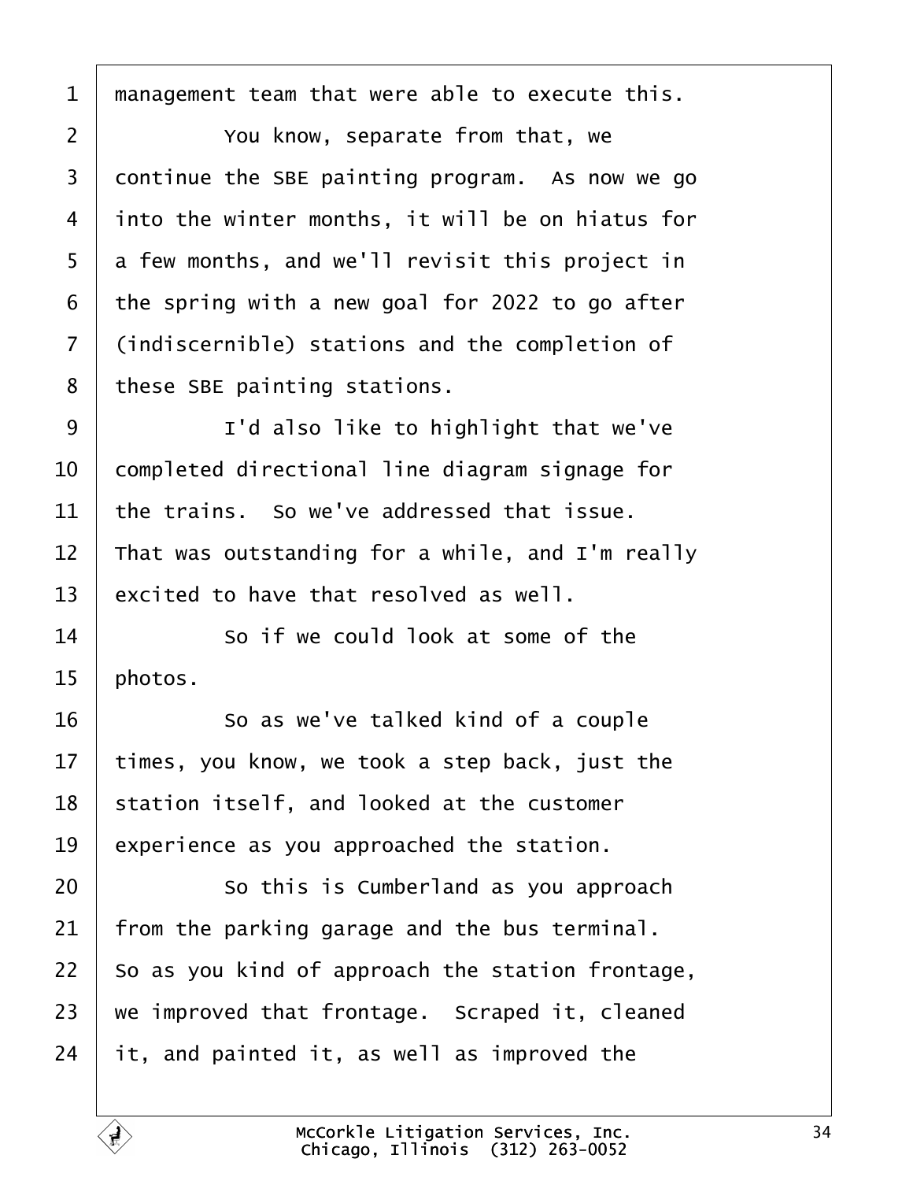1 management team that were able to execute this.

2 You know, separate from that, we

3 continue the SBE painting program. As now we go

4 into the winter months, it will be on hiatus for

5 a few months, and we'll revisit this project in

6 the spring with a new goal for 2022 to go after

7 (indiscernible) stations and the completion of

8 these SBE painting stations.

9 I'd also like to highlight that we've

10 completed directional line diagram signage for

11 the trains. So we've addressed that issue.

12 That was outstanding for a while, and I'm really

13 excited to have that resolved as well.

14 So if we could look at some of the

15 photos.

16 So as we've talked kind of a couple

17 times, you know, we took a step back, just the

18 station itself, and looked at the customer

19 experience as you approached the station.

20 So this is Cumberland as you approach

21 from the parking garage and the bus terminal.

22 So as you kind of approach the station frontage,

23 we improved that frontage. Scraped it, cleaned

24 it, and painted it, as well as improved the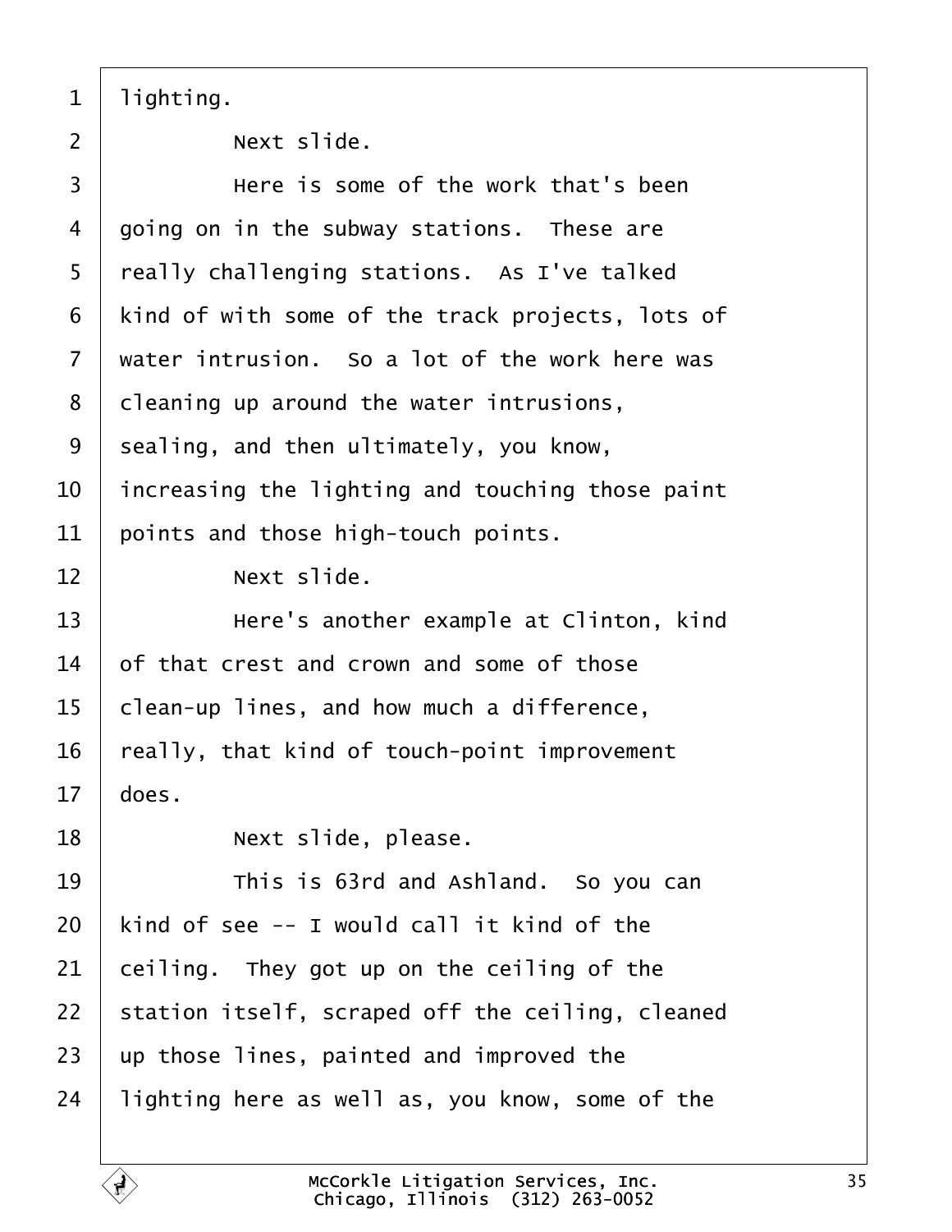lighting.

Next slide.

Here is some of the work that's been going on in the subway stations. These are really challenging stations. As I've talked kind of with some of the track projects, lots of water intrusion. So a lot of the work here was cleaning up around the water intrusions, sealing, and then ultimately, you know, increasing the lighting and touching those paint points and those high-touch points.

Next slide.

Here's another example at Clinton, kind of that crest and crown and some of those clean-up lines, and how much a difference, really, that kind of touch-point improvement does.

Next slide, please.

This is 63rd and Ashland. So you can kind of see -- I would call it kind of the ceiling. They got up on the ceiling of the station itself, scraped off the ceiling, cleaned up those lines, painted and improved the lighting here as well as, you know, some of the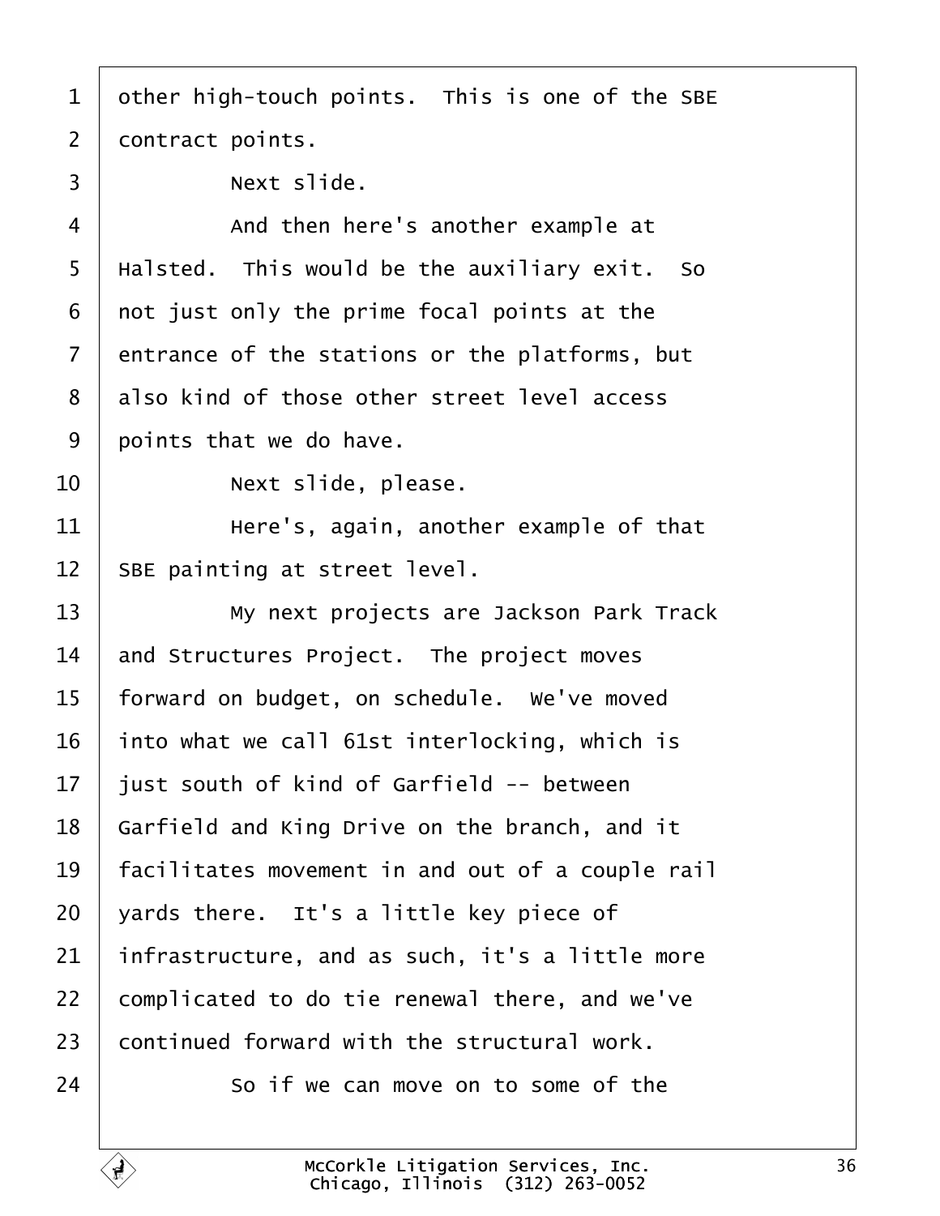other high-touch points. This is one of the SBE contract points.

Next slide.

And then here's another example at Halsted. This would be the auxiliary exit. So not just only the prime focal points at the entrance of the stations or the platforms, but also kind of those other street level access points that we do have.

Next slide, please.

Here's, again, another example of that SBE painting at street level.

My next projects are Jackson Park Track and Structures Project. The project moves forward on budget, on schedule. We've moved into what we call 61st interlocking, which is just south of kind of Garfield -- between Garfield and King Drive on the branch, and it facilitates movement in and out of a couple rail yards there. It's a little key piece of infrastructure, and as such, it's a little more complicated to do tie renewal there, and we've continued forward with the structural work.

So if we can move on to some of the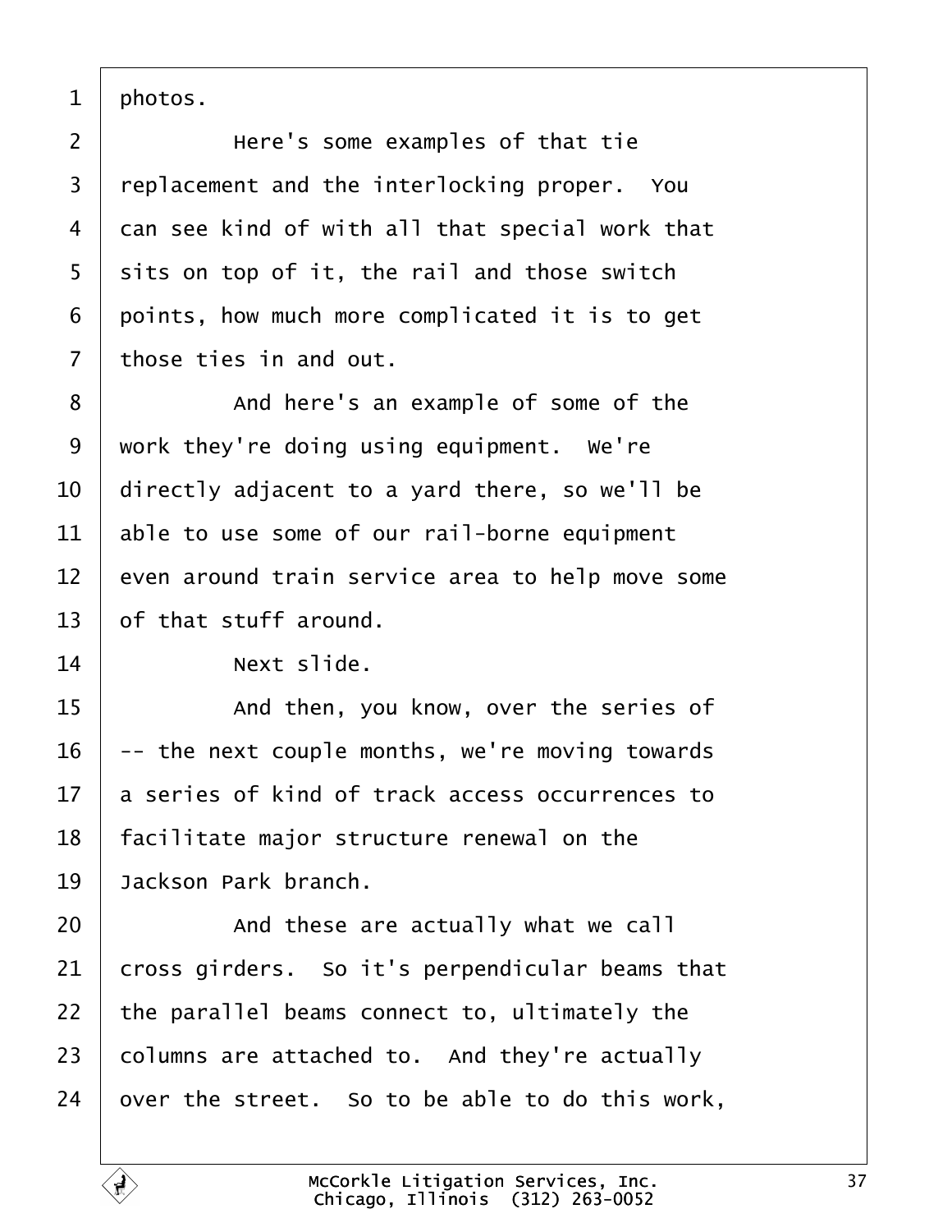1 photos.

2 Here's some examples of that tie

3 replacement and the interlocking proper. You

4 can see kind of with all that special work that

5 sits on top of it, the rail and those switch

6 points, how much more complicated it is to get

7 those ties in and out.

8 And here's an example of some of the

9 work they're doing using equipment. We're

10 directly adjacent to a yard there, so we'll be

11 able to use some of our rail-borne equipment

12 even around train service area to help move some

13 of that stuff around.

14 Next slide.

15 And then, you know, over the series of

16 -- the next couple months, we're moving towards

17 a series of kind of track access occurrences to

18 facilitate major structure renewal on the

19 Jackson Park branch.

20 And these are actually what we call

21 cross girders. So it's perpendicular beams that

22 the parallel beams connect to, ultimately the

23 columns are attached to. And they're actually

24 over the street. So to be able to do this work,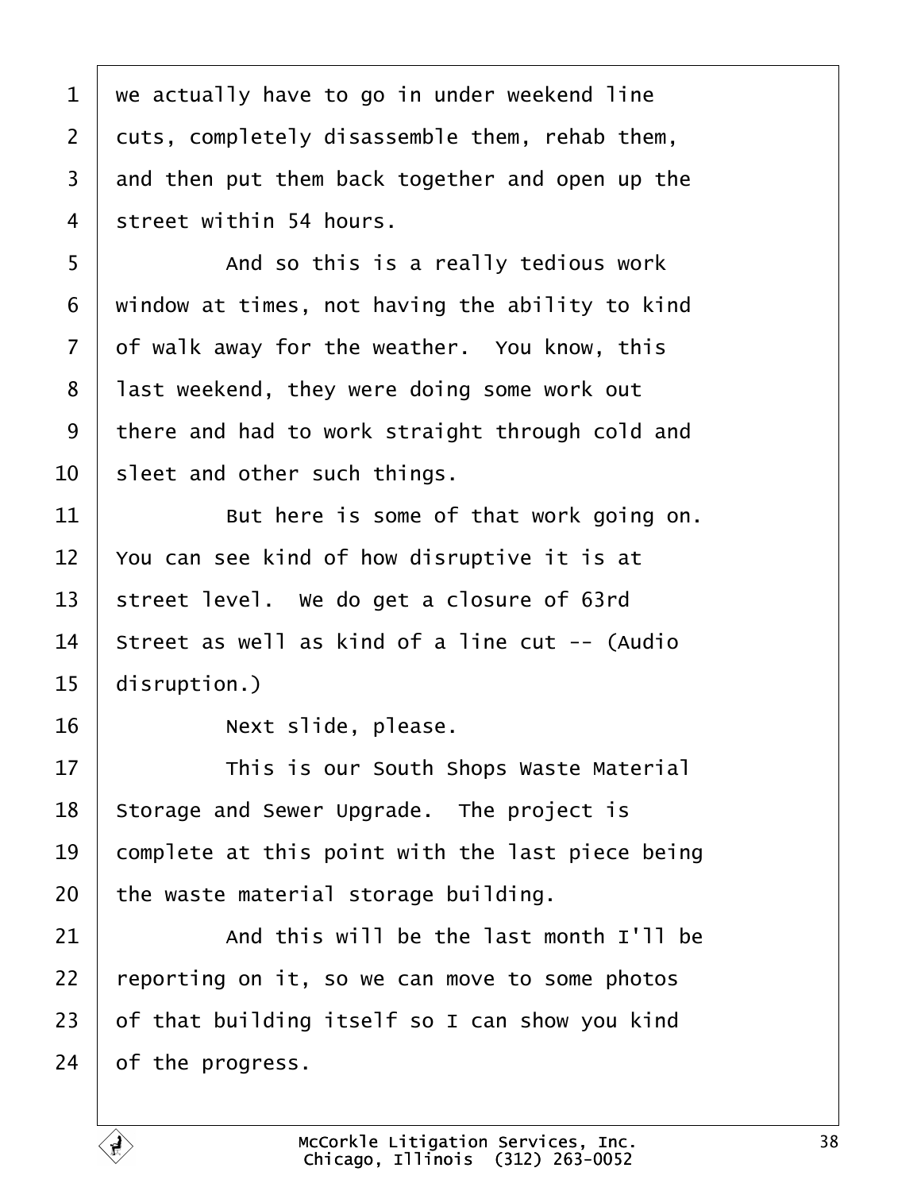1 we actually have to go in under weekend line
2 cuts, completely disassemble them, rehab them,
3 and then put them back together and open up the
4 street within 54 hours.
5 And so this is a really tedious work
6 window at times, not having the ability to kind
7 of walk away for the weather. You know, this
8 last weekend, they were doing some work out
9 there and had to work straight through cold and
10 sleet and other such things.
11 But here is some of that work going on.
12 You can see kind of how disruptive it is at
13 street level. We do get a closure of 63rd
14 Street as well as kind of a line cut -- (Audio
15 disruption.)
16 Next slide, please.
17 This is our South Shops Waste Material
18 Storage and Sewer Upgrade. The project is
19 complete at this point with the last piece being
20 the waste material storage building.
21 And this will be the last month I'll be
22 reporting on it, so we can move to some photos
23 of that building itself so I can show you kind
24 of the progress.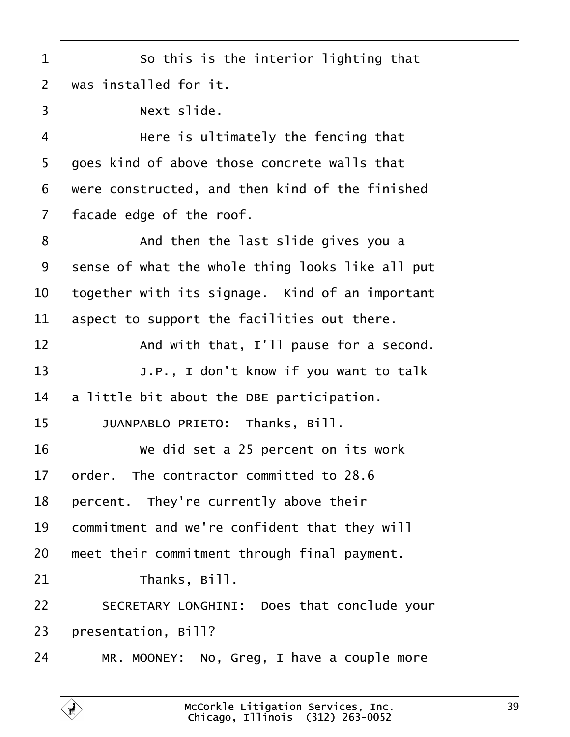So this is the interior lighting that was installed for it.

Next slide.

Here is ultimately the fencing that goes kind of above those concrete walls that were constructed, and then kind of the finished facade edge of the roof.

And then the last slide gives you a sense of what the whole thing looks like all put together with its signage. Kind of an important aspect to support the facilities out there.

And with that, I'll pause for a second.

J.P., I don't know if you want to talk a little bit about the DBE participation.

JUANPABLO PRIETO: Thanks, Bill.

We did set a 25 percent on its work order. The contractor committed to 28.6 percent. They're currently above their commitment and we're confident that they will meet their commitment through final payment.

Thanks, Bill.

SECRETARY LONGHINI: Does that conclude your presentation, Bill?

MR. MOONEY: No, Greg, I have a couple more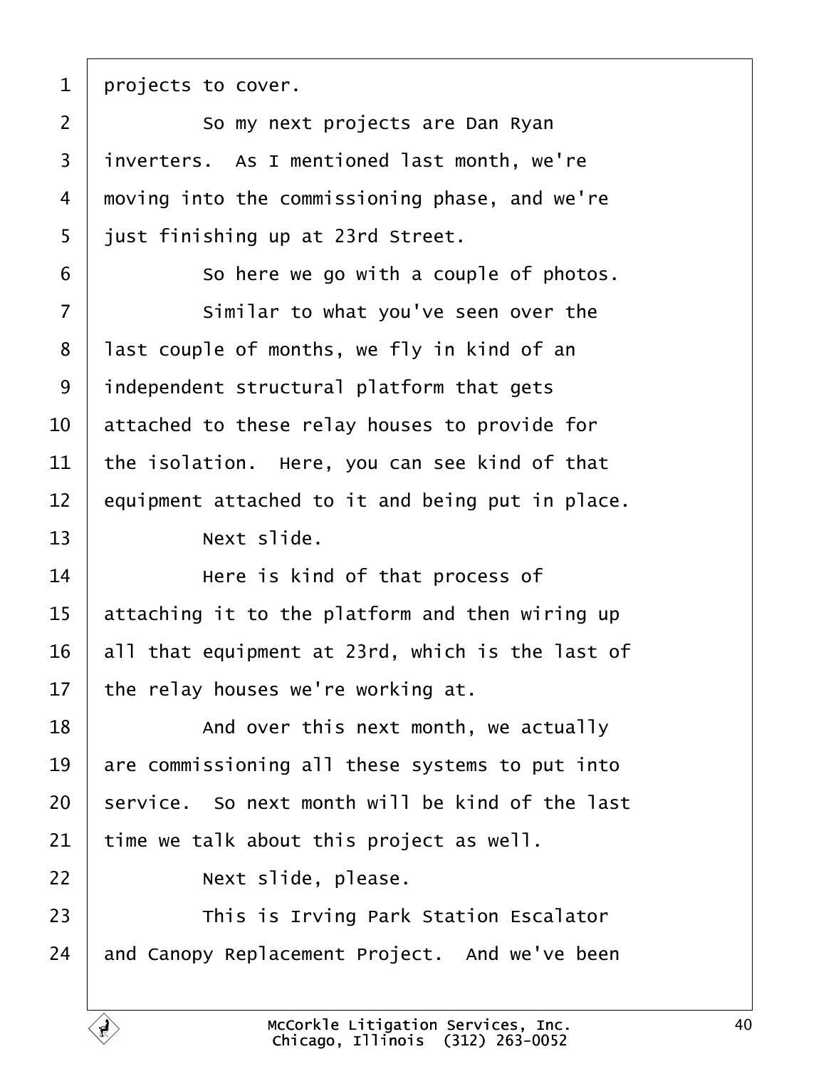projects to cover.

So my next projects are Dan Ryan inverters. As I mentioned last month, we're moving into the commissioning phase, and we're just finishing up at 23rd Street.

So here we go with a couple of photos.

Similar to what you've seen over the last couple of months, we fly in kind of an independent structural platform that gets attached to these relay houses to provide for the isolation. Here, you can see kind of that equipment attached to it and being put in place.

Next slide.

Here is kind of that process of attaching it to the platform and then wiring up all that equipment at 23rd, which is the last of the relay houses we're working at.

And over this next month, we actually are commissioning all these systems to put into service. So next month will be kind of the last time we talk about this project as well.

Next slide, please.

This is Irving Park Station Escalator and Canopy Replacement Project. And we've been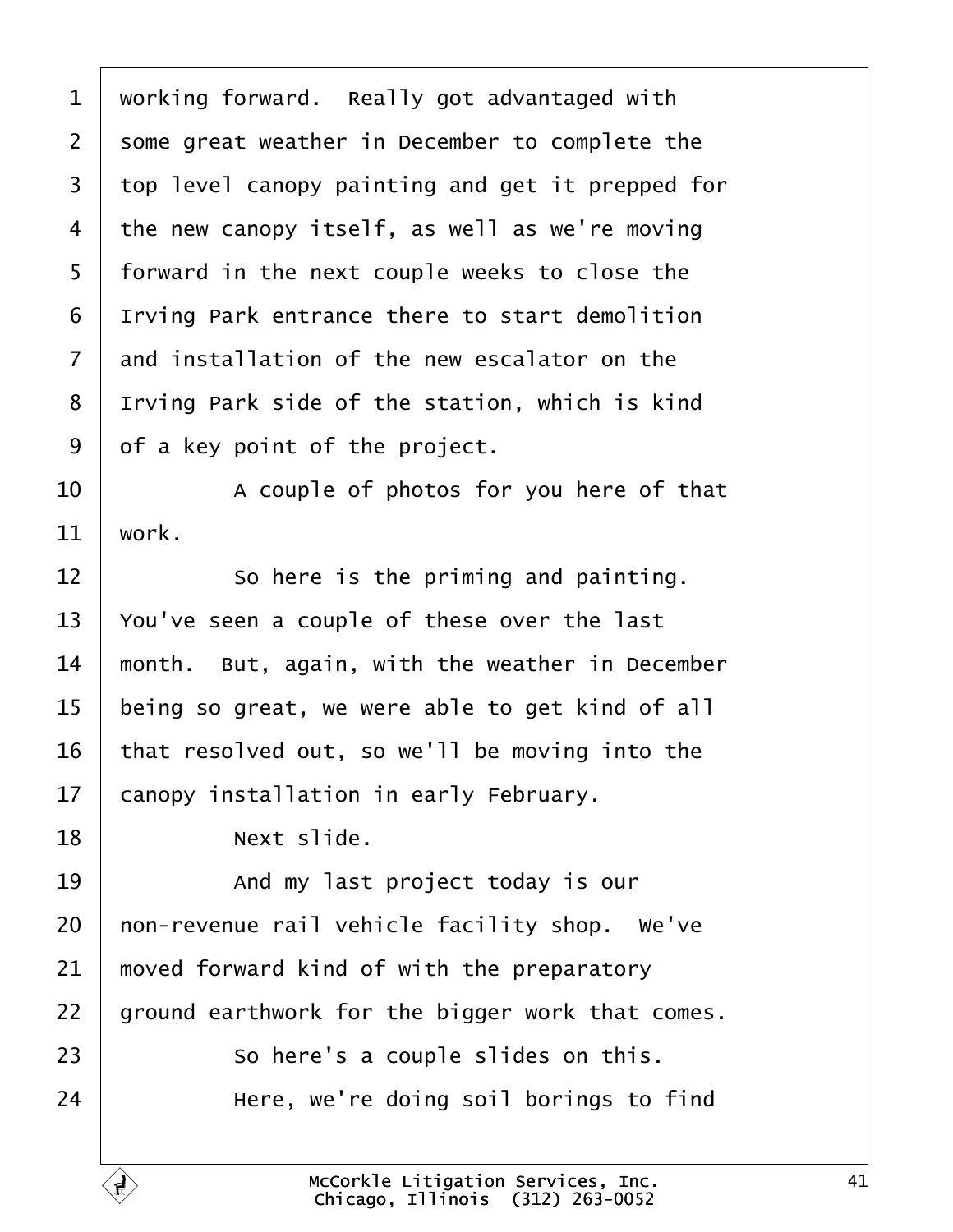1 working forward. Really got advantaged with
2 some great weather in December to complete the
3 top level canopy painting and get it prepped for
4 the new canopy itself, as well as we're moving
5 forward in the next couple weeks to close the
6 Irving Park entrance there to start demolition
7 and installation of the new escalator on the
8 Irving Park side of the station, which is kind
9 of a key point of the project.
10 A couple of photos for you here of that
11 work.
12 So here is the priming and painting.
13 You've seen a couple of these over the last
14 month. But, again, with the weather in December
15 being so great, we were able to get kind of all
16 that resolved out, so we'll be moving into the
17 canopy installation in early February.
18 Next slide.
19 And my last project today is our
20 non-revenue rail vehicle facility shop. We've
21 moved forward kind of with the preparatory
22 ground earthwork for the bigger work that comes.
23 So here's a couple slides on this.
24 Here, we're doing soil borings to find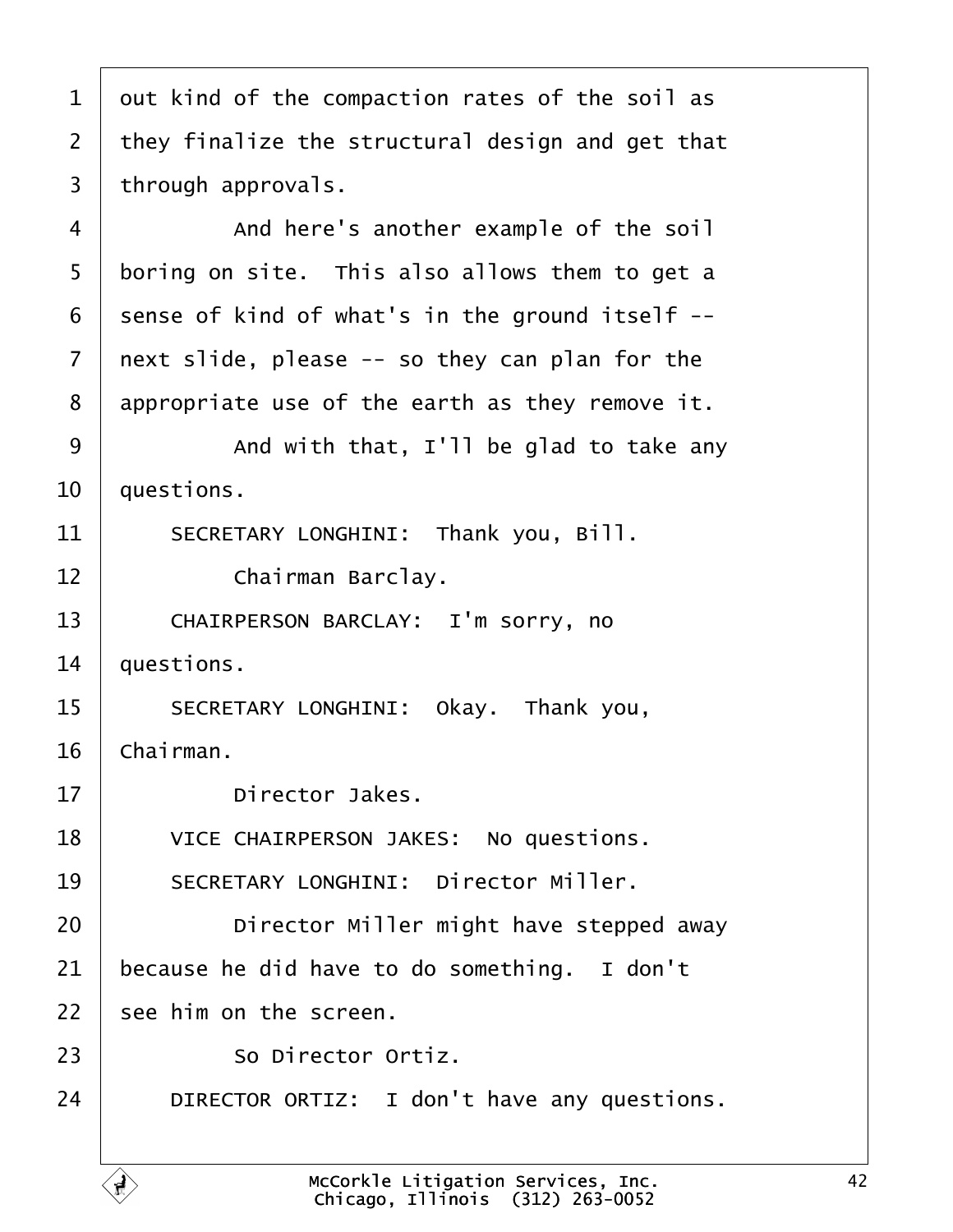out kind of the compaction rates of the soil as they finalize the structural design and get that through approvals.

And here's another example of the soil boring on site. This also allows them to get a sense of kind of what's in the ground itself -- next slide, please -- so they can plan for the appropriate use of the earth as they remove it.

And with that, I'll be glad to take any questions.

SECRETARY LONGHINI: Thank you, Bill.

Chairman Barclay.

CHAIRPERSON BARCLAY: I'm sorry, no questions.

SECRETARY LONGHINI: Okay. Thank you, Chairman.

Director Jakes.

VICE CHAIRPERSON JAKES: No questions.

SECRETARY LONGHINI: Director Miller.

Director Miller might have stepped away because he did have to do something. I don't see him on the screen.

So Director Ortiz.

DIRECTOR ORTIZ: I don't have any questions.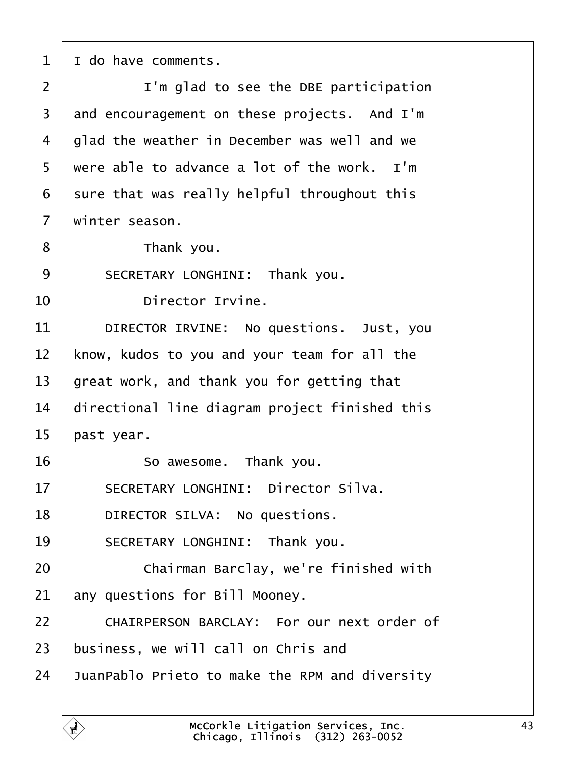1 I do have comments.

2 I'm glad to see the DBE participation

3 and encouragement on these projects. And I'm

4 glad the weather in December was well and we

5 were able to advance a lot of the work. I'm

6 sure that was really helpful throughout this

7 winter season.

8 Thank you.

9 SECRETARY LONGHINI: Thank you.

10 Director Irvine.

11 DIRECTOR IRVINE: No questions. Just, you

12 know, kudos to you and your team for all the

13 great work, and thank you for getting that

14 directional line diagram project finished this

15 past year.

16 So awesome. Thank you.

17 SECRETARY LONGHINI: Director Silva.

18 DIRECTOR SILVA: No questions.

19 SECRETARY LONGHINI: Thank you.

20 Chairman Barclay, we're finished with

21 any questions for Bill Mooney.

22 CHAIRPERSON BARCLAY: For our next order of

23 business, we will call on Chris and

24 JuanPablo Prieto to make the RPM and diversity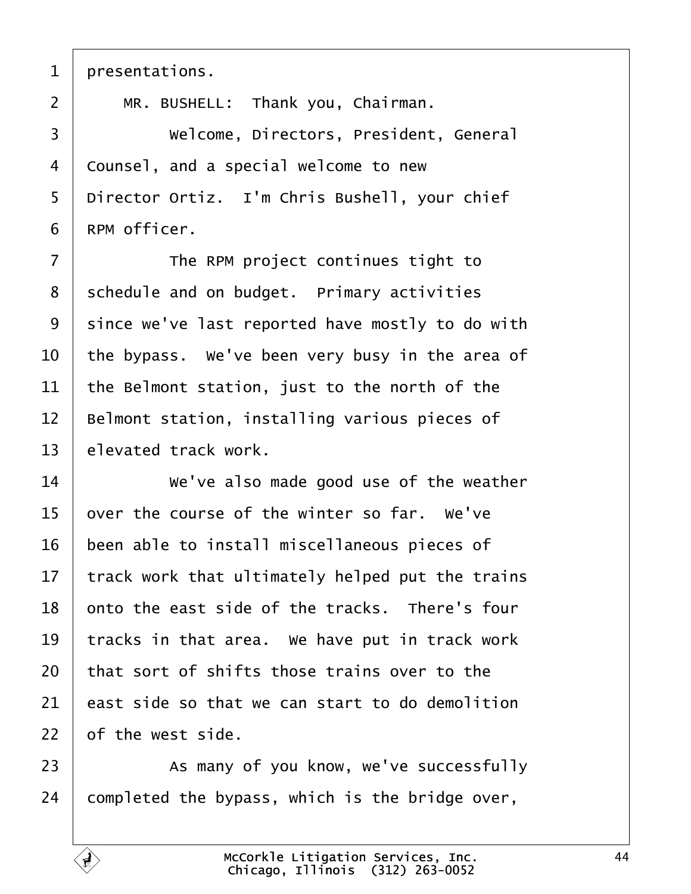presentations.

MR. BUSHELL: Thank you, Chairman.

Welcome, Directors, President, General Counsel, and a special welcome to new Director Ortiz. I'm Chris Bushell, your chief RPM officer.

The RPM project continues tight to schedule and on budget. Primary activities since we've last reported have mostly to do with the bypass. We've been very busy in the area of the Belmont station, just to the north of the Belmont station, installing various pieces of elevated track work.

We've also made good use of the weather over the course of the winter so far. We've been able to install miscellaneous pieces of track work that ultimately helped put the trains onto the east side of the tracks. There's four tracks in that area. We have put in track work that sort of shifts those trains over to the east side so that we can start to do demolition of the west side.

As many of you know, we've successfully completed the bypass, which is the bridge over,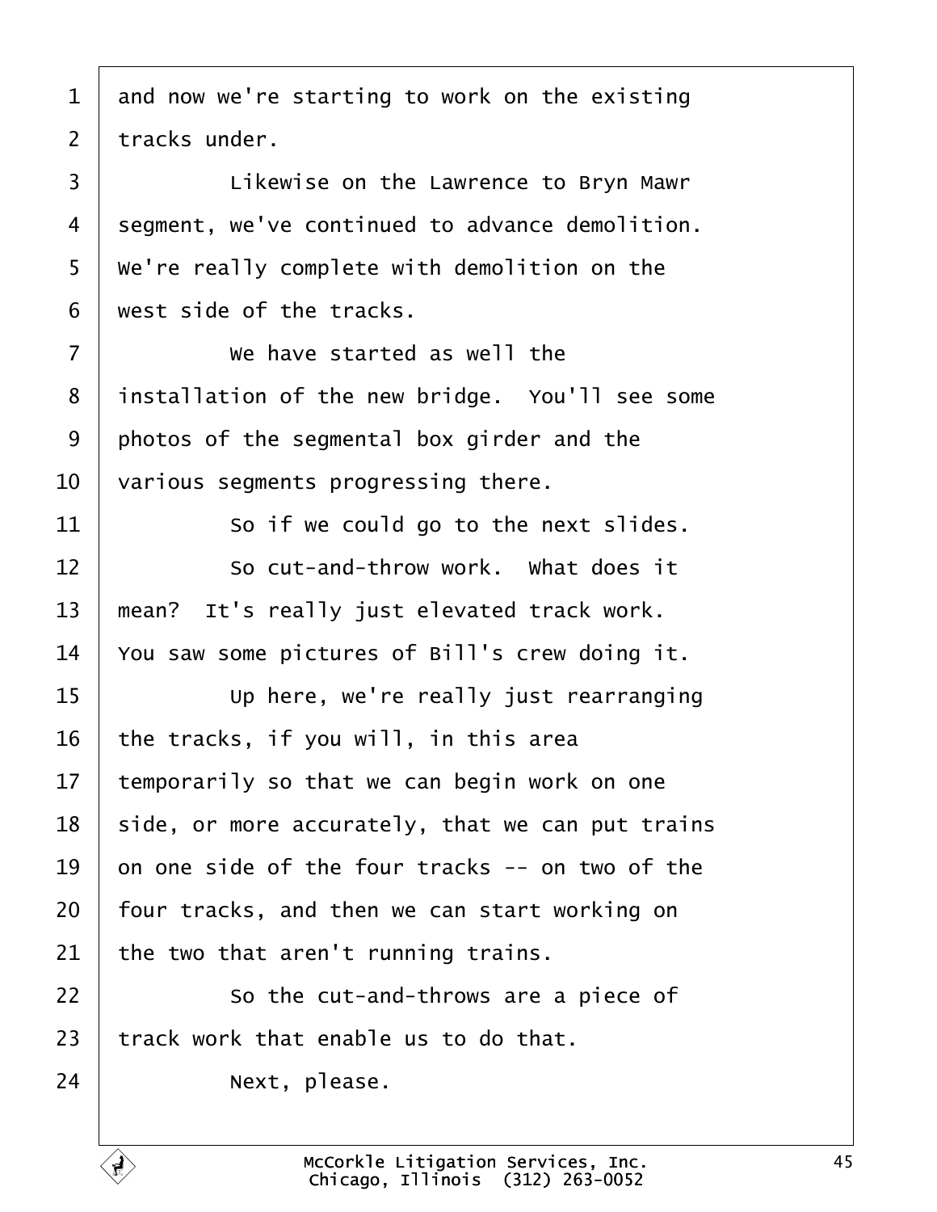1 and now we're starting to work on the existing
2 tracks under.
3 Likewise on the Lawrence to Bryn Mawr
4 segment, we've continued to advance demolition.
5 We're really complete with demolition on the
6 west side of the tracks.
7 We have started as well the
8 installation of the new bridge. You'll see some
9 photos of the segmental box girder and the
10 various segments progressing there.
11 So if we could go to the next slides.
12 So cut-and-throw work. What does it
13 mean? It's really just elevated track work.
14 You saw some pictures of Bill's crew doing it.
15 Up here, we're really just rearranging
16 the tracks, if you will, in this area
17 temporarily so that we can begin work on one
18 side, or more accurately, that we can put trains
19 on one side of the four tracks -- on two of the
20 four tracks, and then we can start working on
21 the two that aren't running trains.
22 So the cut-and-throws are a piece of
23 track work that enable us to do that.
24 Next, please.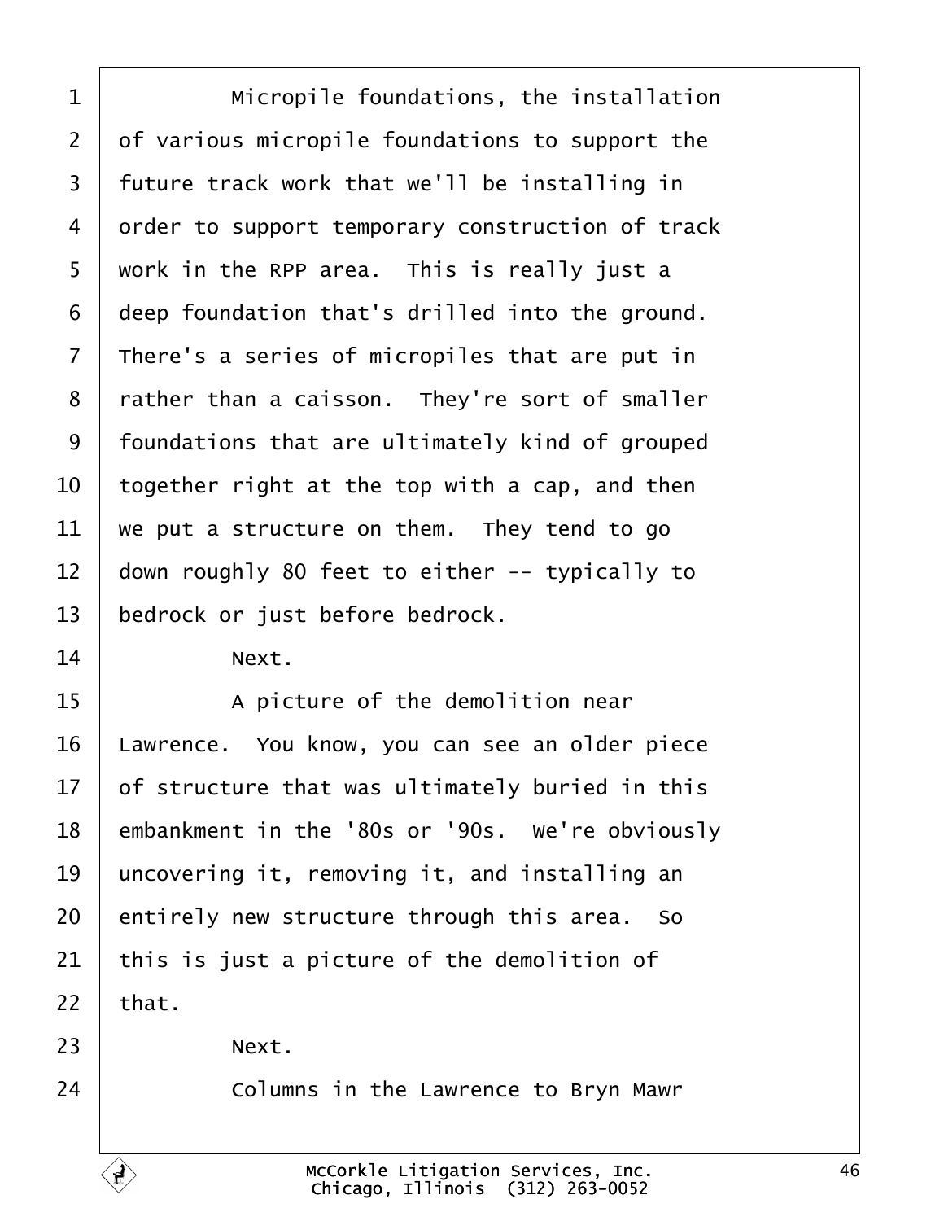1 Micropile foundations, the installation
2 of various micropile foundations to support the
3 future track work that we'll be installing in
4 order to support temporary construction of track
5 work in the RPP area. This is really just a
6 deep foundation that's drilled into the ground.
7 There's a series of micropiles that are put in
8 rather than a caisson. They're sort of smaller
9 foundations that are ultimately kind of grouped
10 together right at the top with a cap, and then
11 we put a structure on them. They tend to go
12 down roughly 80 feet to either -- typically to
13 bedrock or just before bedrock.
14 Next.
15 A picture of the demolition near
16 Lawrence. You know, you can see an older piece
17 of structure that was ultimately buried in this
18 embankment in the '80s or '90s. We're obviously
19 uncovering it, removing it, and installing an
20 entirely new structure through this area. So
21 this is just a picture of the demolition of
22 that.
23 Next.
24 Columns in the Lawrence to Bryn Mawr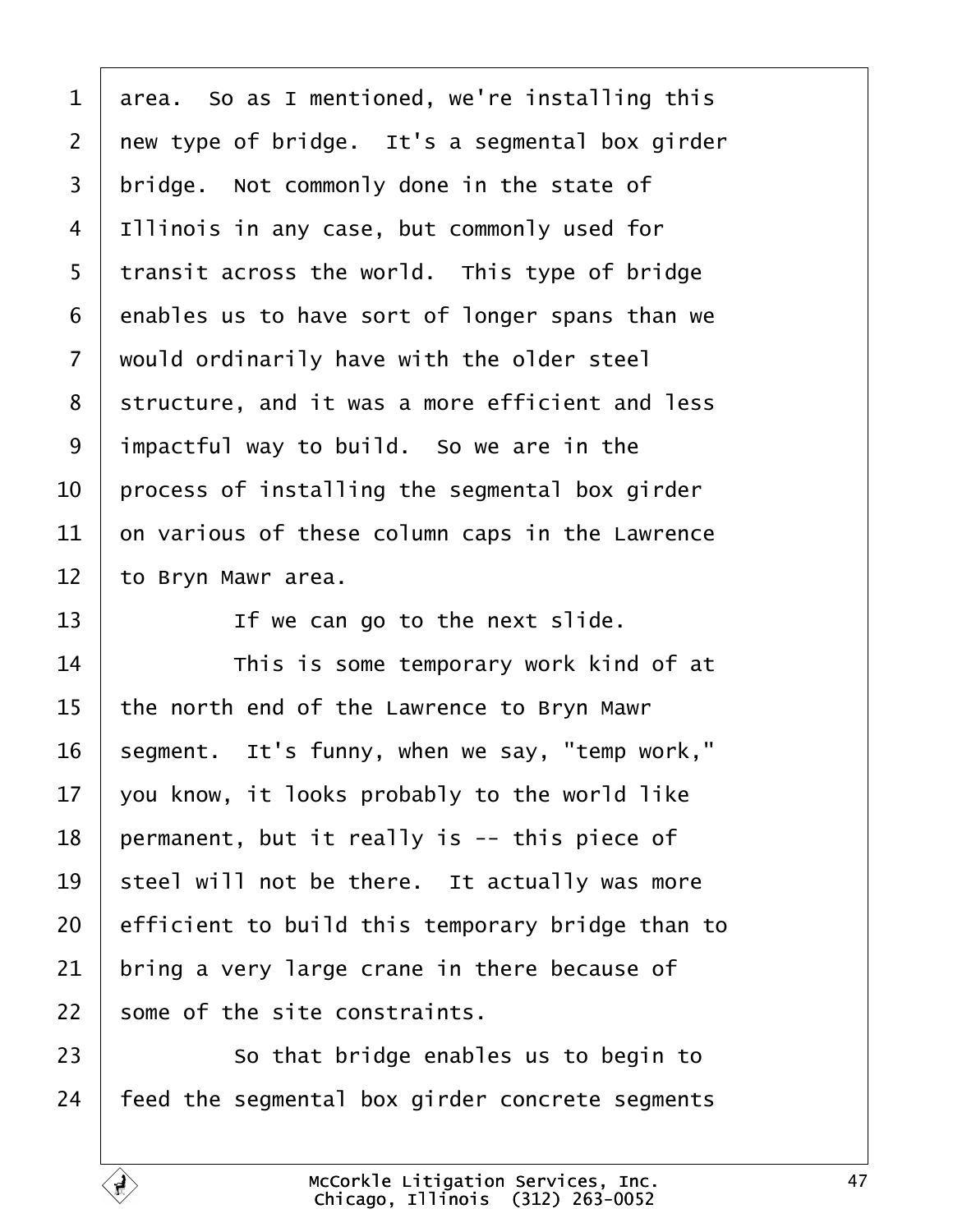area. So as I mentioned, we're installing this new type of bridge. It's a segmental box girder bridge. Not commonly done in the state of Illinois in any case, but commonly used for transit across the world. This type of bridge enables us to have sort of longer spans than we would ordinarily have with the older steel structure, and it was a more efficient and less impactful way to build. So we are in the process of installing the segmental box girder on various of these column caps in the Lawrence to Bryn Mawr area.

If we can go to the next slide.

This is some temporary work kind of at the north end of the Lawrence to Bryn Mawr segment. It's funny, when we say, "temp work," you know, it looks probably to the world like permanent, but it really is -- this piece of steel will not be there. It actually was more efficient to build this temporary bridge than to bring a very large crane in there because of some of the site constraints.

So that bridge enables us to begin to feed the segmental box girder concrete segments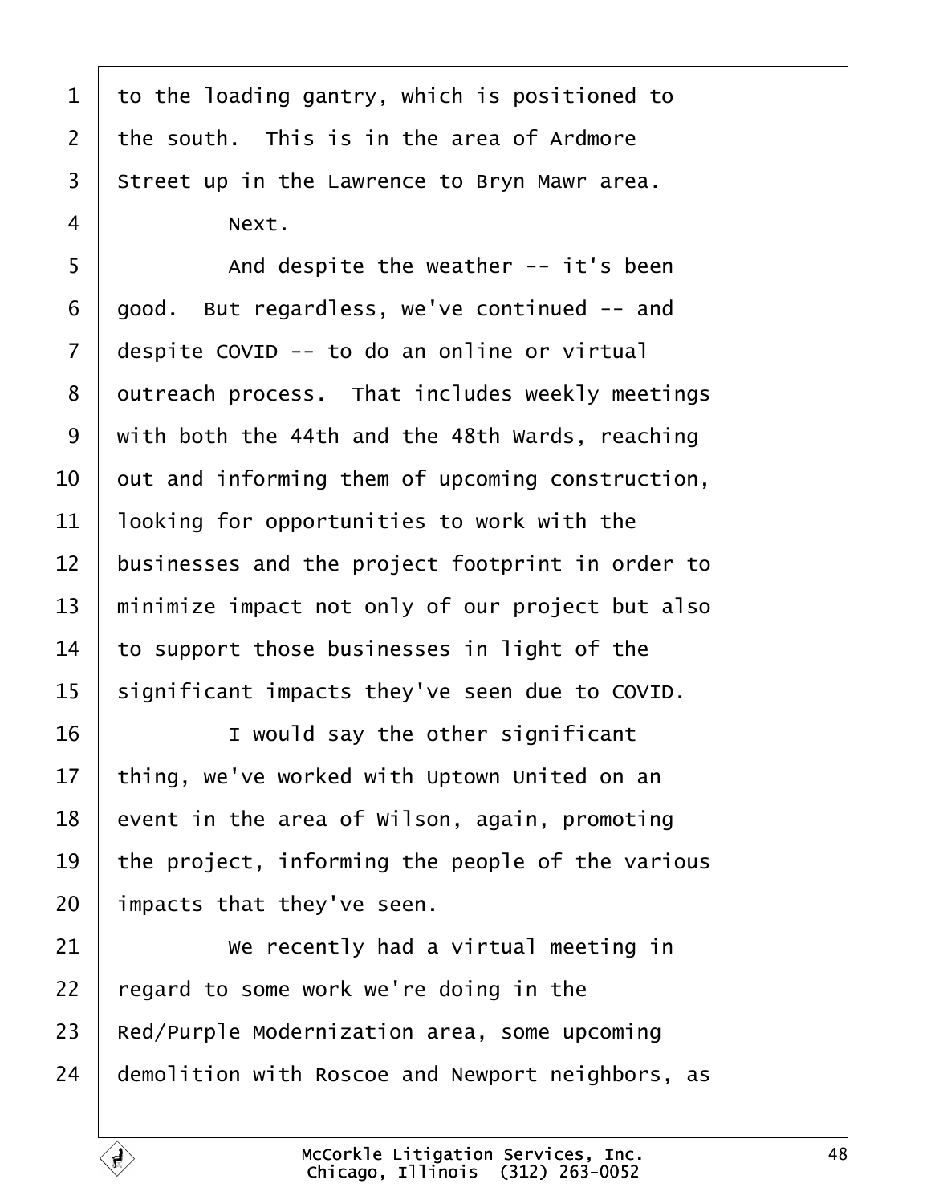to the loading gantry, which is positioned to the south. This is in the area of Ardmore Street up in the Lawrence to Bryn Mawr area.

Next.

And despite the weather -- it's been good. But regardless, we've continued -- and despite COVID -- to do an online or virtual outreach process. That includes weekly meetings with both the 44th and the 48th Wards, reaching out and informing them of upcoming construction, looking for opportunities to work with the businesses and the project footprint in order to minimize impact not only of our project but also to support those businesses in light of the significant impacts they've seen due to COVID.

I would say the other significant thing, we've worked with Uptown United on an event in the area of Wilson, again, promoting the project, informing the people of the various impacts that they've seen.

We recently had a virtual meeting in regard to some work we're doing in the Red/Purple Modernization area, some upcoming demolition with Roscoe and Newport neighbors, as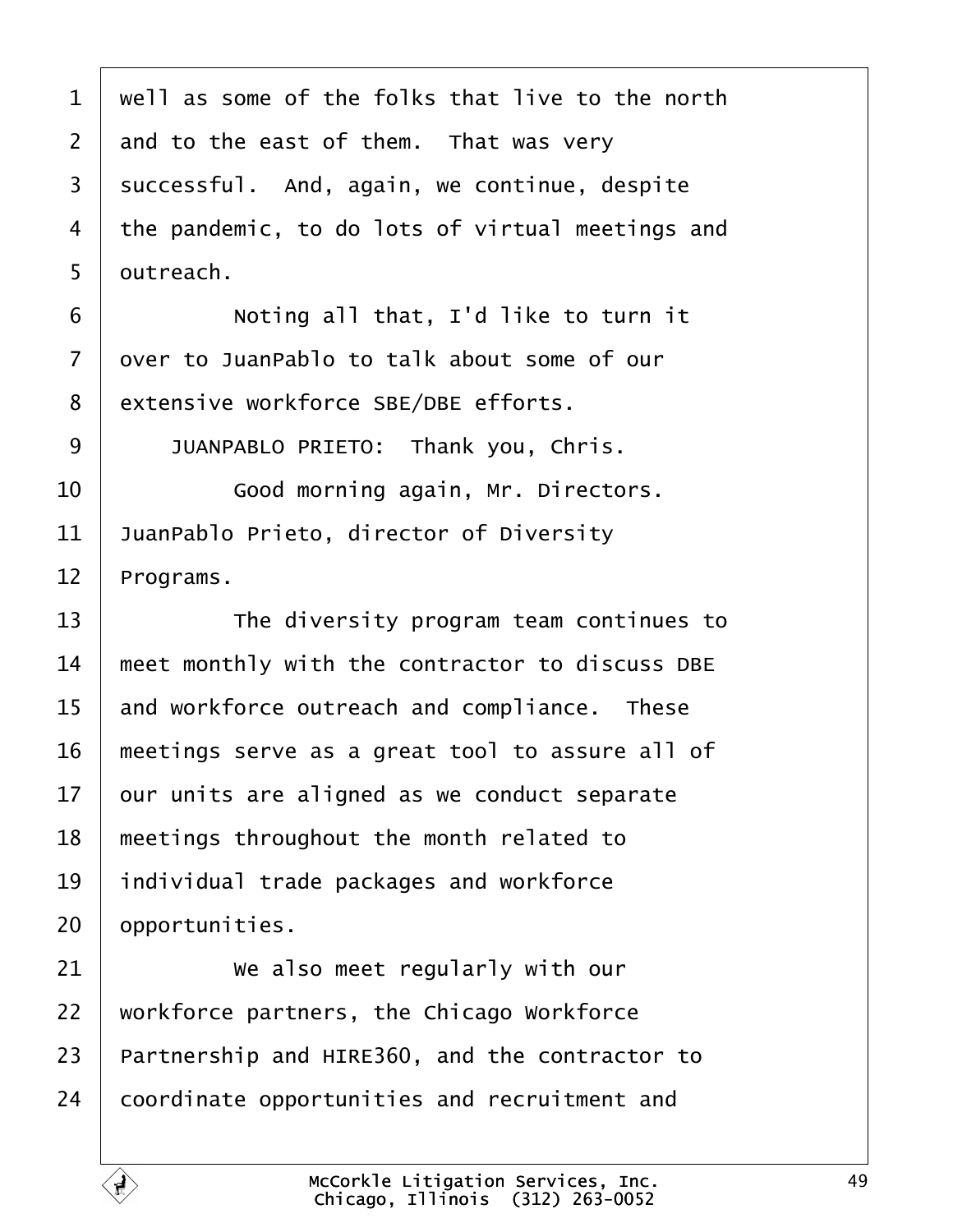well as some of the folks that live to the north and to the east of them. That was very successful. And, again, we continue, despite the pandemic, to do lots of virtual meetings and outreach.

Noting all that, I'd like to turn it over to JuanPablo to talk about some of our extensive workforce SBE/DBE efforts.

JUANPABLO PRIETO: Thank you, Chris.

Good morning again, Mr. Directors. JuanPablo Prieto, director of Diversity Programs.

The diversity program team continues to meet monthly with the contractor to discuss DBE and workforce outreach and compliance. These meetings serve as a great tool to assure all of our units are aligned as we conduct separate meetings throughout the month related to individual trade packages and workforce opportunities.

We also meet regularly with our workforce partners, the Chicago Workforce Partnership and HIRE360, and the contractor to coordinate opportunities and recruitment and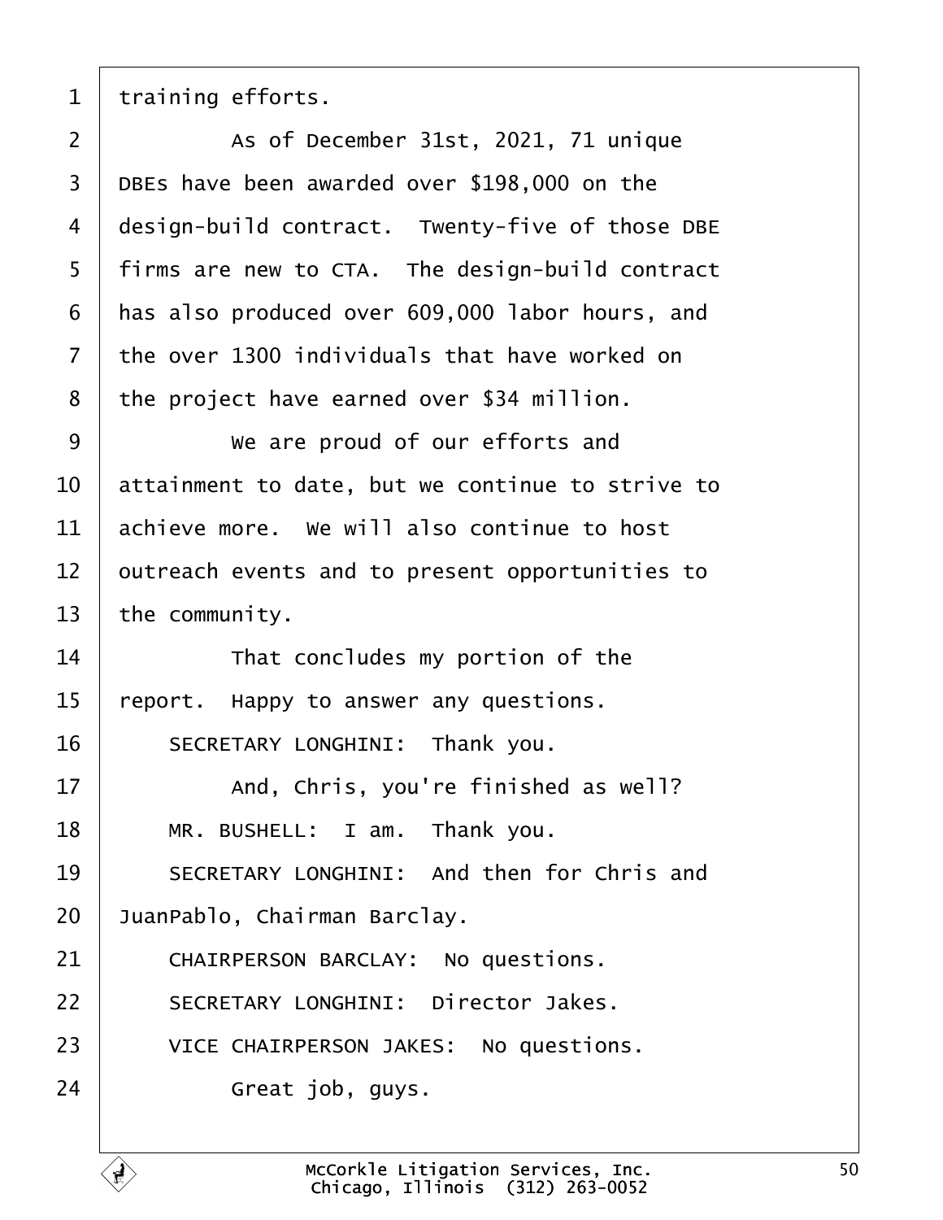training efforts.

As of December 31st, 2021, 71 unique DBEs have been awarded over $198,000 on the design-build contract. Twenty-five of those DBE firms are new to CTA. The design-build contract has also produced over 609,000 labor hours, and the over 1300 individuals that have worked on the project have earned over $34 million.

We are proud of our efforts and attainment to date, but we continue to strive to achieve more. We will also continue to host outreach events and to present opportunities to the community.

That concludes my portion of the report. Happy to answer any questions.

SECRETARY LONGHINI: Thank you.

And, Chris, you're finished as well?

MR. BUSHELL: I am. Thank you.

SECRETARY LONGHINI: And then for Chris and JuanPablo, Chairman Barclay.

CHAIRPERSON BARCLAY: No questions.

SECRETARY LONGHINI: Director Jakes.

VICE CHAIRPERSON JAKES: No questions.

Great job, guys.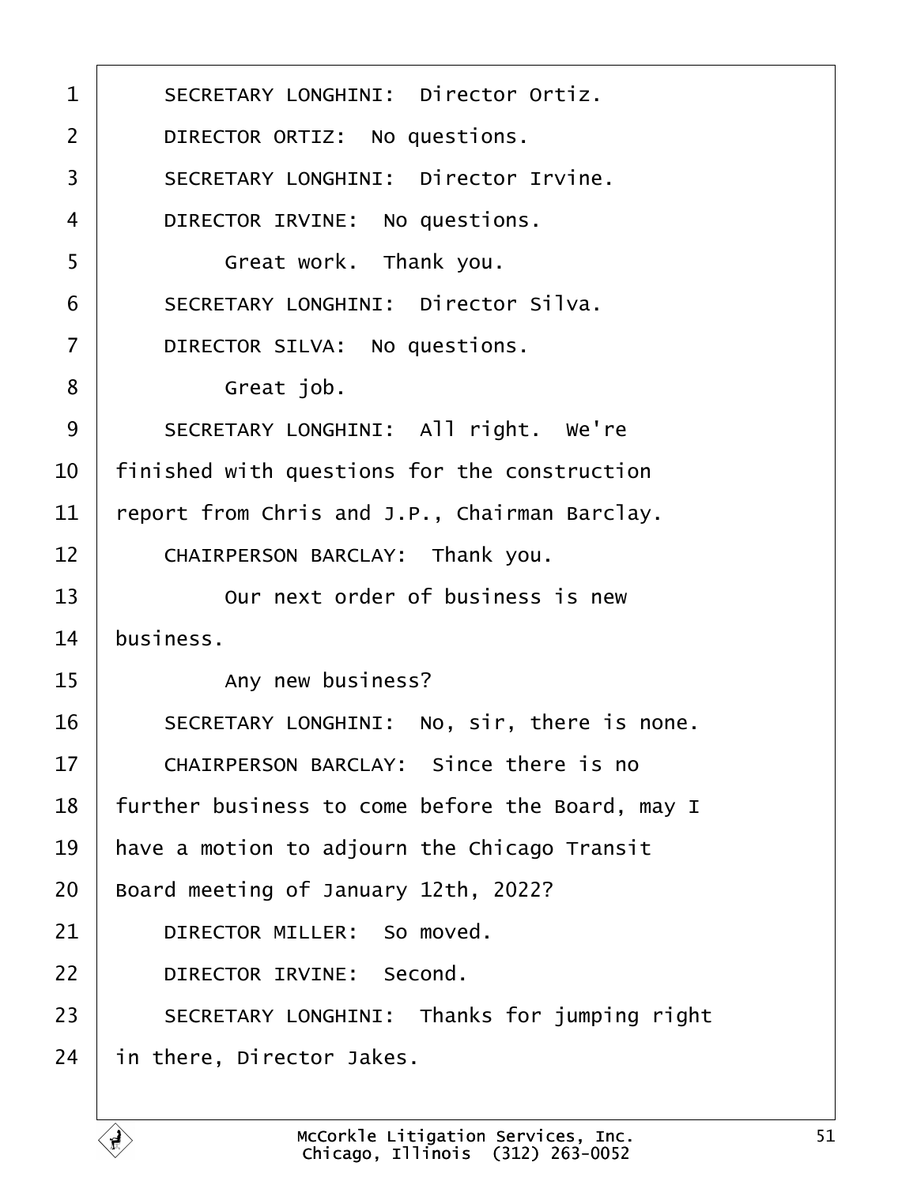1 SECRETARY LONGHINI: Director Ortiz.

2 DIRECTOR ORTIZ: No questions.

3 SECRETARY LONGHINI: Director Irvine.

4 DIRECTOR IRVINE: No questions.

5 Great work. Thank you.

6 SECRETARY LONGHINI: Director Silva.

7 DIRECTOR SILVA: No questions.

8 Great job.

9 SECRETARY LONGHINI: All right. We're

10 finished with questions for the construction

11 report from Chris and J.P., Chairman Barclay.

12 CHAIRPERSON BARCLAY: Thank you.

13 Our next order of business is new

14 business.

15 Any new business?

16 SECRETARY LONGHINI: No, sir, there is none.

17 CHAIRPERSON BARCLAY: Since there is no

18 further business to come before the Board, may I

19 have a motion to adjourn the Chicago Transit

20 Board meeting of January 12th, 2022?

21 DIRECTOR MILLER: So moved.

22 DIRECTOR IRVINE: Second.

23 SECRETARY LONGHINI: Thanks for jumping right

24 in there, Director Jakes.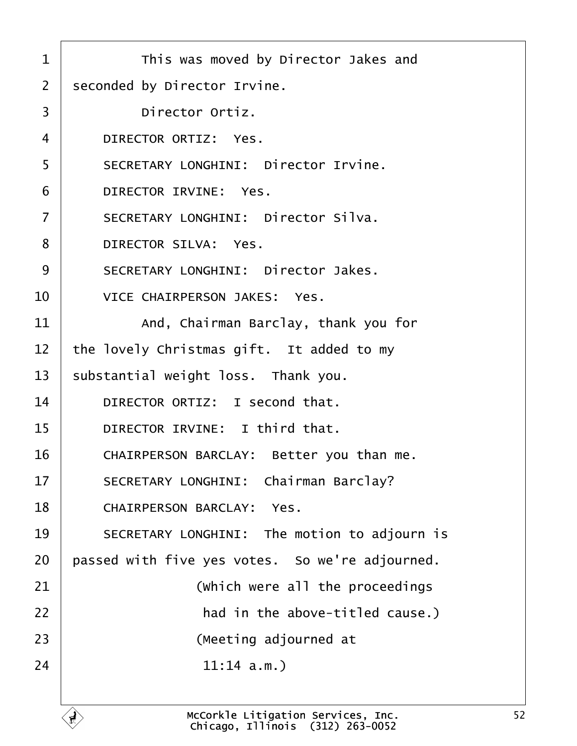This was moved by Director Jakes and seconded by Director Irvine.

Director Ortiz.

DIRECTOR ORTIZ: Yes.

SECRETARY LONGHINI: Director Irvine.

DIRECTOR IRVINE: Yes.

SECRETARY LONGHINI: Director Silva.

DIRECTOR SILVA: Yes.

SECRETARY LONGHINI: Director Jakes.

VICE CHAIRPERSON JAKES: Yes.

And, Chairman Barclay, thank you for the lovely Christmas gift. It added to my substantial weight loss. Thank you.

DIRECTOR ORTIZ: I second that.

DIRECTOR IRVINE: I third that.

CHAIRPERSON BARCLAY: Better you than me.

SECRETARY LONGHINI: Chairman Barclay?

CHAIRPERSON BARCLAY: Yes.

SECRETARY LONGHINI: The motion to adjourn is passed with five yes votes. So we're adjourned.

(Which were all the proceedings had in the above-titled cause.)

(Meeting adjourned at 11:14 a.m.)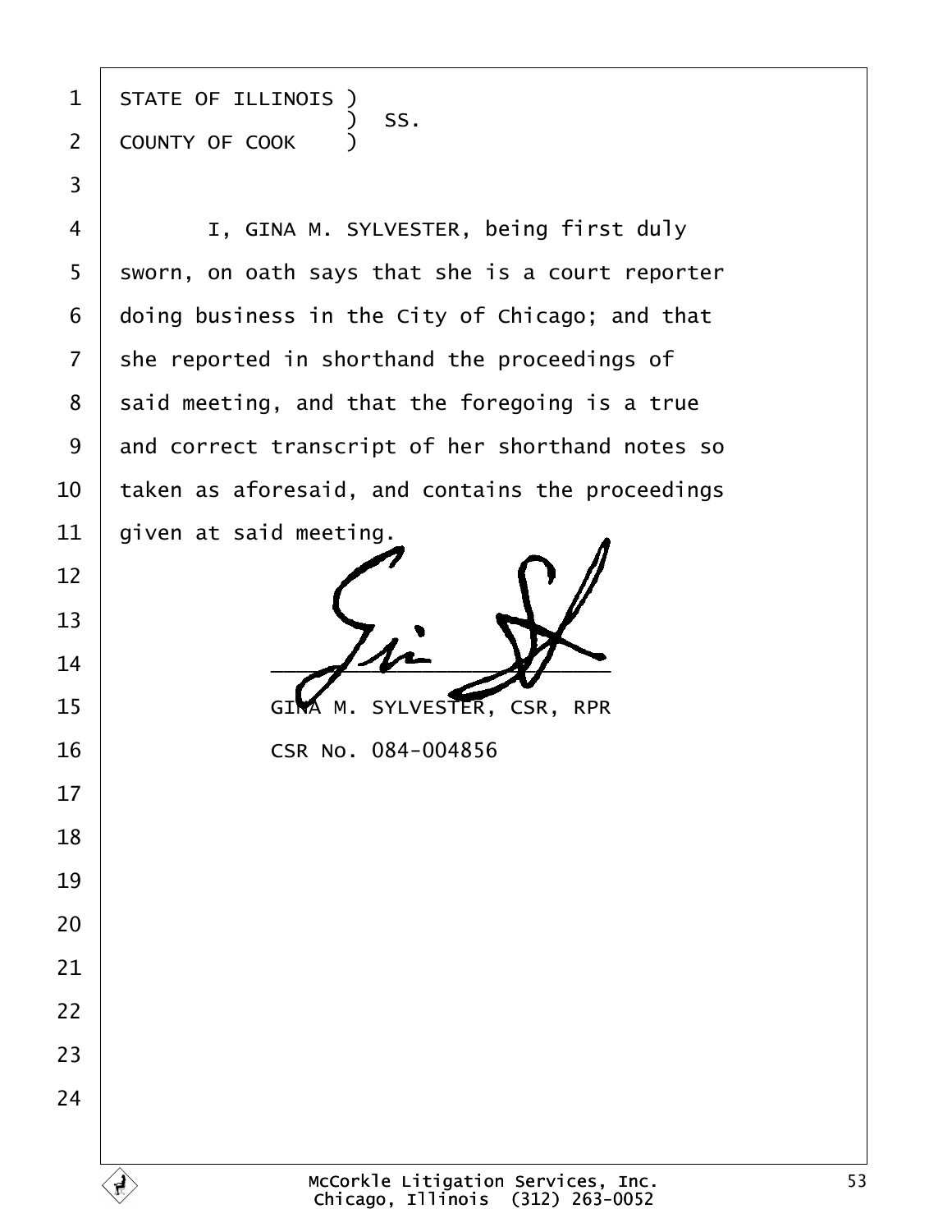STATE OF ILLINOIS )
                  ) SS.
COUNTY OF COOK    )

I, GINA M. SYLVESTER, being first duly sworn, on oath says that she is a court reporter doing business in the City of Chicago; and that she reported in shorthand the proceedings of said meeting, and that the foregoing is a true and correct transcript of her shorthand notes so taken as aforesaid, and contains the proceedings given at said meeting.

GINA M. SYLVESTER, CSR, RPR
CSR No. 084-004856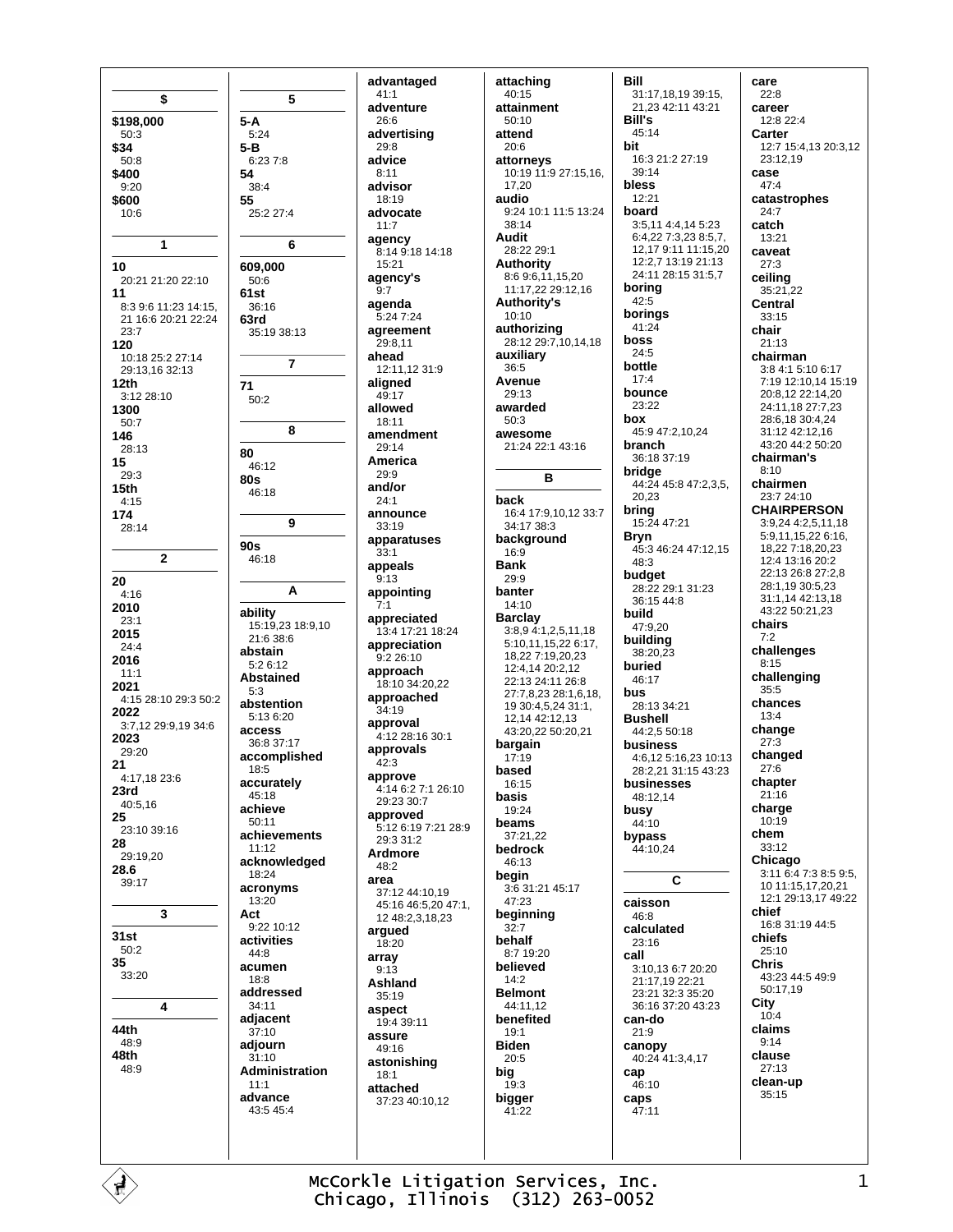## $

**$198,000**
50:3

**$34**
50:8

**$400**
9:20

**$600**
10:6

## 1

**10**
20:21 21:20 22:10

**11**
8:3 9:6 11:23 14:15, 21 16:6 20:21 22:24 23:7

**120**
10:18 25:2 27:14 29:13,16 32:13

**12th**
3:12 28:10

**1300**
50:7

**146**
28:13

**15**
29:3

**15th**
4:15

**174**
28:14

## 2

**20**
4:16

**2010**
23:1

**2015**
24:4

**2016**
11:1

**2021**
4:15 28:10 29:3 50:2

**2022**
3:7,12 29:9,19 34:6

**2023**
29:20

**21**
4:17,18 23:6

**23rd**
40:5,16

**25**
23:10 39:16

**28**
29:19,20

**28.6**
39:17

## 3

**31st**
50:2

**35**
33:20

## 4

**44th**
48:9

**48th**
48:9

## 5

**5-A**
5:24

**5-B**
6:23 7:8

**54**
38:4

**55**
25:2 27:4

## 6

**609,000**
50:6

**61st**
36:16

**63rd**
35:19 38:13

## 7

**71**
50:2

## 8

**80**
46:12

**80s**
46:18

## 9

**90s**
46:18

## A

**ability**
15:19,23 18:9,10 21:6 38:6

**abstain**
5:2 6:12

**Abstained**
5:3

**abstention**
5:13 6:20

**access**
36:8 37:17

**accomplished**
18:5

**accurately**
45:18

**achieve**
50:11

**achievements**
11:12

**acknowledged**
18:24

**acronyms**
13:20

**Act**
9:22 10:12

**activities**
44:8

**acumen**
18:8

**addressed**
34:11

**adjacent**
37:10

**adjourn**
31:10

**Administration**
11:1

**advance**
43:5 45:4

**advantaged**
41:1

**adventure**
26:6

**advertising**
29:8

**advice**
8:11

**advisor**
18:19

**advocate**
11:7

**agency**
8:14 9:18 14:18 15:21

**agency's**
9:7

**agenda**
5:24 7:24

**agreement**
29:8,11

**ahead**
12:11,12 31:9

**aligned**
49:17

**allowed**
18:11

**amendment**
29:14

**America**
29:9

**and/or**
24:1

**announce**
33:19

**apparatuses**
33:1

**appeals**
9:13

**appointing**
7:1

**appreciated**
13:4 17:21 18:24

**appreciation**
9:2 26:10

**approach**
18:10 34:20,22

**approached**
34:19

**approval**
4:12 28:16 30:1

**approvals**
42:3

**approve**
4:14 6:2 7:1 26:10 29:23 30:7

**approved**
5:12 6:19 7:21 28:9 29:3 31:2

**Ardmore**
48:2

**area**
37:12 44:10,19 45:16 46:5,20 47:1, 12 48:2,3,18,23

**argued**
18:20

**array**
9:13

**Ashland**
35:19

**aspect**
19:4 39:11

**assure**
49:16

**astonishing**
18:1

**attached**
37:23 40:10,12

**attaching**
40:15

**attainment**
50:10

**attend**
20:6

**attorneys**
10:19 11:9 27:15,16, 17,20

**audio**
9:24 10:1 11:5 13:24 38:14

**Audit**
28:22 29:1

**Authority**
8:6 9:6,11,15,20 11:17,22 29:12,16

**Authority's**
10:10

**authorizing**
28:12 29:7,10,14,18

**auxiliary**
36:5

**Avenue**
29:13

**awarded**
50:3

**awesome**
21:24 22:1 43:16

## B

**back**
16:4 17:9,10,12 33:7 34:17 38:3

**background**
16:9

**Bank**
29:9

**banter**
14:10

**Barclay**
3:8,9 4:1,2,5,11,18 5:10,11,15,22 6:17, 18,22 7:19,20,23 12:4,14 20:2,12 22:13 24:11 26:8 27:7,8,23 28:1,6,18, 19 30:4,5,24 31:1, 12,14 42:12,13 43:20,22 50:20,21

**bargain**
17:19

**based**
16:15

**basis**
19:24

**beams**
37:21,22

**bedrock**
46:13

**begin**
3:6 31:21 45:17 47:23

**beginning**
32:7

**behalf**
8:7 19:20

**believed**
14:2

**Belmont**
44:11,12

**benefited**
19:1

**Biden**
20:5

**big**
19:3

**bigger**
41:22

**Bill**
31:17,18,19 39:15, 21,23 42:11 43:21

**Bill's**
45:14

**bit**
16:3 21:2 27:19 39:14

**bless**
12:21

**board**
3:5,11 4:4,14 5:23 6:4,22 7:3,23 8:5,7, 12,17 9:11 11:15,20 12:2,7 13:19 21:13 24:11 28:15 31:5,7

**boring**
42:5

**borings**
41:24

**boss**
24:5

**bottle**
17:4

**bounce**
23:22

**box**
45:9 47:2,10,24

**branch**
36:18 37:19

**bridge**
44:24 45:8 47:2,3,5, 20,23

**bring**
15:24 47:21

**Bryn**
45:3 46:24 47:12,15 48:3

**budget**
28:22 29:1 31:23 36:15 44:8

**build**
47:9,20

**building**
38:20,23

**buried**
46:17

**bus**
28:13 34:21

**Bushell**
44:2,5 50:18

**business**
4:6,12 5:16,23 10:13 28:2,21 31:15 43:23

**businesses**
48:12,14

**busy**
44:10

**bypass**
44:10,24

## C

**caisson**
46:8

**calculated**
23:16

**call**
3:10,13 6:7 20:20 21:17,19 22:21 23:21 32:3 35:20 36:16 37:20 43:23

**can-do**
21:9

**canopy**
40:24 41:3,4,17

**cap**
46:10

**caps**
47:11

**care**
22:8

**career**
12:8 22:4

**Carter**
12:7 15:4,13 20:3,12 23:12,19

**case**
47:4

**catastrophes**
24:7

**catch**
13:21

**caveat**
27:3

**ceiling**
35:21,22

**Central**
33:15

**chair**
21:13

**chairman**
3:8 4:1 5:10 6:17 7:19 12:10,14 15:19 20:8,12 22:14,20 24:11,18 27:7,23 28:6,18 30:4,24 31:12 42:12,16 43:20 44:2 50:20

**chairman's**
8:10

**chairmen**
23:7 24:10

**CHAIRPERSON**
3:9,24 4:2,5,11,18 5:9,11,15,22 6:16, 18,22 7:18,20,23 12:4 13:16 20:2 22:13 26:8 27:2,8 28:1,19 30:5,23 31:1,14 42:13,18 43:22 50:21,23

**chairs**
7:2

**challenges**
8:15

**challenging**
35:5

**chances**
13:4

**change**
27:3

**changed**
27:6

**chapter**
21:16

**charge**
10:19

**chem**
33:12

**Chicago**
3:11 6:4 7:3 8:5 9:5, 10 11:15,17,20,21 12:1 29:13,17 49:22

**chief**
16:8 31:19 44:5

**chiefs**
25:10

**Chris**
43:23 44:5 49:9 50:17,19

**City**
10:4

**claims**
9:14

**clause**
27:13

**clean-up**
35:15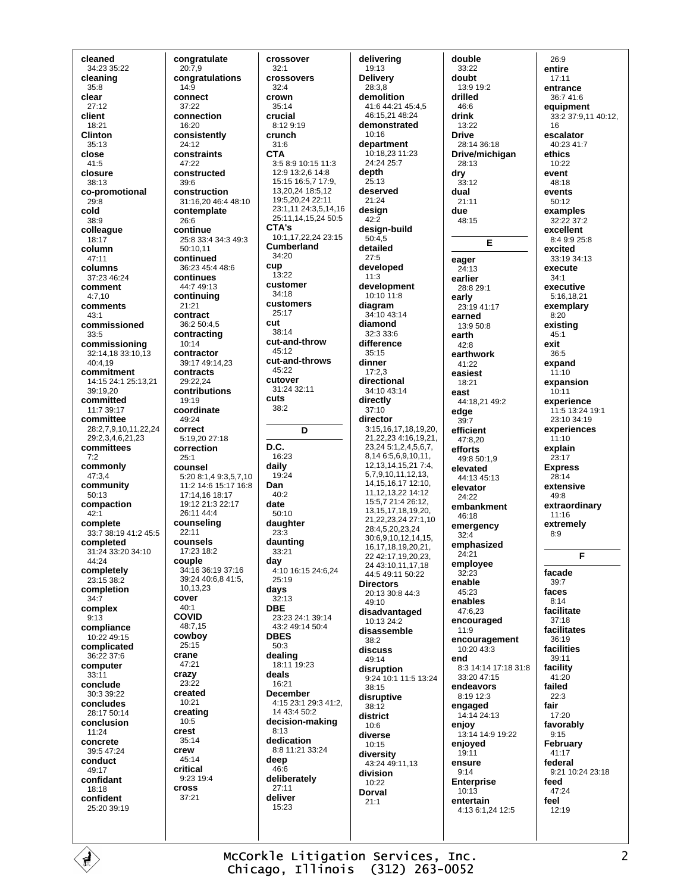**cleaned**
34:23 35:22
**cleaning**
35:8
**clear**
27:12
**client**
18:21
**Clinton**
35:13
**close**
41:5
**closure**
38:13
**co-promotional**
29:8
**cold**
38:9
**colleague**
18:17
**column**
47:11
**columns**
37:23 46:24
**comment**
4:7,10
**comments**
43:1
**commissioned**
33:5
**commissioning**
32:14,18 33:10,13 40:4,19
**commitment**
14:15 24:1 25:13,21 39:19,20
**committed**
11:7 39:17
**committee**
28:2,7,9,10,11,22,24 29:2,3,4,6,21,23
**committees**
7:2
**commonly**
47:3,4
**community**
50:13
**compaction**
42:1
**complete**
33:7 38:19 41:2 45:5
**completed**
31:24 33:20 34:10 44:24
**completely**
23:15 38:2
**completion**
34:7
**complex**
9:13
**compliance**
10:22 49:15
**complicated**
36:22 37:6
**computer**
33:11
**conclude**
30:3 39:22
**concludes**
28:17 50:14
**conclusion**
11:24
**concrete**
39:5 47:24
**conduct**
49:17
**confidant**
18:18
**confident**
25:20 39:19

**congratulate**
20:7,9
**congratulations**
14:9
**connect**
37:22
**connection**
16:20
**consistently**
24:12
**constraints**
47:22
**constructed**
39:6
**construction**
31:16,20 46:4 48:10
**contemplate**
26:6
**continue**
25:8 33:4 34:3 49:3 50:10,11
**continued**
36:23 45:4 48:6
**continues**
44:7 49:13
**continuing**
21:21
**contract**
36:2 50:4,5
**contracting**
10:14
**contractor**
39:17 49:14,23
**contracts**
29:22,24
**contributions**
19:19
**coordinate**
49:24
**correct**
5:19,20 27:18
**correction**
25:1
**counsel**
5:20 8:1,4 9:3,5,7,10 11:2 14:6 15:17 16:8 17:14,16 18:17 19:12 21:3 22:17 26:11 44:4
**counseling**
22:11
**counsels**
17:23 18:2
**couple**
34:16 36:19 37:16 39:24 40:6,8 41:5, 10,13,23
**cover**
40:1
**COVID**
48:7,15
**cowboy**
25:15
**crane**
47:21
**crazy**
23:22
**created**
10:21
**creating**
10:5
**crest**
35:14
**crew**
45:14
**critical**
9:23 19:4
**cross**
37:21

**crossover**
32:1
**crossovers**
32:4
**crown**
35:14
**crucial**
8:12 9:19
**crunch**
31:6
**CTA**
3:5 8:9 10:15 11:3 12:9 13:2,6 14:8 15:15 16:5,7 17:9, 13,20,24 18:5,12 19:5,20,24 22:11 23:1,11 24:3,5,14,16 25:11,14,15,24 50:5
**CTA's**
10:1,17,22,24 23:15
**Cumberland**
34:20
**cup**
13:22
**customer**
34:18
**customers**
25:17
**cut**
38:14
**cut-and-throw**
45:12
**cut-and-throws**
45:22
**cutover**
31:24 32:11
**cuts**
38:2

## D

**D.C.**
16:23
**daily**
19:24
**Dan**
40:2
**date**
50:10
**daughter**
23:3
**daunting**
33:21
**day**
4:10 16:15 24:6,24 25:19
**days**
32:13
**DBE**
23:23 24:1 39:14 43:2 49:14 50:4
**DBES**
50:3
**dealing**
18:11 19:23
**deals**
16:21
**December**
4:15 23:1 29:3 41:2, 14 43:4 50:2
**decision-making**
8:13
**dedication**
8:8 11:21 33:24
**deep**
46:6
**deliberately**
27:11
**deliver**
15:23

**delivering**
19:13
**Delivery**
28:3,8
**demolition**
41:6 44:21 45:4,5 46:15,21 48:24
**demonstrated**
10:16
**department**
10:18,23 11:23 24:24 25:7
**depth**
25:13
**deserved**
21:24
**design**
42:2
**design-build**
50:4,5
**detailed**
27:5
**developed**
11:3
**development**
10:10 11:8
**diagram**
34:10 43:14
**diamond**
32:3 33:6
**difference**
35:15
**dinner**
17:2,3
**directional**
34:10 43:14
**directly**
37:10
**director**
3:15,16,17,18,19,20, 21,22,23 4:16,19,21, 23,24 5:1,2,4,5,6,7, 8,14 6:5,6,9,10,11, 12,13,14,15,21 7:4, 5,7,9,10,11,12,13, 14,15,16,17 12:10, 11,12,13,22 14:12 15:5,7 21:4 26:12, 13,15,17,18,19,20, 21,22,23,24 27:1,10 28:4,5,20,23,24 30:6,9,10,12,14,15, 16,17,18,19,20,21, 22 42:17,19,20,23, 24 43:10,11,17,18 44:5 49:11 50:22
**Directors**
20:13 30:8 44:3 49:10
**disadvantaged**
10:13 24:2
**disassemble**
38:2
**discuss**
49:14
**disruption**
9:24 10:1 11:5 13:24 38:15
**disruptive**
38:12
**district**
10:6
**diverse**
10:15
**diversity**
43:24 49:11,13
**division**
10:22
**Dorval**
21:1

**double**
33:22
**doubt**
13:9 19:2
**drilled**
46:6
**drink**
13:22
**Drive**
28:14 36:18
**Drive/michigan**
28:13
**dry**
33:12
**dual**
21:11
**due**
48:15

## E

**eager**
24:13
**earlier**
28:8 29:1
**early**
23:19 41:17
**earned**
13:9 50:8
**earth**
42:8
**earthwork**
41:22
**easiest**
18:21
**east**
44:18,21 49:2
**edge**
39:7
**efficient**
47:8,20
**efforts**
49:8 50:1,9
**elevated**
44:13 45:13
**elevator**
24:22
**embankment**
46:18
**emergency**
32:4
**emphasized**
24:21
**employee**
32:23
**enable**
45:23
**enables**
47:6,23
**encouraged**
11:9
**encouragement**
10:20 43:3
**end**
8:3 14:14 17:18 31:8 33:20 47:15
**endeavors**
8:19 12:3
**engaged**
14:14 24:13
**enjoy**
13:14 14:9 19:22
**enjoyed**
19:11
**ensure**
9:14
**Enterprise**
10:13
**entertain**
4:13 6:1,24 12:5

26:9
**entire**
17:11
**entrance**
36:7 41:6
**equipment**
33:2 37:9,11 40:12, 16
**escalator**
40:23 41:7
**ethics**
10:22
**event**
48:18
**events**
50:12
**examples**
32:22 37:2
**excellent**
8:4 9:9 25:8
**excited**
33:19 34:13
**execute**
34:1
**executive**
5:16,18,21
**exemplary**
8:20
**existing**
45:1
**exit**
36:5
**expand**
11:10
**expansion**
10:11
**experience**
11:5 13:24 19:1 23:10 34:19
**experiences**
11:10
**explain**
23:17
**Express**
28:14
**extensive**
49:8
**extraordinary**
11:16
**extremely**
8:9

## F

**facade**
39:7
**faces**
8:14
**facilitate**
37:18
**facilitates**
36:19
**facilities**
39:11
**facility**
41:20
**failed**
22:3
**fair**
17:20
**favorably**
9:15
**February**
41:17
**federal**
9:21 10:24 23:18
**feed**
47:24
**feel**
12:19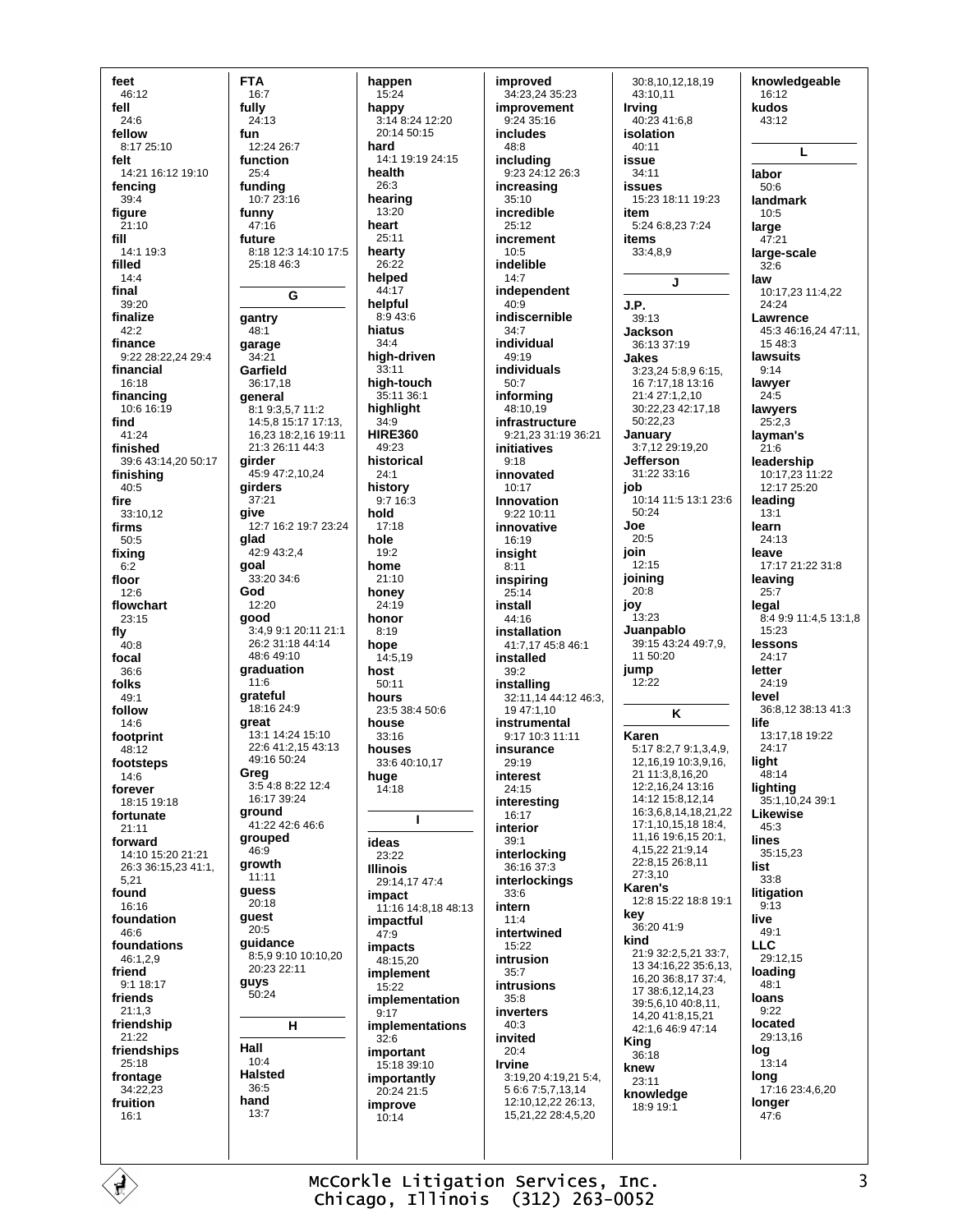**feet**
46:12
**fell**
24:6
**fellow**
8:17 25:10
**felt**
14:21 16:12 19:10
**fencing**
39:4
**figure**
21:10
**fill**
14:1 19:3
**filled**
14:4
**final**
39:20
**finalize**
42:2
**finance**
9:22 28:22,24 29:4
**financial**
16:18
**financing**
10:6 16:19
**find**
41:24
**finished**
39:6 43:14,20 50:17
**finishing**
40:5
**fire**
33:10,12
**firms**
50:5
**fixing**
6:2
**floor**
12:6
**flowchart**
23:15
**fly**
40:8
**focal**
36:6
**folks**
49:1
**follow**
14:6
**footprint**
48:12
**footsteps**
14:6
**forever**
18:15 19:18
**fortunate**
21:11
**forward**
14:10 15:20 21:21 26:3 36:15,23 41:1, 5,21
**found**
16:16
**foundation**
46:6
**foundations**
46:1,2,9
**friend**
9:1 18:17
**friends**
21:1,3
**friendship**
21:22
**friendships**
25:18
**frontage**
34:22,23
**fruition**
16:1
**FTA**
16:7
**fully**
24:13
**fun**
12:24 26:7
**function**
25:4
**funding**
10:7 23:16
**funny**
47:16
**future**
8:18 12:3 14:10 17:5 25:18 46:3

## G

**gantry**
48:1
**garage**
34:21
**Garfield**
36:17,18
**general**
8:1 9:3,5,7 11:2 14:5,8 15:17 17:13, 16,23 18:2,16 19:11 21:3 26:11 44:3
**girder**
45:9 47:2,10,24
**girders**
37:21
**give**
12:7 16:2 19:7 23:24
**glad**
42:9 43:2,4
**goal**
33:20 34:6
**God**
12:20
**good**
3:4,9 9:1 20:11 21:1 26:2 31:18 44:14 48:6 49:10
**graduation**
11:6
**grateful**
18:16 24:9
**great**
13:1 14:24 15:10 22:6 41:2,15 43:13 49:16 50:24
**Greg**
3:5 4:8 8:22 12:4 16:17 39:24
**ground**
41:22 42:6 46:6
**grouped**
46:9
**growth**
11:11
**guess**
20:18
**guest**
20:5
**guidance**
8:5,9 9:10 10:10,20 20:23 22:11
**guys**
50:24

## H

**Hall**
10:4
**Halsted**
36:5
**hand**
13:7
**happen**
15:24
**happy**
3:14 8:24 12:20 20:14 50:15
**hard**
14:1 19:19 24:15
**health**
26:3
**hearing**
13:20
**heart**
25:11
**hearty**
26:22
**helped**
44:17
**helpful**
8:9 43:6
**hiatus**
34:4
**high-driven**
33:11
**high-touch**
35:11 36:1
**highlight**
34:9
**HIRE360**
49:23
**historical**
24:1
**history**
9:7 16:3
**hold**
17:18
**hole**
19:2
**home**
21:10
**honey**
24:19
**honor**
8:19
**hope**
14:5,19
**host**
50:11
**hours**
23:5 38:4 50:6
**house**
33:16
**houses**
33:6 40:10,17
**huge**
14:18

## I

**ideas**
23:22
**Illinois**
29:14,17 47:4
**impact**
11:16 14:8,18 48:13
**impactful**
47:9
**impacts**
48:15,20
**implement**
15:22
**implementation**
9:17
**implementations**
32:6
**important**
15:18 39:10
**importantly**
20:24 21:5
**improve**
10:14
**improved**
34:23,24 35:23
**improvement**
9:24 35:16
**includes**
48:8
**including**
9:23 24:12 26:3
**increasing**
35:10
**incredible**
25:12
**increment**
10:5
**indelible**
14:7
**independent**
40:9
**indiscernible**
34:7
**individual**
49:19
**individuals**
50:7
**informing**
48:10,19
**infrastructure**
9:21,23 31:19 36:21
**initiatives**
9:18
**innovated**
10:17
**Innovation**
9:22 10:11
**innovative**
16:19
**insight**
8:11
**inspiring**
25:14
**install**
44:16
**installation**
41:7,17 45:8 46:1
**installed**
39:2
**installing**
32:11,14 44:12 46:3, 19 47:1,10
**instrumental**
9:17 10:3 11:11
**insurance**
29:19
**interest**
24:15
**interesting**
16:17
**interior**
39:1
**interlocking**
36:16 37:3
**interlockings**
33:6
**intern**
11:4
**intertwined**
15:22
**intrusion**
35:7
**intrusions**
35:8
**inverters**
40:3
**invited**
20:4
**Irvine**
3:19,20 4:19,21 5:4, 5 6:6 7:5,7,13,14 12:10,12,22 26:13, 15,21,22 28:4,5,20 30:8,10,12,18,19 43:10,11
**Irving**
40:23 41:6,8
**isolation**
40:11
**issue**
34:11
**issues**
15:23 18:11 19:23
**item**
5:24 6:8,23 7:24
**items**
33:4,8,9

## J

**J.P.**
39:13
**Jackson**
36:13 37:19
**Jakes**
3:23,24 5:8,9 6:15, 16 7:17,18 13:16 21:4 27:1,2,10 30:22,23 42:17,18 50:22,23
**January**
3:7,12 29:19,20
**Jefferson**
31:22 33:16
**job**
10:14 11:5 13:1 23:6 50:24
**Joe**
20:5
**join**
12:15
**joining**
20:8
**joy**
13:23
**Juanpablo**
39:15 43:24 49:7,9, 11 50:20
**jump**
12:22

## K

**Karen**
5:17 8:2,7 9:1,3,4,9, 12,16,19 10:3,9,16, 21 11:3,8,16,20 12:2,16,24 13:16 14:12 15:8,12,14 16:3,6,8,14,18,21,22 17:1,10,15,18 18:4, 11,16 19:6,15 20:1, 4,15,22 21:9,14 22:8,15 26:8,11 27:3,10
**Karen's**
12:8 15:22 18:8 19:1
**key**
36:20 41:9
**kind**
21:9 32:2,5,21 33:7, 13 34:16,22 35:6,13, 16,20 36:8,17 37:4, 17 38:6,12,14,23 39:5,6,10 40:8,11, 14,20 41:8,15,21 42:1,6 46:9 47:14
**King**
36:18
**knew**
23:11
**knowledge**
18:9 19:1
**knowledgeable**
16:12
**kudos**
43:12

## L

**labor**
50:6
**landmark**
10:5
**large**
47:21
**large-scale**
32:6
**law**
10:17,23 11:4,22 24:24
**Lawrence**
45:3 46:16,24 47:11, 15 48:3
**lawsuits**
9:14
**lawyer**
24:5
**lawyers**
25:2,3
**layman's**
21:6
**leadership**
10:17,23 11:22 12:17 25:20
**leading**
13:1
**learn**
24:13
**leave**
17:17 21:22 31:8
**leaving**
25:7
**legal**
8:4 9:9 11:4,5 13:1,8 15:23
**lessons**
24:17
**letter**
24:19
**level**
36:8,12 38:13 41:3
**life**
13:17,18 19:22 24:17
**light**
48:14
**lighting**
35:1,10,24 39:1
**Likewise**
45:3
**lines**
35:15,23
**list**
33:8
**litigation**
9:13
**live**
49:1
**LLC**
29:12,15
**loading**
48:1
**loans**
9:22
**located**
29:13,16
**log**
13:14
**long**
17:16 23:4,6,20
**longer**
47:6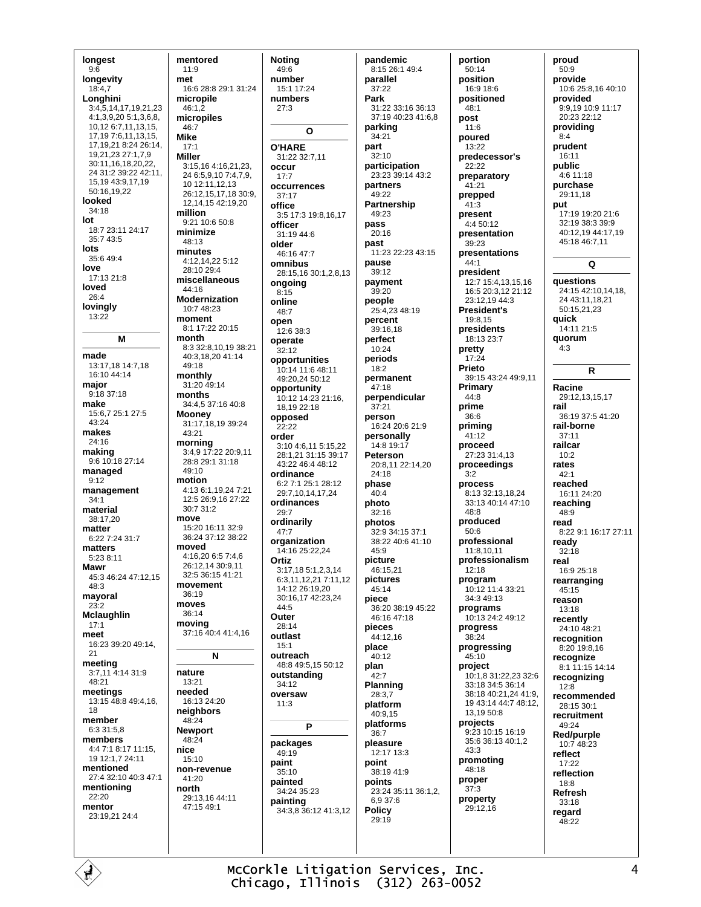**longest**
9:6
**longevity**
18:4,7
**Longhini**
3:4,5,14,17,19,21,23 4:1,3,9,20 5:1,3,6,8, 10,12 6:7,11,13,15, 17,19 7:6,11,13,15, 17,19,21 8:24 26:14, 19,21,23 27:1,7,9 30:11,16,18,20,22, 24 31:2 39:22 42:11, 15,19 43:9,17,19 50:16,19,22
**looked**
34:18
**lot**
18:7 23:11 24:17 35:7 43:5
**lots**
35:6 49:4
**love**
17:13 21:8
**loved**
26:4
**lovingly**
13:22

## M

**made**
13:17,18 14:7,18 16:10 44:14
**major**
9:18 37:18
**make**
15:6,7 25:1 27:5 43:24
**makes**
24:16
**making**
9:6 10:18 27:14
**managed**
9:12
**management**
34:1
**material**
38:17,20
**matter**
6:22 7:24 31:7
**matters**
5:23 8:11
**Mawr**
45:3 46:24 47:12,15 48:3
**mayoral**
23:2
**Mclaughlin**
17:1
**meet**
16:23 39:20 49:14, 21
**meeting**
3:7,11 4:14 31:9 48:21
**meetings**
13:15 48:8 49:4,16, 18
**member**
6:3 31:5,8
**members**
4:4 7:1 8:17 11:15, 19 12:1,7 24:11
**mentioned**
27:4 32:10 40:3 47:1
**mentioning**
22:20
**mentor**
23:19,21 24:4
**mentored**
11:9
**met**
16:6 28:8 29:1 31:24
**micropile**
46:1,2
**micropiles**
46:7
**Mike**
17:1
**Miller**
3:15,16 4:16,21,23, 24 6:5,9,10 7:4,7,9, 10 12:11,12,13 26:12,15,17,18 30:9, 12,14,15 42:19,20
**million**
9:21 10:6 50:8
**minimize**
48:13
**minutes**
4:12,14,22 5:12 28:10 29:4
**miscellaneous**
44:16
**Modernization**
10:7 48:23
**moment**
8:1 17:22 20:15
**month**
8:3 32:8,10,19 38:21 40:3,18,20 41:14 49:18
**monthly**
31:20 49:14
**months**
34:4,5 37:16 40:8
**Mooney**
31:17,18,19 39:24 43:21
**morning**
3:4,9 17:22 20:9,11 28:8 29:1 31:18 49:10
**motion**
4:13 6:1,19,24 7:21 12:5 26:9,16 27:22 30:7 31:2
**move**
15:20 16:11 32:9 36:24 37:12 38:22
**moved**
4:16,20 6:5 7:4,6 26:12,14 30:9,11 32:5 36:15 41:21
**movement**
36:19
**moves**
36:14
**moving**
37:16 40:4 41:4,16

## N

**nature**
13:21
**needed**
16:13 24:20
**neighbors**
48:24
**Newport**
48:24
**nice**
15:10
**non-revenue**
41:20
**north**
29:13,16 44:11 47:15 49:1
**Noting**
49:6
**number**
15:1 17:24
**numbers**
27:3

## O

**O'HARE**
31:22 32:7,11
**occur**
17:7
**occurrences**
37:17
**office**
3:5 17:3 19:8,16,17
**officer**
31:19 44:6
**older**
46:16 47:7
**omnibus**
28:15,16 30:1,2,8,13
**ongoing**
8:15
**online**
48:7
**open**
12:6 38:3
**operate**
32:12
**opportunities**
10:14 11:6 48:11 49:20,24 50:12
**opportunity**
10:12 14:23 21:16, 18,19 22:18
**opposed**
22:22
**order**
3:10 4:6,11 5:15,22 28:1,21 31:15 39:17 43:22 46:4 48:12
**ordinance**
6:2 7:1 25:1 28:12 29:7,10,14,17,24
**ordinances**
29:7
**ordinarily**
47:7
**organization**
14:16 25:22,24
**Ortiz**
3:17,18 5:1,2,3,14 6:3,11,12,21 7:11,12 14:12 26:19,20 30:16,17 42:23,24 44:5
**Outer**
28:14
**outlast**
15:1
**outreach**
48:8 49:5,15 50:12
**outstanding**
34:12
**oversaw**
11:3

## P

**packages**
49:19
**paint**
35:10
**painted**
34:24 35:23
**painting**
34:3,8 36:12 41:3,12
**pandemic**
8:15 26:1 49:4
**parallel**
37:22
**Park**
31:22 33:16 36:13 37:19 40:23 41:6,8
**parking**
34:21
**part**
32:10
**participation**
23:23 39:14 43:2
**partners**
49:22
**Partnership**
49:23
**pass**
20:16
**past**
11:23 22:23 43:15
**pause**
39:12
**payment**
39:20
**people**
25:4,23 48:19
**percent**
39:16,18
**perfect**
10:24
**periods**
18:2
**permanent**
47:18
**perpendicular**
37:21
**person**
16:24 20:6 21:9
**personally**
14:8 19:17
**Peterson**
20:8,11 22:14,20 24:18
**phase**
40:4
**photo**
32:16
**photos**
32:9 34:15 37:1 38:22 40:6 41:10 45:9
**picture**
46:15,21
**pictures**
45:14
**piece**
36:20 38:19 45:22 46:16 47:18
**pieces**
44:12,16
**place**
40:12
**plan**
42:7
**Planning**
28:3,7
**platform**
40:9,15
**platforms**
36:7
**pleasure**
12:17 13:3
**point**
38:19 41:9
**points**
23:24 35:11 36:1,2, 6,9 37:6
**Policy**
29:19
**portion**
50:14
**position**
16:9 18:6
**positioned**
48:1
**post**
11:6
**poured**
13:22
**predecessor's**
22:22
**preparatory**
41:21
**prepped**
41:3
**present**
4:4 50:12
**presentation**
39:23
**presentations**
44:1
**president**
12:7 15:4,13,15,16 16:5 20:3,12 21:12 23:12,19 44:3
**President's**
19:8,15
**presidents**
18:13 23:7
**pretty**
17:24
**Prieto**
39:15 43:24 49:9,11
**Primary**
44:8
**prime**
36:6
**priming**
41:12
**proceed**
27:23 31:4,13
**proceedings**
3:2
**process**
8:13 32:13,18,24 33:13 40:14 47:10 48:8
**produced**
50:6
**professional**
11:8,10,11
**professionalism**
12:18
**program**
10:12 11:4 33:21 34:3 49:13
**programs**
10:13 24:2 49:12
**progress**
38:24
**progressing**
45:10
**project**
10:1,8 31:22,23 32:6 33:18 34:5 36:14 38:18 40:21,24 41:9, 19 43:14 44:7 48:12, 13,19 50:8
**projects**
9:23 10:15 16:19 35:6 36:13 40:1,2 43:3
**promoting**
48:18
**proper**
37:3
**property**
29:12,16
**proud**
50:9
**provide**
10:6 25:8,16 40:10
**provided**
9:9,19 10:9 11:17 20:23 22:12
**providing**
8:4
**prudent**
16:11
**public**
4:6 11:18
**purchase**
29:11,18
**put**
17:19 19:20 21:6 32:19 38:3 39:9 40:12,19 44:17,19 45:18 46:7,11

## Q

**questions**
24:15 42:10,14,18, 24 43:11,18,21 50:15,21,23
**quick**
14:11 21:5
**quorum**
4:3

## R

**Racine**
29:12,13,15,17
**rail**
36:19 37:5 41:20
**rail-borne**
37:11
**railcar**
10:2
**rates**
42:1
**reached**
16:11 24:20
**reaching**
48:9
**read**
8:22 9:1 16:17 27:11
**ready**
32:18
**real**
16:9 25:18
**rearranging**
45:15
**reason**
13:18
**recently**
24:10 48:21
**recognition**
8:20 19:8,16
**recognize**
8:1 11:15 14:14
**recognizing**
12:8
**recommended**
28:15 30:1
**recruitment**
49:24
**Red/purple**
10:7 48:23
**reflect**
17:22
**reflection**
18:8
**Refresh**
33:18
**regard**
48:22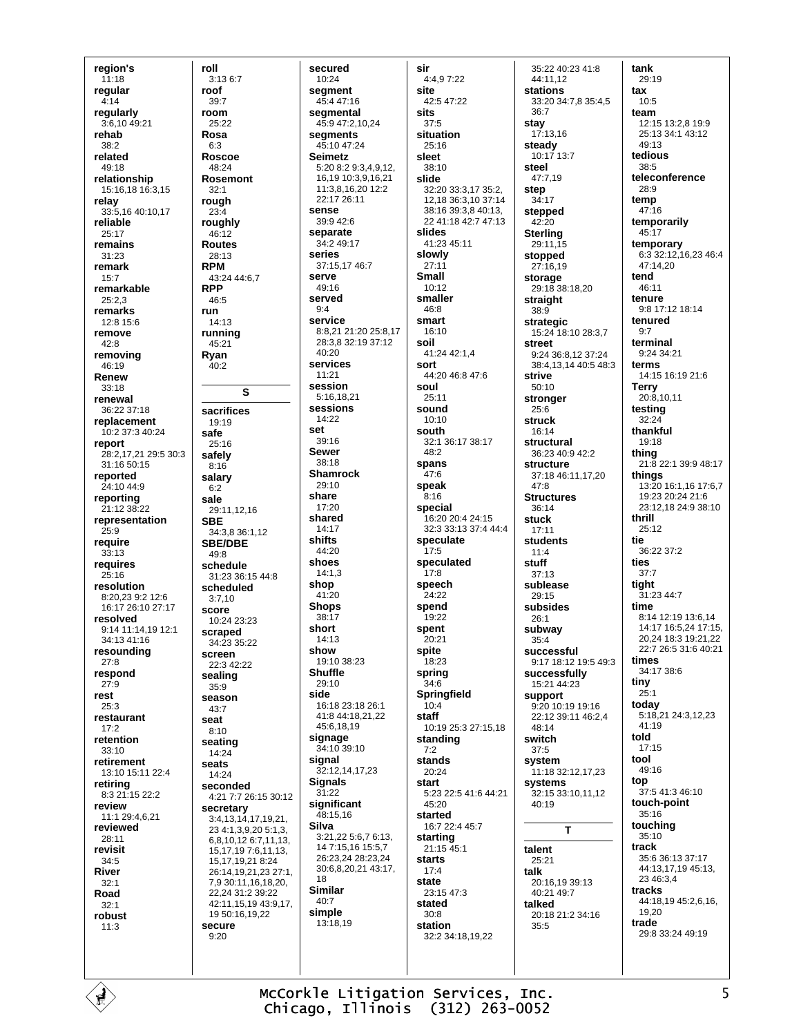**region's**
11:18
**regular**
4:14
**regularly**
3:6,10 49:21
**rehab**
38:2
**related**
49:18
**relationship**
15:16,18 16:3,15
**relay**
33:5,16 40:10,17
**reliable**
25:17
**remains**
31:23
**remark**
15:7
**remarkable**
25:2,3
**remarks**
12:8 15:6
**remove**
42:8
**removing**
46:19
**Renew**
33:18
**renewal**
36:22 37:18
**replacement**
10:2 37:3 40:24
**report**
28:2,17,21 29:5 30:3 31:16 50:15
**reported**
24:10 44:9
**reporting**
21:12 38:22
**representation**
25:9
**require**
33:13
**requires**
25:16
**resolution**
8:20,23 9:2 12:6 16:17 26:10 27:17
**resolved**
9:14 11:14,19 12:1 34:13 41:16
**resounding**
27:8
**respond**
27:9
**rest**
25:3
**restaurant**
17:2
**retention**
33:10
**retirement**
13:10 15:11 22:4
**retiring**
8:3 21:15 22:2
**review**
11:1 29:4,6,21
**reviewed**
28:11
**revisit**
34:5
**River**
32:1
**Road**
32:1
**robust**
11:3

**roll**
3:13 6:7
**roof**
39:7
**room**
25:22
**Rosa**
6:3
**Roscoe**
48:24
**Rosemont**
32:1
**rough**
23:4
**roughly**
46:12
**Routes**
28:13
**RPM**
43:24 44:6,7
**RPP**
46:5
**run**
14:13
**running**
45:21
**Ryan**
40:2

## S

**sacrifices**
19:19
**safe**
25:16
**safely**
8:16
**salary**
6:2
**sale**
29:11,12,16
**SBE**
34:3,8 36:1,12
**SBE/DBE**
49:8
**schedule**
31:23 36:15 44:8
**scheduled**
3:7,10
**score**
10:24 23:23
**scraped**
34:23 35:22
**screen**
22:3 42:22
**sealing**
35:9
**season**
43:7
**seat**
8:10
**seating**
14:24
**seats**
14:24
**seconded**
4:21 7:7 26:15 30:12
**secretary**
3:4,13,14,17,19,21, 23 4:1,3,9,20 5:1,3, 6,8,10,12 6:7,11,13, 15,17,19 7:6,11,13, 15,17,19,21 8:24 26:14,19,21,23 27:1, 7,9 30:11,16,18,20, 22,24 31:2 39:22 42:11,15,19 43:9,17, 19 50:16,19,22
**secure**
9:20

**secured**
10:24
**segment**
45:4 47:16
**segmental**
45:9 47:2,10,24
**segments**
45:10 47:24
**Seimetz**
5:20 8:2 9:3,4,9,12, 16,19 10:3,9,16,21 11:3,8,16,20 12:2 22:17 26:11
**sense**
39:9 42:6
**separate**
34:2 49:17
**series**
37:15,17 46:7
**serve**
49:16
**served**
9:4
**service**
8:8,21 21:20 25:8,17 28:3,8 32:19 37:12 40:20
**services**
11:21
**session**
5:16,18,21
**sessions**
14:22
**set**
39:16
**Sewer**
38:18
**Shamrock**
29:10
**share**
17:20
**shared**
14:17
**shifts**
44:20
**shoes**
14:1,3
**shop**
41:20
**Shops**
38:17
**short**
14:13
**show**
19:10 38:23
**Shuffle**
29:10
**side**
16:18 23:18 26:1 41:8 44:18,21,22 45:6,18,19
**signage**
34:10 39:10
**signal**
32:12,14,17,23
**Signals**
31:22
**significant**
48:15,16
**Silva**
3:21,22 5:6,7 6:13, 14 7:15,16 15:5,7 26:23,24 28:23,24 30:6,8,20,21 43:17, 18
**Similar**
40:7
**simple**
13:18,19

**sir**
4:4,9 7:22
**site**
42:5 47:22
**sits**
37:5
**situation**
25:16
**sleet**
38:10
**slide**
32:20 33:3,17 35:2, 12,18 36:3,10 37:14 38:16 39:3,8 40:13, 22 41:18 42:7 47:13
**slides**
41:23 45:11
**slowly**
27:11
**Small**
10:12
**smaller**
46:8
**smart**
16:10
**soil**
41:24 42:1,4
**sort**
44:20 46:8 47:6
**soul**
25:11
**sound**
10:10
**south**
32:1 36:17 38:17 48:2
**spans**
47:6
**speak**
8:16
**special**
16:20 20:4 24:15 32:3 33:13 37:4 44:4
**speculate**
17:5
**speculated**
17:8
**speech**
24:22
**spend**
19:22
**spent**
20:21
**spite**
18:23
**spring**
34:6
**Springfield**
10:4
**staff**
10:19 25:3 27:15,18
**standing**
7:2
**stands**
20:24
**start**
5:23 22:5 41:6 44:21 45:20
**started**
16:7 22:4 45:7
**starting**
21:15 45:1
**starts**
17:4
**state**
23:15 47:3
**stated**
30:8
**station**
32:2 34:18,19,22

35:22 40:23 41:8 44:11,12
**stations**
33:20 34:7,8 35:4,5 36:7
**stay**
17:13,16
**steady**
10:17 13:7
**steel**
47:7,19
**step**
34:17
**stepped**
42:20
**Sterling**
29:11,15
**stopped**
27:16,19
**storage**
29:18 38:18,20
**straight**
38:9
**strategic**
15:24 18:10 28:3,7
**street**
9:24 36:8,12 37:24 38:4,13,14 40:5 48:3
**strive**
50:10
**stronger**
25:6
**struck**
16:14
**structural**
36:23 40:9 42:2
**structure**
37:18 46:11,17,20 47:8
**Structures**
36:14
**stuck**
17:11
**students**
11:4
**stuff**
37:13
**sublease**
29:15
**subsides**
26:1
**subway**
35:4
**successful**
9:17 18:12 19:5 49:3
**successfully**
15:21 44:23
**support**
9:20 10:19 19:16 22:12 39:11 46:2,4 48:14
**switch**
37:5
**system**
11:18 32:12,17,23
**systems**
32:15 33:10,11,12 40:19

## T

**talent**
25:21
**talk**
20:16,19 39:13 40:21 49:7
**talked**
20:18 21:2 34:16 35:5

**tank**
29:19
**tax**
10:5
**team**
12:15 13:2,8 19:9 25:13 34:1 43:12 49:13
**tedious**
38:5
**teleconference**
28:9
**temp**
47:16
**temporarily**
45:17
**temporary**
6:3 32:12,16,23 46:4 47:14,20
**tend**
46:11
**tenure**
9:8 17:12 18:14
**tenured**
9:7
**terminal**
9:24 34:21
**terms**
14:15 16:19 21:6
**Terry**
20:8,10,11
**testing**
32:24
**thankful**
19:18
**thing**
21:8 22:1 39:9 48:17
**things**
13:20 16:1,16 17:6,7 19:23 20:24 21:6 23:12,18 24:9 38:10
**thrill**
25:12
**tie**
36:22 37:2
**ties**
37:7
**tight**
31:23 44:7
**time**
8:14 12:19 13:6,14 14:17 16:5,24 17:15, 20,24 18:3 19:21,22 22:7 26:5 31:6 40:21
**times**
34:17 38:6
**tiny**
25:1
**today**
5:18,21 24:3,12,23 41:19
**told**
17:15
**tool**
49:16
**top**
37:5 41:3 46:10
**touch-point**
35:16
**touching**
35:10
**track**
35:6 36:13 37:17 44:13,17,19 45:13, 23 46:3,4
**tracks**
44:18,19 45:2,6,16, 19,20
**trade**
29:8 33:24 49:19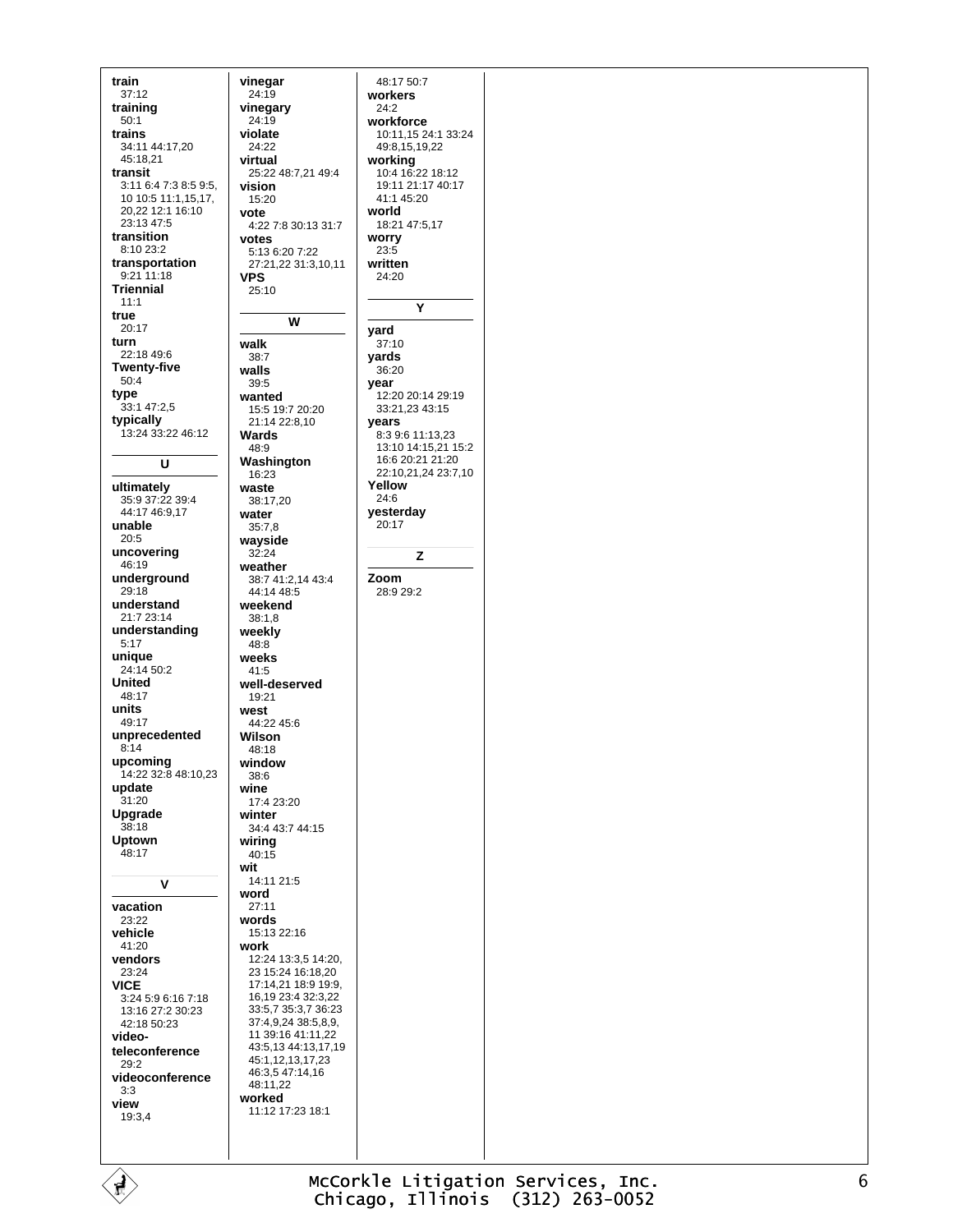**train**
37:12
**training**
50:1
**trains**
34:11 44:17,20 45:18,21
**transit**
3:11 6:4 7:3 8:5 9:5, 10 10:5 11:1,15,17, 20,22 12:1 16:10 23:13 47:5
**transition**
8:10 23:2
**transportation**
9:21 11:18
**Triennial**
11:1
**true**
20:17
**turn**
22:18 49:6
**Twenty-five**
50:4
**type**
33:1 47:2,5
**typically**
13:24 33:22 46:12

## U

**ultimately**
35:9 37:22 39:4 44:17 46:9,17
**unable**
20:5
**uncovering**
46:19
**underground**
29:18
**understand**
21:7 23:14
**understanding**
5:17
**unique**
24:14 50:2
**United**
48:17
**units**
49:17
**unprecedented**
8:14
**upcoming**
14:22 32:8 48:10,23
**update**
31:20
**Upgrade**
38:18
**Uptown**
48:17

## V

**vacation**
23:22
**vehicle**
41:20
**vendors**
23:24
**VICE**
3:24 5:9 6:16 7:18 13:16 27:2 30:23 42:18 50:23
**video-teleconference**
29:2
**videoconference**
3:3
**view**
19:3,4
**vinegar**
24:19
**vinegary**
24:19
**violate**
24:22
**virtual**
25:22 48:7,21 49:4
**vision**
15:20
**vote**
4:22 7:8 30:13 31:7
**votes**
5:13 6:20 7:22 27:21,22 31:3,10,11
**VPS**
25:10

## W

**walk**
38:7
**walls**
39:5
**wanted**
15:5 19:7 20:20 21:14 22:8,10
**Wards**
48:9
**Washington**
16:23
**waste**
38:17,20
**water**
35:7,8
**wayside**
32:24
**weather**
38:7 41:2,14 43:4 44:14 48:5
**weekend**
38:1,8
**weekly**
48:8
**weeks**
41:5
**well-deserved**
19:21
**west**
44:22 45:6
**Wilson**
48:18
**window**
38:6
**wine**
17:4 23:20
**winter**
34:4 43:7 44:15
**wiring**
40:15
**wit**
14:11 21:5
**word**
27:11
**words**
15:13 22:16
**work**
12:24 13:3,5 14:20, 23 15:24 16:18,20 17:14,21 18:9 19:9, 16,19 23:4 32:3,22 33:5,7 35:3,7 36:23 37:4,9,24 38:5,8,9, 11 39:16 41:11,22 43:5,13 44:13,17,19 45:1,12,13,17,23 46:3,5 47:14,16 48:11,22
**worked**
11:12 17:23 18:1
48:17 50:7
**workers**
24:2
**workforce**
10:11,15 24:1 33:24 49:8,15,19,22
**working**
10:4 16:22 18:12 19:11 21:17 40:17 41:1 45:20
**world**
18:21 47:5,17
**worry**
23:5
**written**
24:20

## Y

**yard**
37:10
**yards**
36:20
**year**
12:20 20:14 29:19 33:21,23 43:15
**years**
8:3 9:6 11:13,23 13:10 14:15,21 15:2 16:6 20:21 21:20 22:10,21,24 23:7,10
**Yellow**
24:6
**yesterday**
20:17

## Z

**Zoom**
28:9 29:2

McCorkle Litigation Services, Inc.
Chicago, Illinois (312) 263-0052